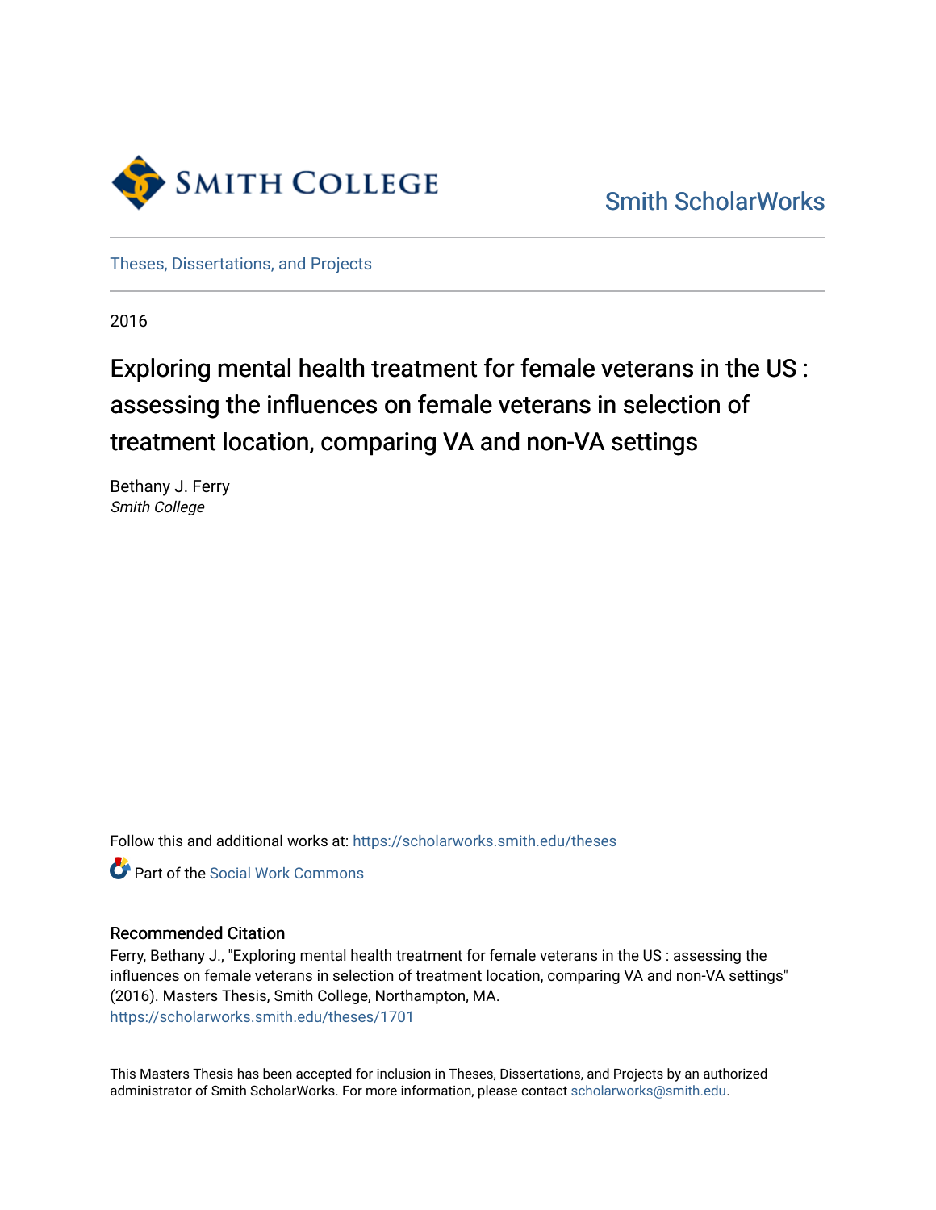Smith College

Smith ScholarWorks

Theses, Dissertations, and Projects

2016

# Exploring mental health treatment for female veterans in the US : assessing the influences on female veterans in selection of treatment location, comparing VA and non-VA settings

Bethany J. Ferry
*Smith College*

Follow this and additional works at: https://scholarworks.smith.edu/theses

Part of the Social Work Commons

## Recommended Citation

Ferry, Bethany J., "Exploring mental health treatment for female veterans in the US : assessing the influences on female veterans in selection of treatment location, comparing VA and non-VA settings" (2016). Masters Thesis, Smith College, Northampton, MA.
https://scholarworks.smith.edu/theses/1701

This Masters Thesis has been accepted for inclusion in Theses, Dissertations, and Projects by an authorized administrator of Smith ScholarWorks. For more information, please contact scholarworks@smith.edu.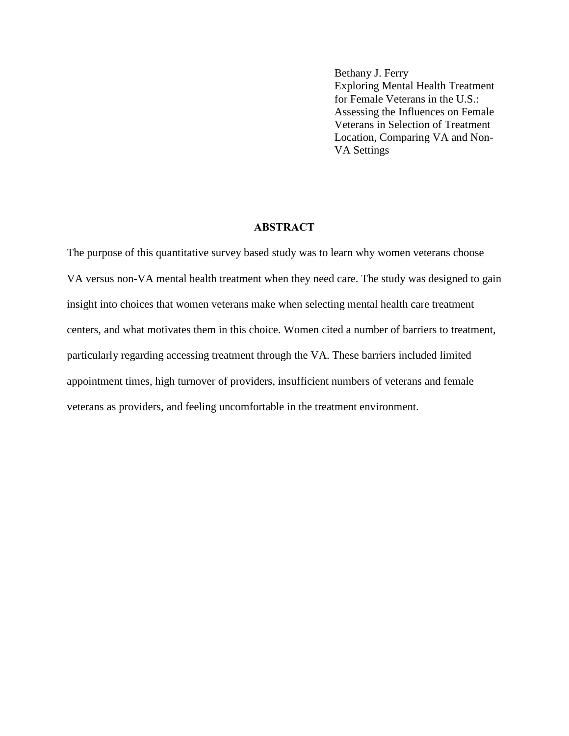Bethany J. Ferry
Exploring Mental Health Treatment for Female Veterans in the U.S.: Assessing the Influences on Female Veterans in Selection of Treatment Location, Comparing VA and Non-VA Settings

## ABSTRACT

The purpose of this quantitative survey based study was to learn why women veterans choose VA versus non-VA mental health treatment when they need care. The study was designed to gain insight into choices that women veterans make when selecting mental health care treatment centers, and what motivates them in this choice. Women cited a number of barriers to treatment, particularly regarding accessing treatment through the VA. These barriers included limited appointment times, high turnover of providers, insufficient numbers of veterans and female veterans as providers, and feeling uncomfortable in the treatment environment.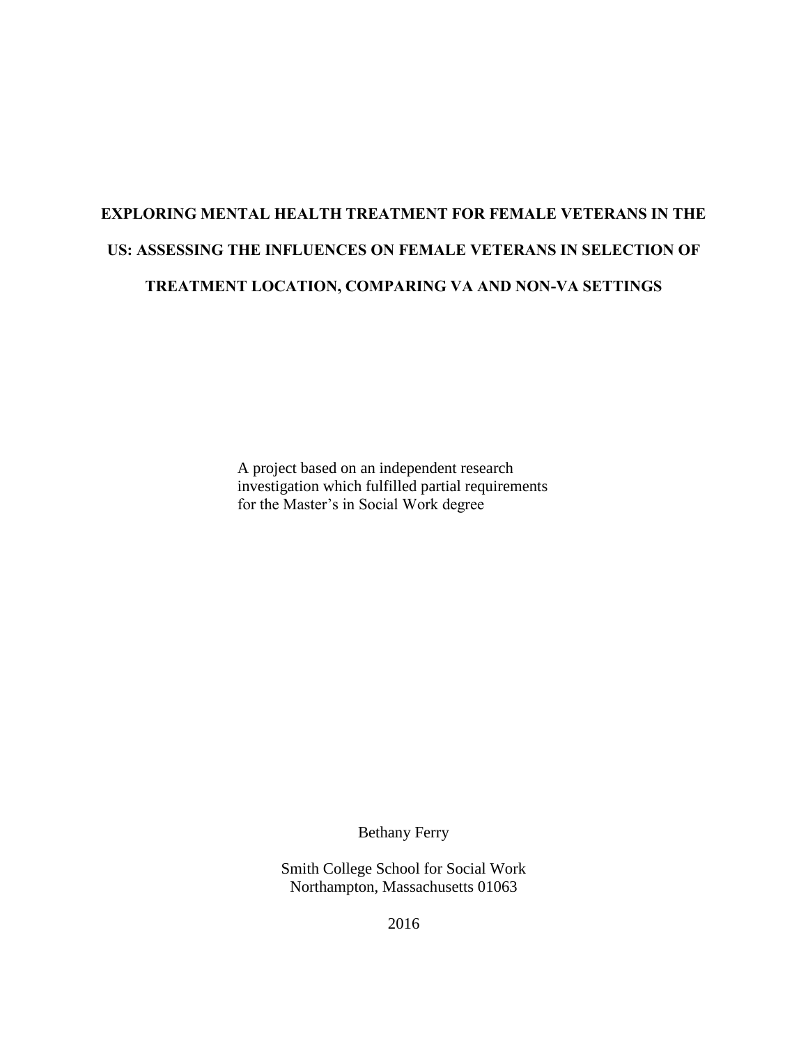# EXPLORING MENTAL HEALTH TREATMENT FOR FEMALE VETERANS IN THE US: ASSESSING THE INFLUENCES ON FEMALE VETERANS IN SELECTION OF TREATMENT LOCATION, COMPARING VA AND NON-VA SETTINGS

A project based on an independent research investigation which fulfilled partial requirements for the Master's in Social Work degree

Bethany Ferry

Smith College School for Social Work
Northampton, Massachusetts 01063

2016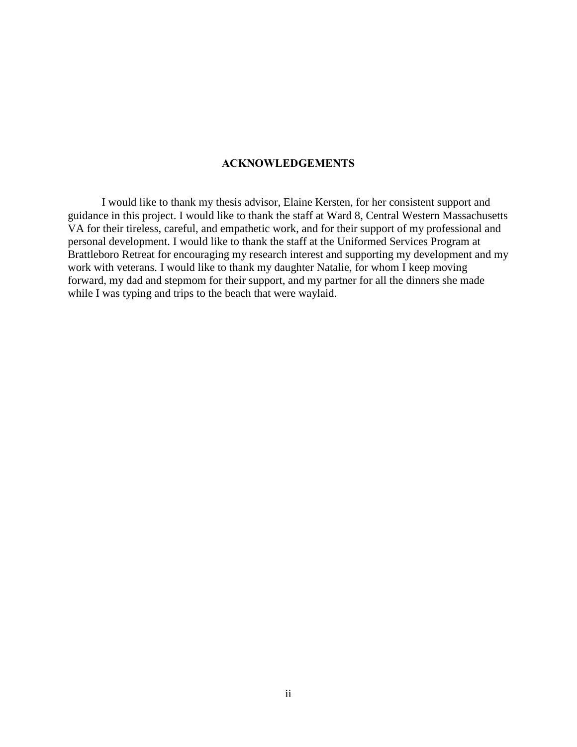## ACKNOWLEDGEMENTS

I would like to thank my thesis advisor, Elaine Kersten, for her consistent support and guidance in this project. I would like to thank the staff at Ward 8, Central Western Massachusetts VA for their tireless, careful, and empathetic work, and for their support of my professional and personal development. I would like to thank the staff at the Uniformed Services Program at Brattleboro Retreat for encouraging my research interest and supporting my development and my work with veterans. I would like to thank my daughter Natalie, for whom I keep moving forward, my dad and stepmom for their support, and my partner for all the dinners she made while I was typing and trips to the beach that were waylaid.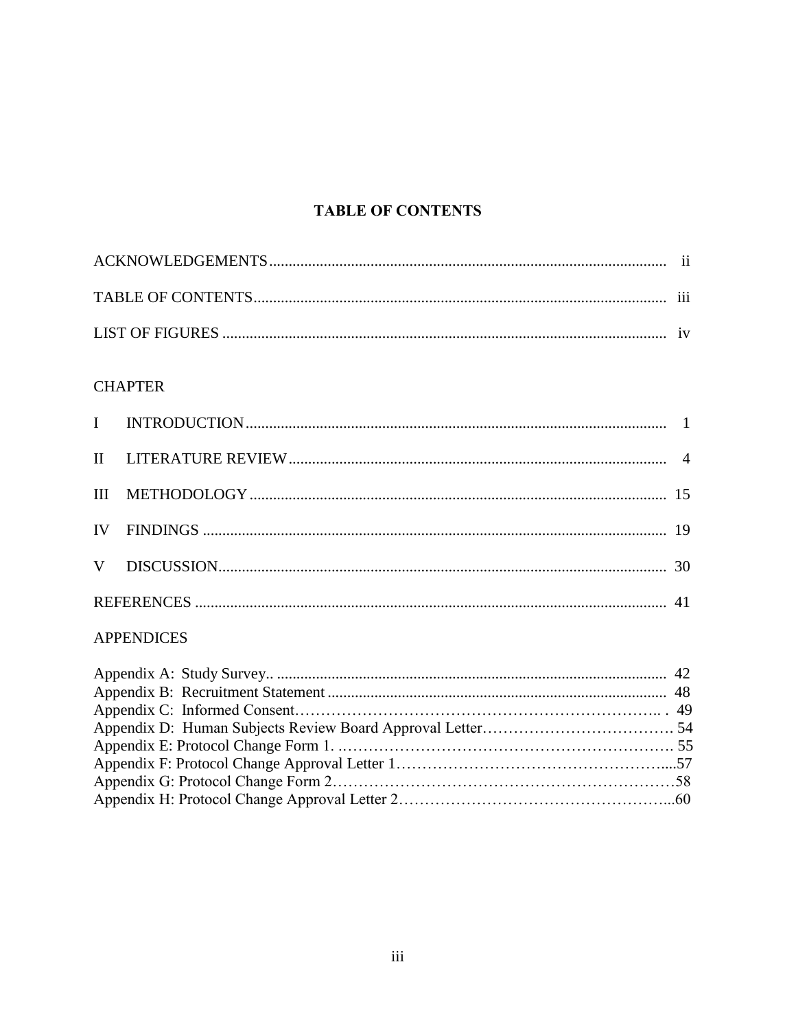# TABLE OF CONTENTS

| | |
|---|---|
| ACKNOWLEDGEMENTS | ii |
| TABLE OF CONTENTS | iii |
| LIST OF FIGURES | iv |

CHAPTER

| | | |
|---|---|---|
| I | INTRODUCTION | 1 |
| II | LITERATURE REVIEW | 4 |
| III | METHODOLOGY | 15 |
| IV | FINDINGS | 19 |
| V | DISCUSSION | 30 |
| | REFERENCES | 41 |

APPENDICES

| | |
|---|---|
| Appendix A: Study Survey.. | 42 |
| Appendix B: Recruitment Statement | 48 |
| Appendix C: Informed Consent | 49 |
| Appendix D: Human Subjects Review Board Approval Letter | 54 |
| Appendix E: Protocol Change Form 1. | 55 |
| Appendix F: Protocol Change Approval Letter 1 | 57 |
| Appendix G: Protocol Change Form 2 | 58 |
| Appendix H: Protocol Change Approval Letter 2 | 60 |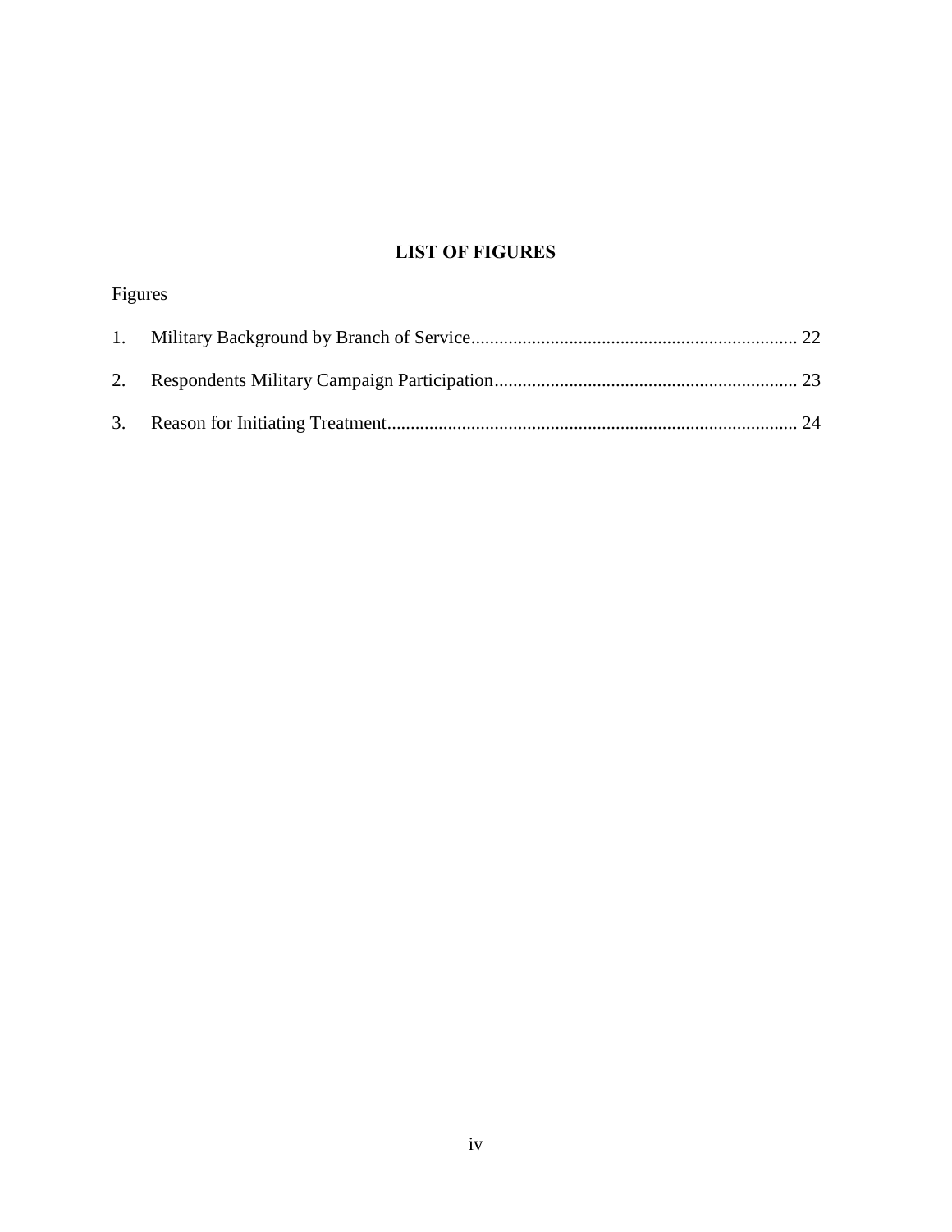# LIST OF FIGURES

Figures

1. Military Background by Branch of Service ..................................................................... 22
2. Respondents Military Campaign Participation ................................................................ 23
3. Reason for Initiating Treatment ....................................................................................... 24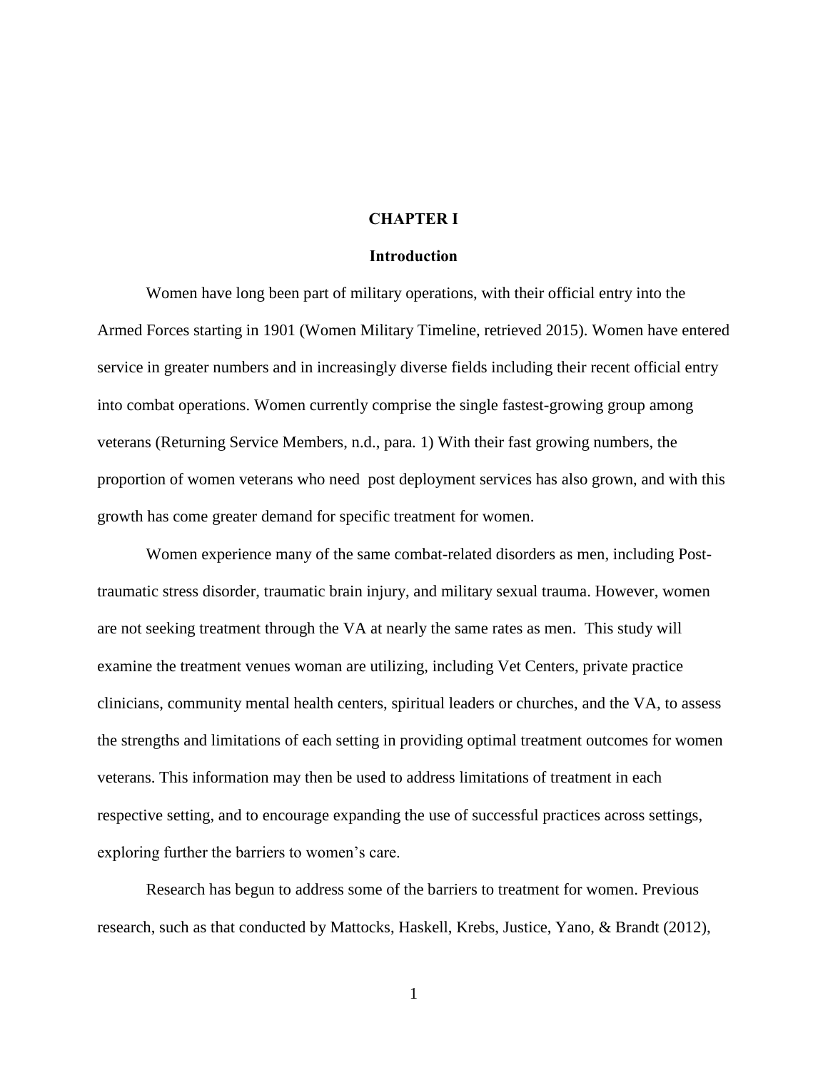# CHAPTER I

## Introduction

Women have long been part of military operations, with their official entry into the Armed Forces starting in 1901 (Women Military Timeline, retrieved 2015). Women have entered service in greater numbers and in increasingly diverse fields including their recent official entry into combat operations. Women currently comprise the single fastest-growing group among veterans (Returning Service Members, n.d., para. 1) With their fast growing numbers, the proportion of women veterans who need post deployment services has also grown, and with this growth has come greater demand for specific treatment for women.

Women experience many of the same combat-related disorders as men, including Post-traumatic stress disorder, traumatic brain injury, and military sexual trauma. However, women are not seeking treatment through the VA at nearly the same rates as men. This study will examine the treatment venues woman are utilizing, including Vet Centers, private practice clinicians, community mental health centers, spiritual leaders or churches, and the VA, to assess the strengths and limitations of each setting in providing optimal treatment outcomes for women veterans. This information may then be used to address limitations of treatment in each respective setting, and to encourage expanding the use of successful practices across settings, exploring further the barriers to women's care.

Research has begun to address some of the barriers to treatment for women. Previous research, such as that conducted by Mattocks, Haskell, Krebs, Justice, Yano, & Brandt (2012),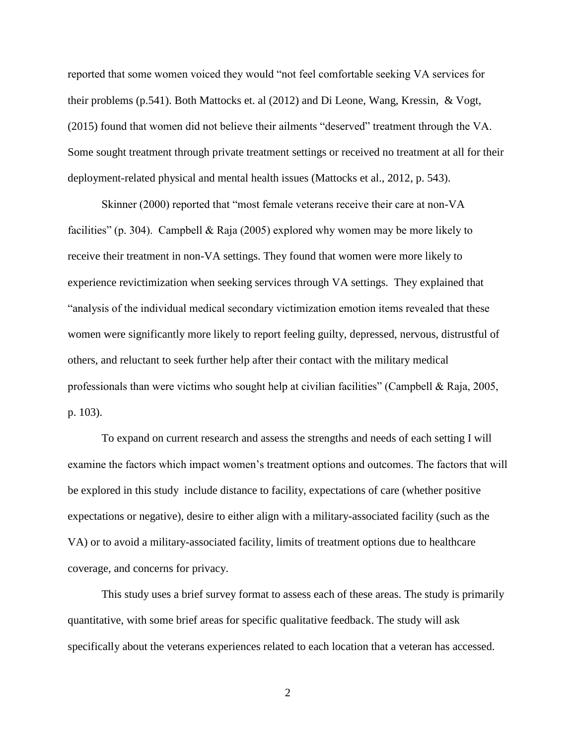reported that some women voiced they would "not feel comfortable seeking VA services for their problems (p.541). Both Mattocks et. al (2012) and Di Leone, Wang, Kressin, & Vogt, (2015) found that women did not believe their ailments "deserved" treatment through the VA. Some sought treatment through private treatment settings or received no treatment at all for their deployment-related physical and mental health issues (Mattocks et al., 2012, p. 543).

Skinner (2000) reported that "most female veterans receive their care at non-VA facilities" (p. 304). Campbell & Raja (2005) explored why women may be more likely to receive their treatment in non-VA settings. They found that women were more likely to experience revictimization when seeking services through VA settings. They explained that "analysis of the individual medical secondary victimization emotion items revealed that these women were significantly more likely to report feeling guilty, depressed, nervous, distrustful of others, and reluctant to seek further help after their contact with the military medical professionals than were victims who sought help at civilian facilities" (Campbell & Raja, 2005, p. 103).

To expand on current research and assess the strengths and needs of each setting I will examine the factors which impact women's treatment options and outcomes. The factors that will be explored in this study include distance to facility, expectations of care (whether positive expectations or negative), desire to either align with a military-associated facility (such as the VA) or to avoid a military-associated facility, limits of treatment options due to healthcare coverage, and concerns for privacy.

This study uses a brief survey format to assess each of these areas. The study is primarily quantitative, with some brief areas for specific qualitative feedback. The study will ask specifically about the veterans experiences related to each location that a veteran has accessed.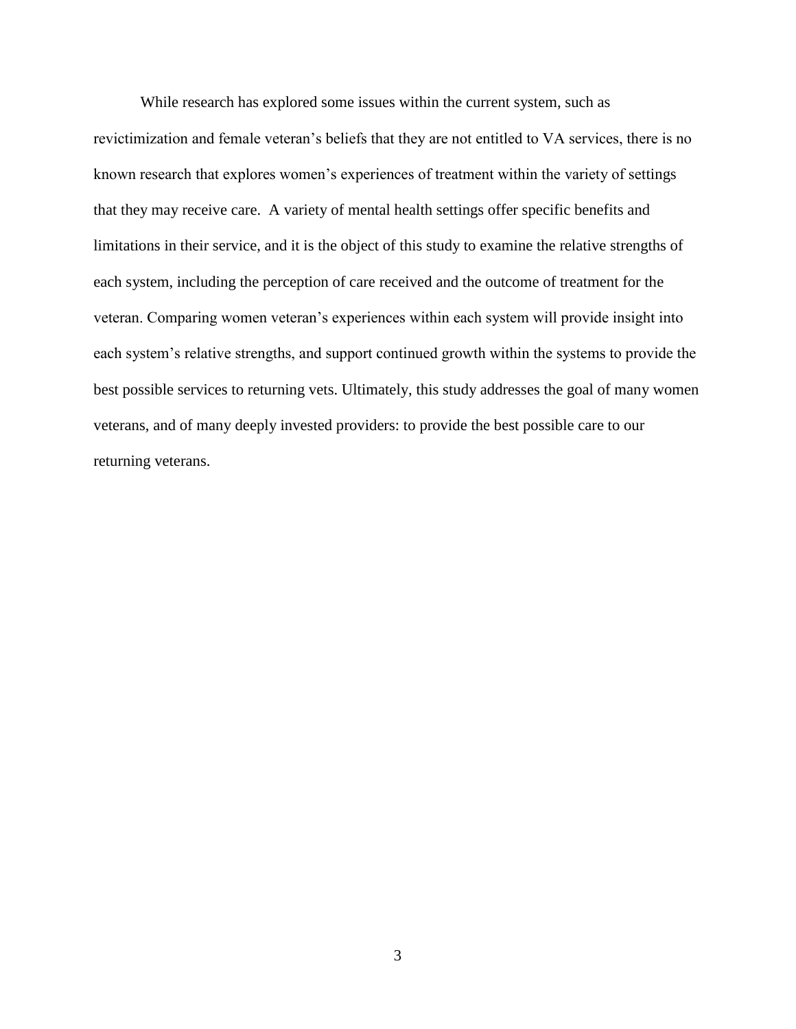While research has explored some issues within the current system, such as revictimization and female veteran's beliefs that they are not entitled to VA services, there is no known research that explores women's experiences of treatment within the variety of settings that they may receive care.  A variety of mental health settings offer specific benefits and limitations in their service, and it is the object of this study to examine the relative strengths of each system, including the perception of care received and the outcome of treatment for the veteran. Comparing women veteran's experiences within each system will provide insight into each system's relative strengths, and support continued growth within the systems to provide the best possible services to returning vets. Ultimately, this study addresses the goal of many women veterans, and of many deeply invested providers: to provide the best possible care to our returning veterans.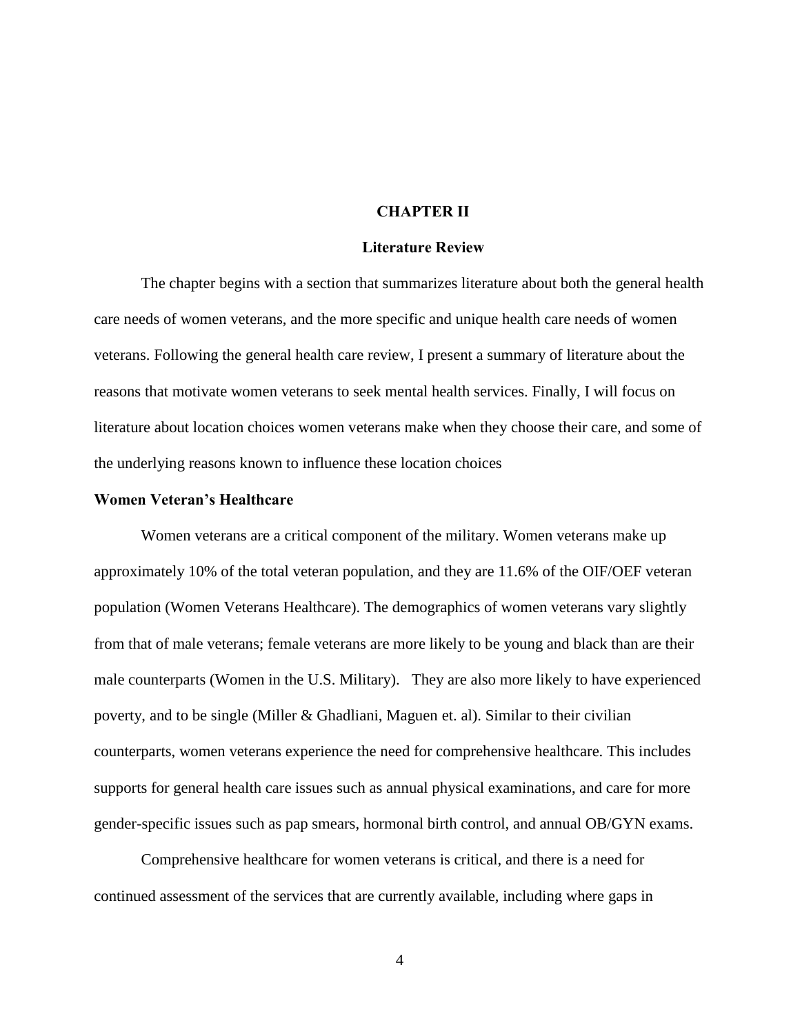# CHAPTER II

## Literature Review

The chapter begins with a section that summarizes literature about both the general health care needs of women veterans, and the more specific and unique health care needs of women veterans. Following the general health care review, I present a summary of literature about the reasons that motivate women veterans to seek mental health services. Finally, I will focus on literature about location choices women veterans make when they choose their care, and some of the underlying reasons known to influence these location choices

### Women Veteran's Healthcare

Women veterans are a critical component of the military. Women veterans make up approximately 10% of the total veteran population, and they are 11.6% of the OIF/OEF veteran population (Women Veterans Healthcare). The demographics of women veterans vary slightly from that of male veterans; female veterans are more likely to be young and black than are their male counterparts (Women in the U.S. Military). They are also more likely to have experienced poverty, and to be single (Miller & Ghadliani, Maguen et. al). Similar to their civilian counterparts, women veterans experience the need for comprehensive healthcare. This includes supports for general health care issues such as annual physical examinations, and care for more gender-specific issues such as pap smears, hormonal birth control, and annual OB/GYN exams.

Comprehensive healthcare for women veterans is critical, and there is a need for continued assessment of the services that are currently available, including where gaps in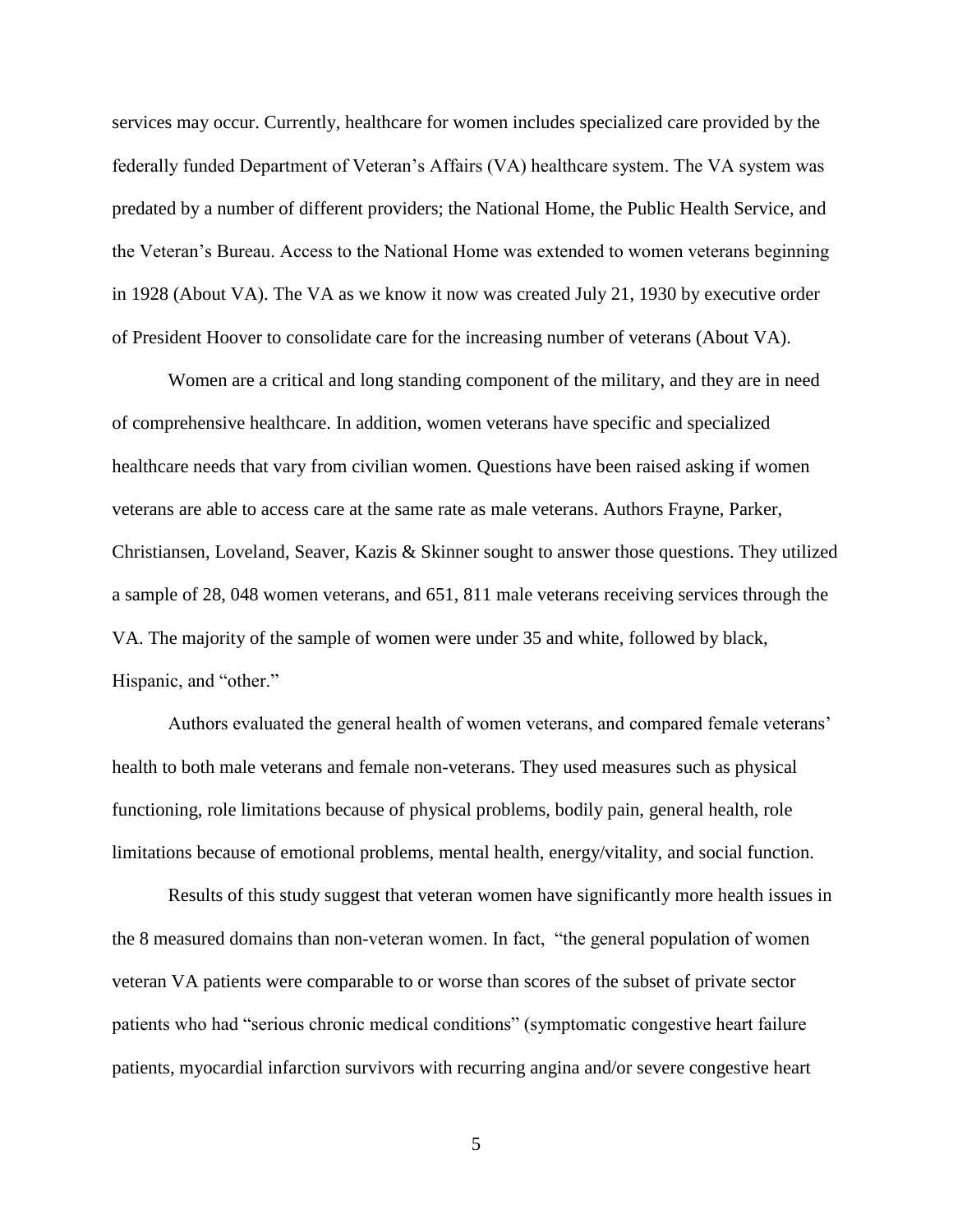services may occur. Currently, healthcare for women includes specialized care provided by the federally funded Department of Veteran's Affairs (VA) healthcare system. The VA system was predated by a number of different providers; the National Home, the Public Health Service, and the Veteran's Bureau. Access to the National Home was extended to women veterans beginning in 1928 (About VA). The VA as we know it now was created July 21, 1930 by executive order of President Hoover to consolidate care for the increasing number of veterans (About VA).

Women are a critical and long standing component of the military, and they are in need of comprehensive healthcare. In addition, women veterans have specific and specialized healthcare needs that vary from civilian women. Questions have been raised asking if women veterans are able to access care at the same rate as male veterans. Authors Frayne, Parker, Christiansen, Loveland, Seaver, Kazis & Skinner sought to answer those questions. They utilized a sample of 28, 048 women veterans, and 651, 811 male veterans receiving services through the VA. The majority of the sample of women were under 35 and white, followed by black, Hispanic, and "other."

Authors evaluated the general health of women veterans, and compared female veterans' health to both male veterans and female non-veterans. They used measures such as physical functioning, role limitations because of physical problems, bodily pain, general health, role limitations because of emotional problems, mental health, energy/vitality, and social function.

Results of this study suggest that veteran women have significantly more health issues in the 8 measured domains than non-veteran women. In fact, "the general population of women veteran VA patients were comparable to or worse than scores of the subset of private sector patients who had "serious chronic medical conditions" (symptomatic congestive heart failure patients, myocardial infarction survivors with recurring angina and/or severe congestive heart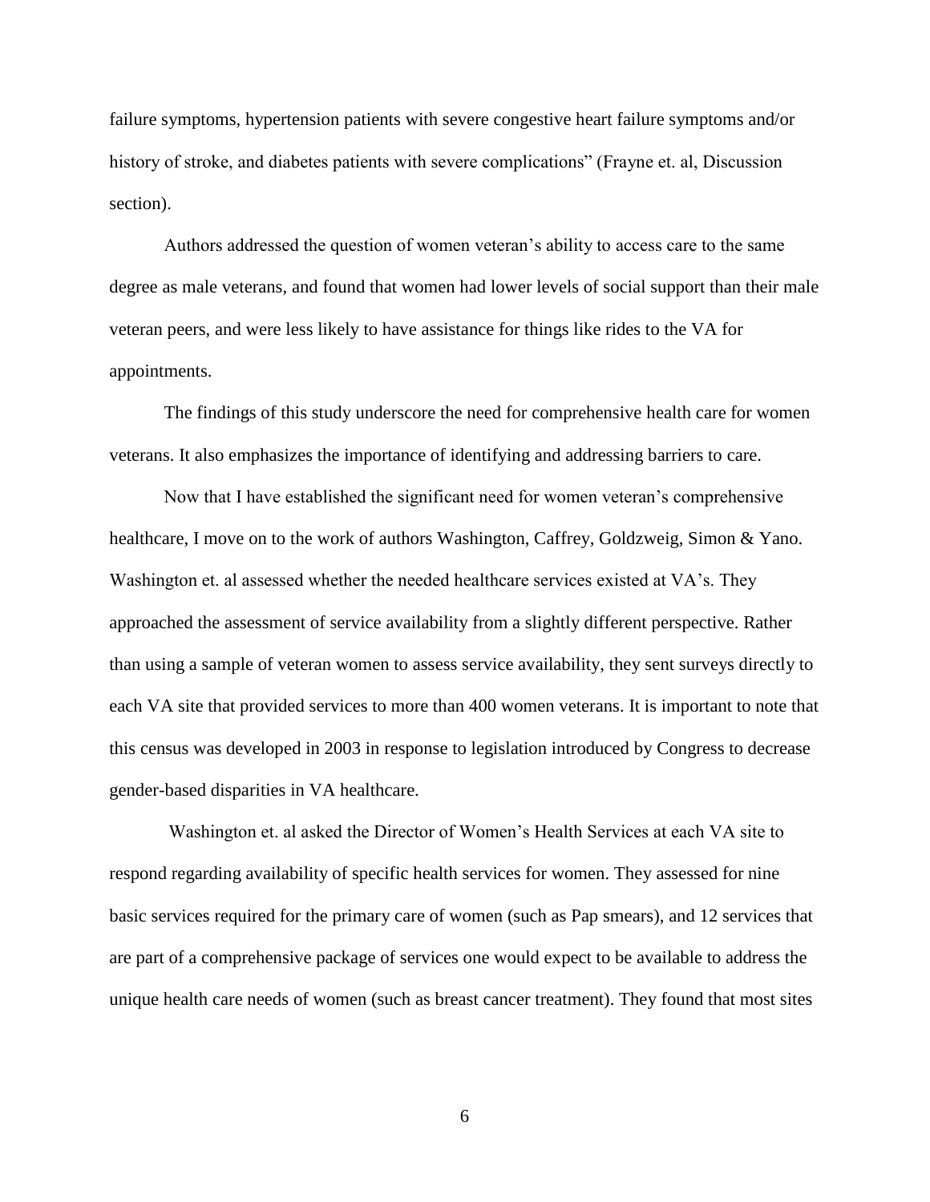failure symptoms, hypertension patients with severe congestive heart failure symptoms and/or history of stroke, and diabetes patients with severe complications" (Frayne et. al, Discussion section).

Authors addressed the question of women veteran's ability to access care to the same degree as male veterans, and found that women had lower levels of social support than their male veteran peers, and were less likely to have assistance for things like rides to the VA for appointments.

The findings of this study underscore the need for comprehensive health care for women veterans. It also emphasizes the importance of identifying and addressing barriers to care.

Now that I have established the significant need for women veteran's comprehensive healthcare, I move on to the work of authors Washington, Caffrey, Goldzweig, Simon & Yano. Washington et. al assessed whether the needed healthcare services existed at VA's. They approached the assessment of service availability from a slightly different perspective. Rather than using a sample of veteran women to assess service availability, they sent surveys directly to each VA site that provided services to more than 400 women veterans. It is important to note that this census was developed in 2003 in response to legislation introduced by Congress to decrease gender-based disparities in VA healthcare.

Washington et. al asked the Director of Women's Health Services at each VA site to respond regarding availability of specific health services for women. They assessed for nine basic services required for the primary care of women (such as Pap smears), and 12 services that are part of a comprehensive package of services one would expect to be available to address the unique health care needs of women (such as breast cancer treatment). They found that most sites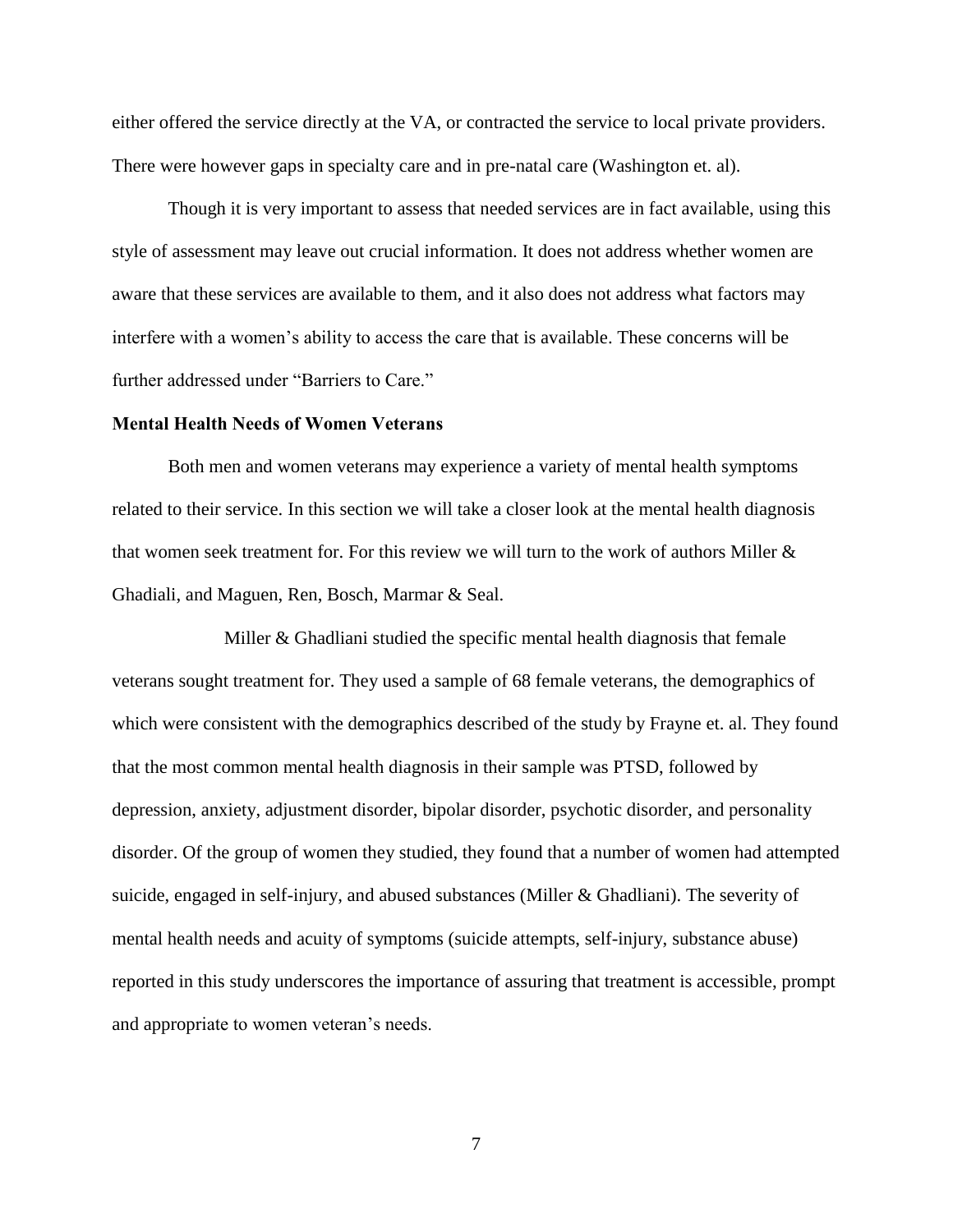either offered the service directly at the VA, or contracted the service to local private providers. There were however gaps in specialty care and in pre-natal care (Washington et. al).

Though it is very important to assess that needed services are in fact available, using this style of assessment may leave out crucial information. It does not address whether women are aware that these services are available to them, and it also does not address what factors may interfere with a women's ability to access the care that is available. These concerns will be further addressed under "Barriers to Care."

**Mental Health Needs of Women Veterans**

Both men and women veterans may experience a variety of mental health symptoms related to their service. In this section we will take a closer look at the mental health diagnosis that women seek treatment for. For this review we will turn to the work of authors Miller & Ghadiali, and Maguen, Ren, Bosch, Marmar & Seal.

Miller & Ghadliani studied the specific mental health diagnosis that female veterans sought treatment for. They used a sample of 68 female veterans, the demographics of which were consistent with the demographics described of the study by Frayne et. al. They found that the most common mental health diagnosis in their sample was PTSD, followed by depression, anxiety, adjustment disorder, bipolar disorder, psychotic disorder, and personality disorder. Of the group of women they studied, they found that a number of women had attempted suicide, engaged in self-injury, and abused substances (Miller & Ghadliani). The severity of mental health needs and acuity of symptoms (suicide attempts, self-injury, substance abuse) reported in this study underscores the importance of assuring that treatment is accessible, prompt and appropriate to women veteran's needs.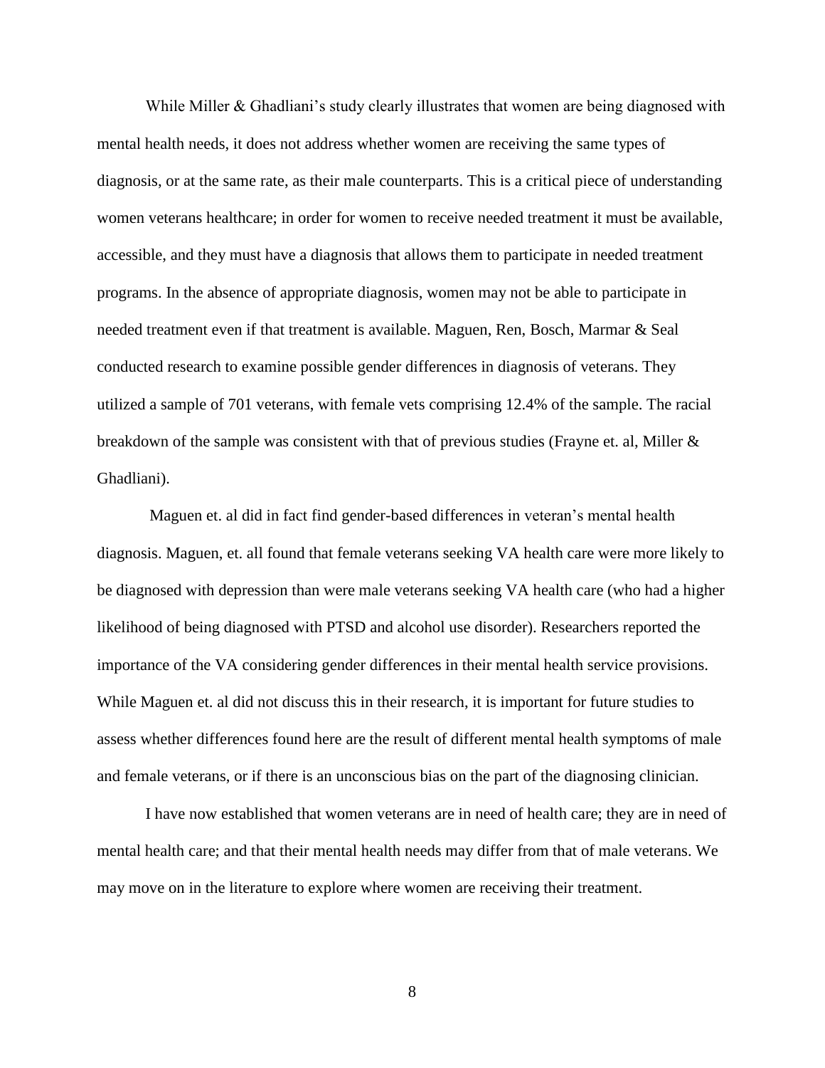While Miller & Ghadliani's study clearly illustrates that women are being diagnosed with mental health needs, it does not address whether women are receiving the same types of diagnosis, or at the same rate, as their male counterparts. This is a critical piece of understanding women veterans healthcare; in order for women to receive needed treatment it must be available, accessible, and they must have a diagnosis that allows them to participate in needed treatment programs. In the absence of appropriate diagnosis, women may not be able to participate in needed treatment even if that treatment is available. Maguen, Ren, Bosch, Marmar & Seal conducted research to examine possible gender differences in diagnosis of veterans. They utilized a sample of 701 veterans, with female vets comprising 12.4% of the sample. The racial breakdown of the sample was consistent with that of previous studies (Frayne et. al, Miller & Ghadliani).

Maguen et. al did in fact find gender-based differences in veteran's mental health diagnosis. Maguen, et. all found that female veterans seeking VA health care were more likely to be diagnosed with depression than were male veterans seeking VA health care (who had a higher likelihood of being diagnosed with PTSD and alcohol use disorder). Researchers reported the importance of the VA considering gender differences in their mental health service provisions. While Maguen et. al did not discuss this in their research, it is important for future studies to assess whether differences found here are the result of different mental health symptoms of male and female veterans, or if there is an unconscious bias on the part of the diagnosing clinician.

I have now established that women veterans are in need of health care; they are in need of mental health care; and that their mental health needs may differ from that of male veterans. We may move on in the literature to explore where women are receiving their treatment.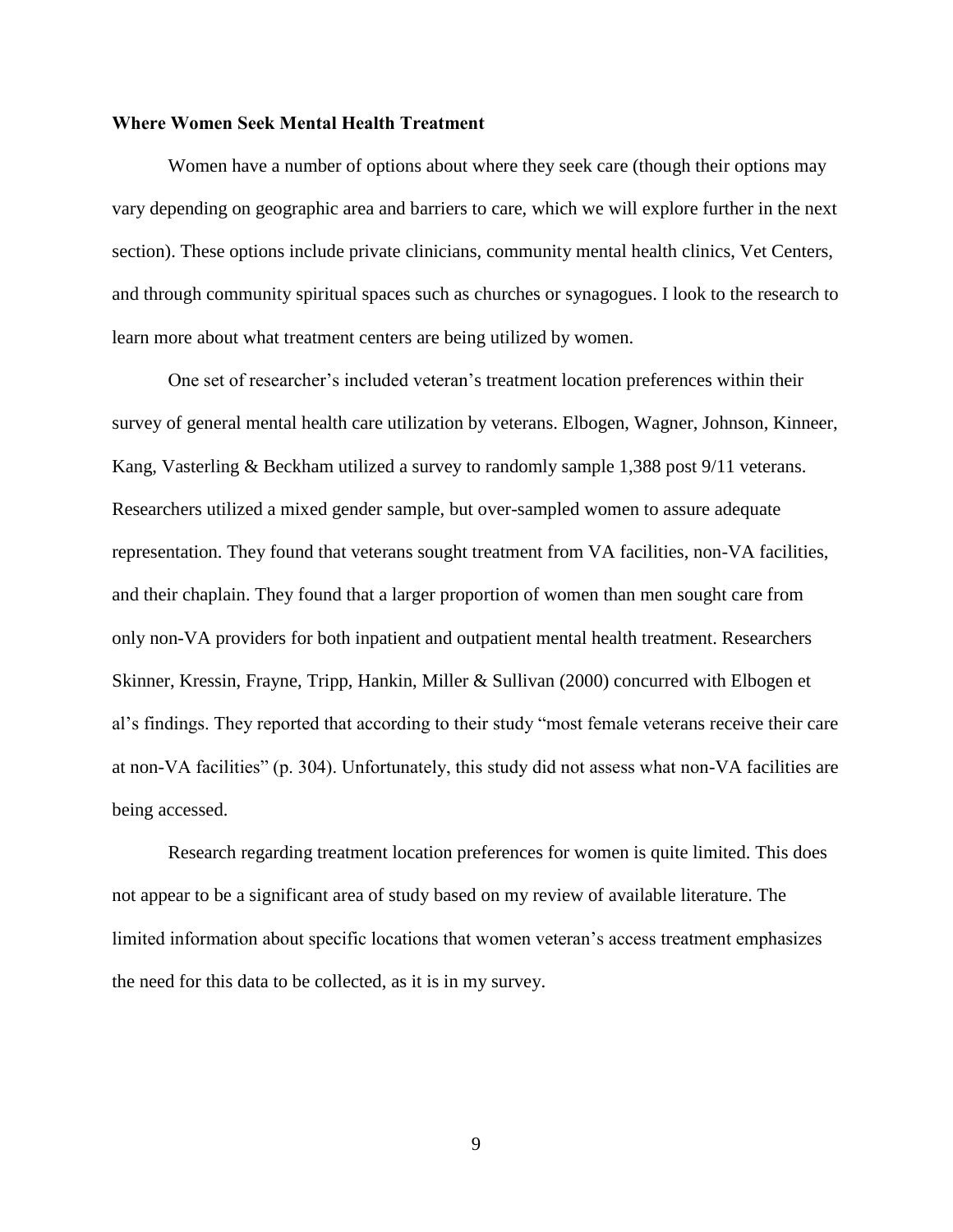**Where Women Seek Mental Health Treatment**

Women have a number of options about where they seek care (though their options may vary depending on geographic area and barriers to care, which we will explore further in the next section). These options include private clinicians, community mental health clinics, Vet Centers, and through community spiritual spaces such as churches or synagogues. I look to the research to learn more about what treatment centers are being utilized by women.

One set of researcher's included veteran's treatment location preferences within their survey of general mental health care utilization by veterans. Elbogen, Wagner, Johnson, Kinneer, Kang, Vasterling & Beckham utilized a survey to randomly sample 1,388 post 9/11 veterans. Researchers utilized a mixed gender sample, but over-sampled women to assure adequate representation. They found that veterans sought treatment from VA facilities, non-VA facilities, and their chaplain. They found that a larger proportion of women than men sought care from only non-VA providers for both inpatient and outpatient mental health treatment. Researchers Skinner, Kressin, Frayne, Tripp, Hankin, Miller & Sullivan (2000) concurred with Elbogen et al's findings. They reported that according to their study "most female veterans receive their care at non-VA facilities" (p. 304). Unfortunately, this study did not assess what non-VA facilities are being accessed.

Research regarding treatment location preferences for women is quite limited. This does not appear to be a significant area of study based on my review of available literature. The limited information about specific locations that women veteran's access treatment emphasizes the need for this data to be collected, as it is in my survey.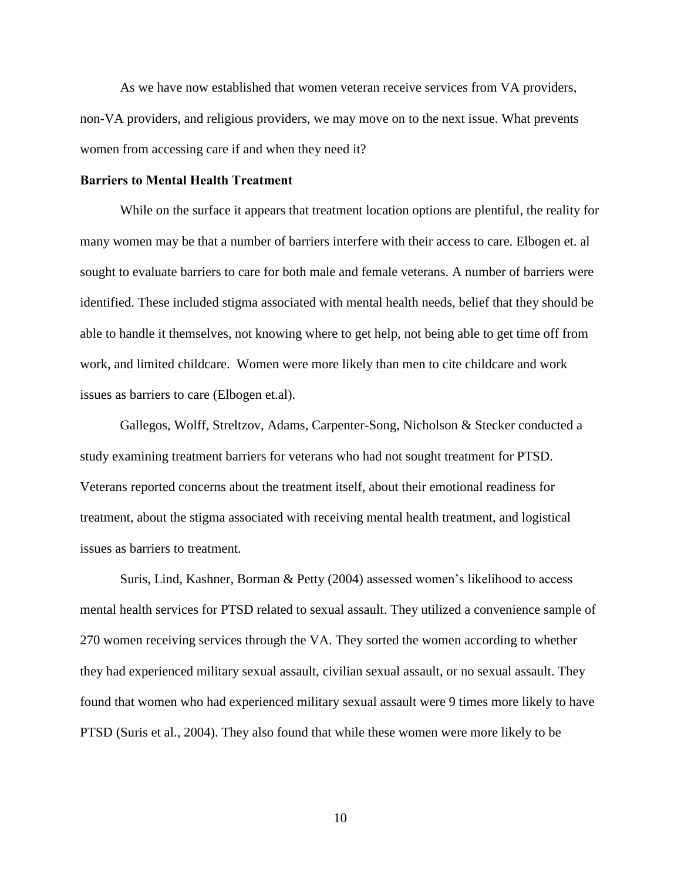As we have now established that women veteran receive services from VA providers, non-VA providers, and religious providers, we may move on to the next issue. What prevents women from accessing care if and when they need it?

**Barriers to Mental Health Treatment**

While on the surface it appears that treatment location options are plentiful, the reality for many women may be that a number of barriers interfere with their access to care. Elbogen et. al sought to evaluate barriers to care for both male and female veterans. A number of barriers were identified. These included stigma associated with mental health needs, belief that they should be able to handle it themselves, not knowing where to get help, not being able to get time off from work, and limited childcare. Women were more likely than men to cite childcare and work issues as barriers to care (Elbogen et.al).

Gallegos, Wolff, Streltzov, Adams, Carpenter-Song, Nicholson & Stecker conducted a study examining treatment barriers for veterans who had not sought treatment for PTSD. Veterans reported concerns about the treatment itself, about their emotional readiness for treatment, about the stigma associated with receiving mental health treatment, and logistical issues as barriers to treatment.

Suris, Lind, Kashner, Borman & Petty (2004) assessed women's likelihood to access mental health services for PTSD related to sexual assault. They utilized a convenience sample of 270 women receiving services through the VA. They sorted the women according to whether they had experienced military sexual assault, civilian sexual assault, or no sexual assault. They found that women who had experienced military sexual assault were 9 times more likely to have PTSD (Suris et al., 2004). They also found that while these women were more likely to be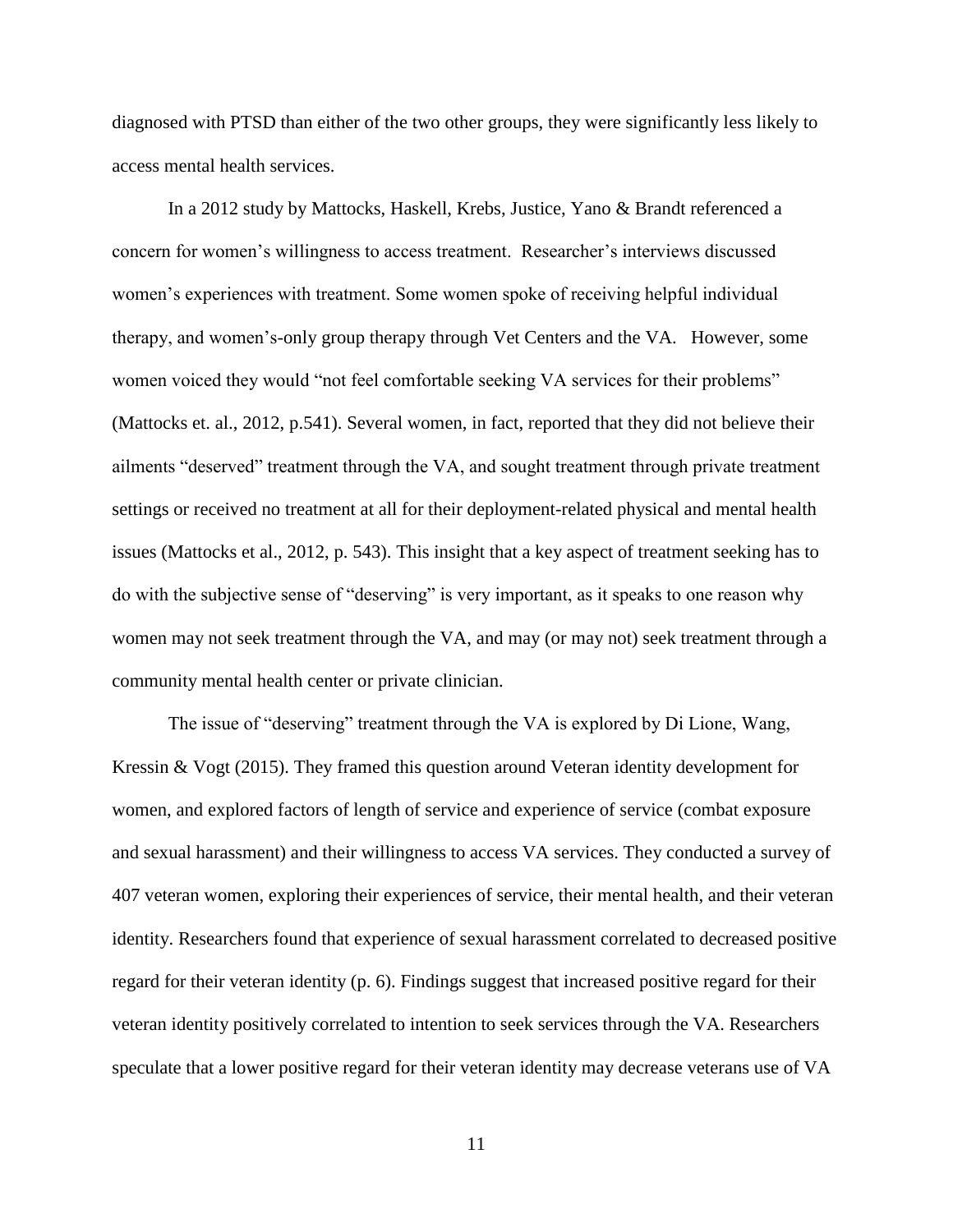diagnosed with PTSD than either of the two other groups, they were significantly less likely to access mental health services.

In a 2012 study by Mattocks, Haskell, Krebs, Justice, Yano & Brandt referenced a concern for women's willingness to access treatment. Researcher's interviews discussed women's experiences with treatment. Some women spoke of receiving helpful individual therapy, and women's-only group therapy through Vet Centers and the VA. However, some women voiced they would "not feel comfortable seeking VA services for their problems" (Mattocks et. al., 2012, p.541). Several women, in fact, reported that they did not believe their ailments "deserved" treatment through the VA, and sought treatment through private treatment settings or received no treatment at all for their deployment-related physical and mental health issues (Mattocks et al., 2012, p. 543). This insight that a key aspect of treatment seeking has to do with the subjective sense of "deserving" is very important, as it speaks to one reason why women may not seek treatment through the VA, and may (or may not) seek treatment through a community mental health center or private clinician.

The issue of "deserving" treatment through the VA is explored by Di Lione, Wang, Kressin & Vogt (2015). They framed this question around Veteran identity development for women, and explored factors of length of service and experience of service (combat exposure and sexual harassment) and their willingness to access VA services. They conducted a survey of 407 veteran women, exploring their experiences of service, their mental health, and their veteran identity. Researchers found that experience of sexual harassment correlated to decreased positive regard for their veteran identity (p. 6). Findings suggest that increased positive regard for their veteran identity positively correlated to intention to seek services through the VA. Researchers speculate that a lower positive regard for their veteran identity may decrease veterans use of VA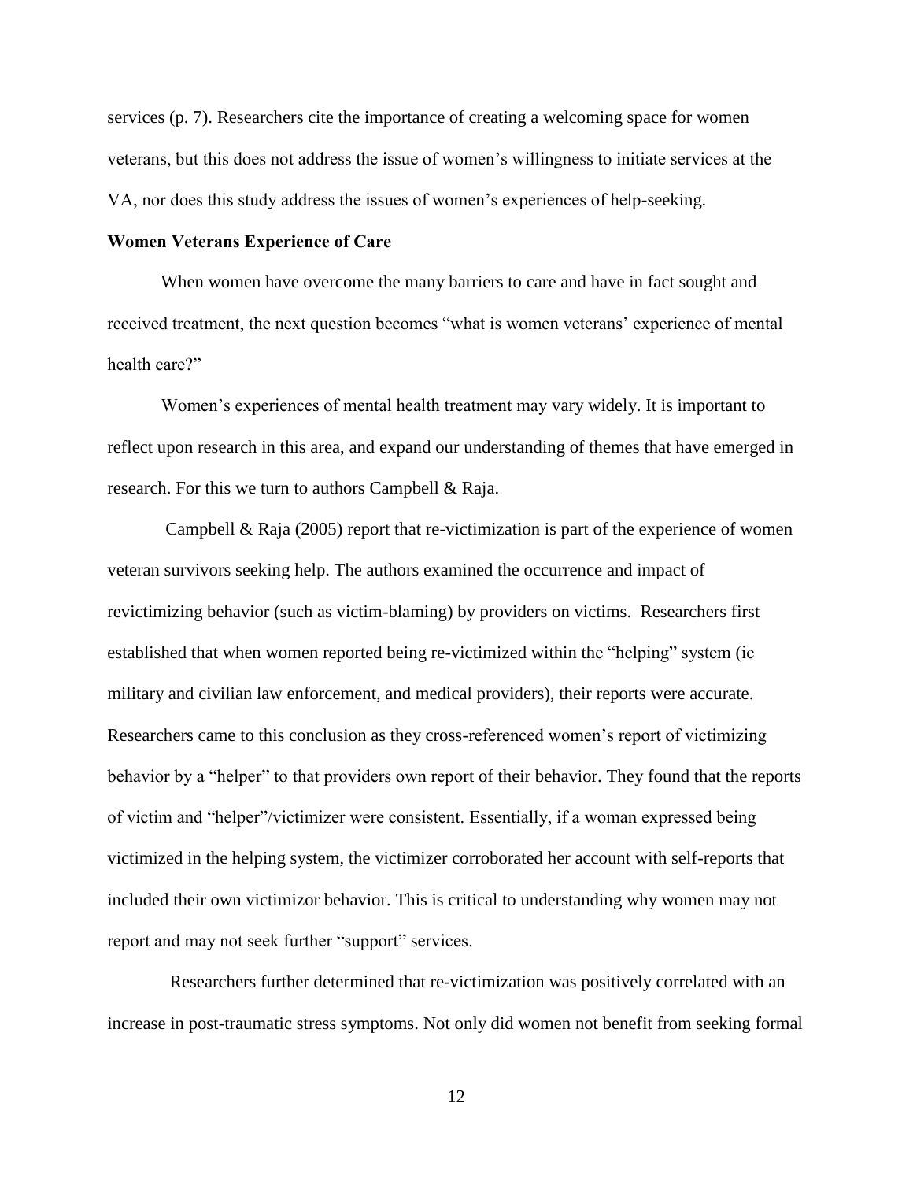services (p. 7). Researchers cite the importance of creating a welcoming space for women veterans, but this does not address the issue of women's willingness to initiate services at the VA, nor does this study address the issues of women's experiences of help-seeking.

**Women Veterans Experience of Care**

When women have overcome the many barriers to care and have in fact sought and received treatment, the next question becomes "what is women veterans' experience of mental health care?"

Women's experiences of mental health treatment may vary widely. It is important to reflect upon research in this area, and expand our understanding of themes that have emerged in research. For this we turn to authors Campbell & Raja.

Campbell & Raja (2005) report that re-victimization is part of the experience of women veteran survivors seeking help. The authors examined the occurrence and impact of revictimizing behavior (such as victim-blaming) by providers on victims. Researchers first established that when women reported being re-victimized within the "helping" system (ie military and civilian law enforcement, and medical providers), their reports were accurate. Researchers came to this conclusion as they cross-referenced women's report of victimizing behavior by a "helper" to that providers own report of their behavior. They found that the reports of victim and "helper"/victimizer were consistent. Essentially, if a woman expressed being victimized in the helping system, the victimizer corroborated her account with self-reports that included their own victimizor behavior. This is critical to understanding why women may not report and may not seek further "support" services.

Researchers further determined that re-victimization was positively correlated with an increase in post-traumatic stress symptoms. Not only did women not benefit from seeking formal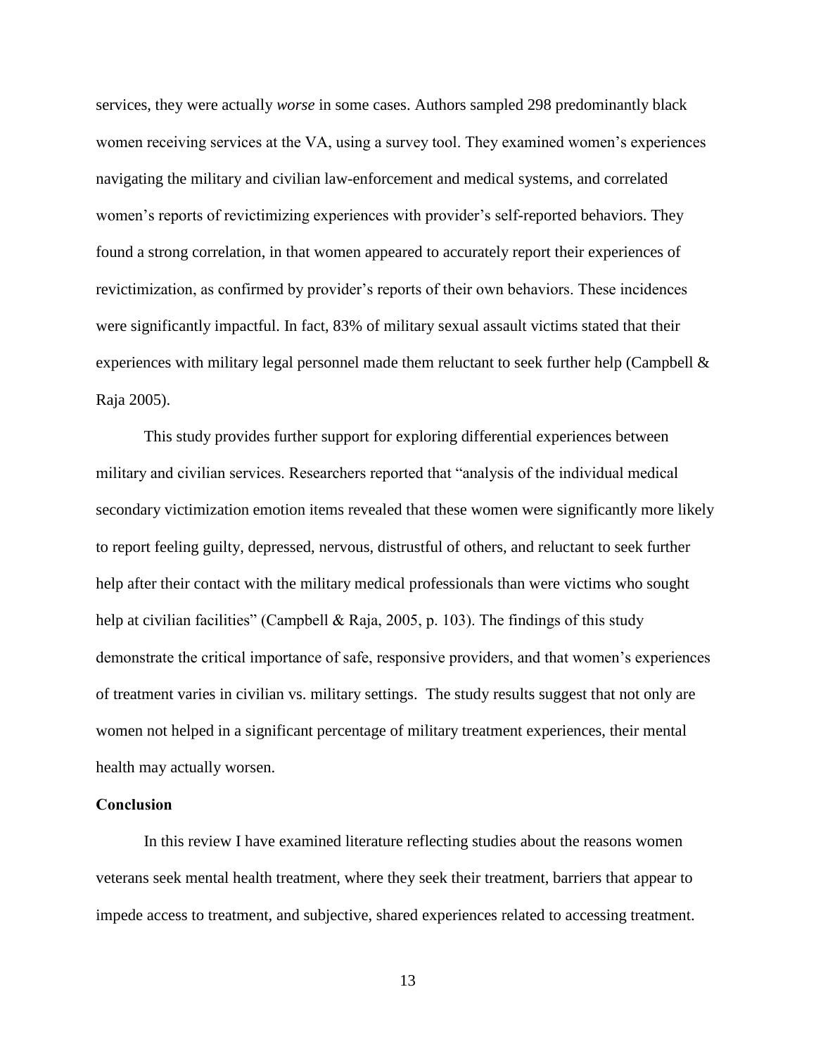services, they were actually *worse* in some cases. Authors sampled 298 predominantly black women receiving services at the VA, using a survey tool. They examined women's experiences navigating the military and civilian law-enforcement and medical systems, and correlated women's reports of revictimizing experiences with provider's self-reported behaviors. They found a strong correlation, in that women appeared to accurately report their experiences of revictimization, as confirmed by provider's reports of their own behaviors. These incidences were significantly impactful. In fact, 83% of military sexual assault victims stated that their experiences with military legal personnel made them reluctant to seek further help (Campbell & Raja 2005).

This study provides further support for exploring differential experiences between military and civilian services. Researchers reported that "analysis of the individual medical secondary victimization emotion items revealed that these women were significantly more likely to report feeling guilty, depressed, nervous, distrustful of others, and reluctant to seek further help after their contact with the military medical professionals than were victims who sought help at civilian facilities" (Campbell & Raja, 2005, p. 103). The findings of this study demonstrate the critical importance of safe, responsive providers, and that women's experiences of treatment varies in civilian vs. military settings. The study results suggest that not only are women not helped in a significant percentage of military treatment experiences, their mental health may actually worsen.

**Conclusion**

In this review I have examined literature reflecting studies about the reasons women veterans seek mental health treatment, where they seek their treatment, barriers that appear to impede access to treatment, and subjective, shared experiences related to accessing treatment.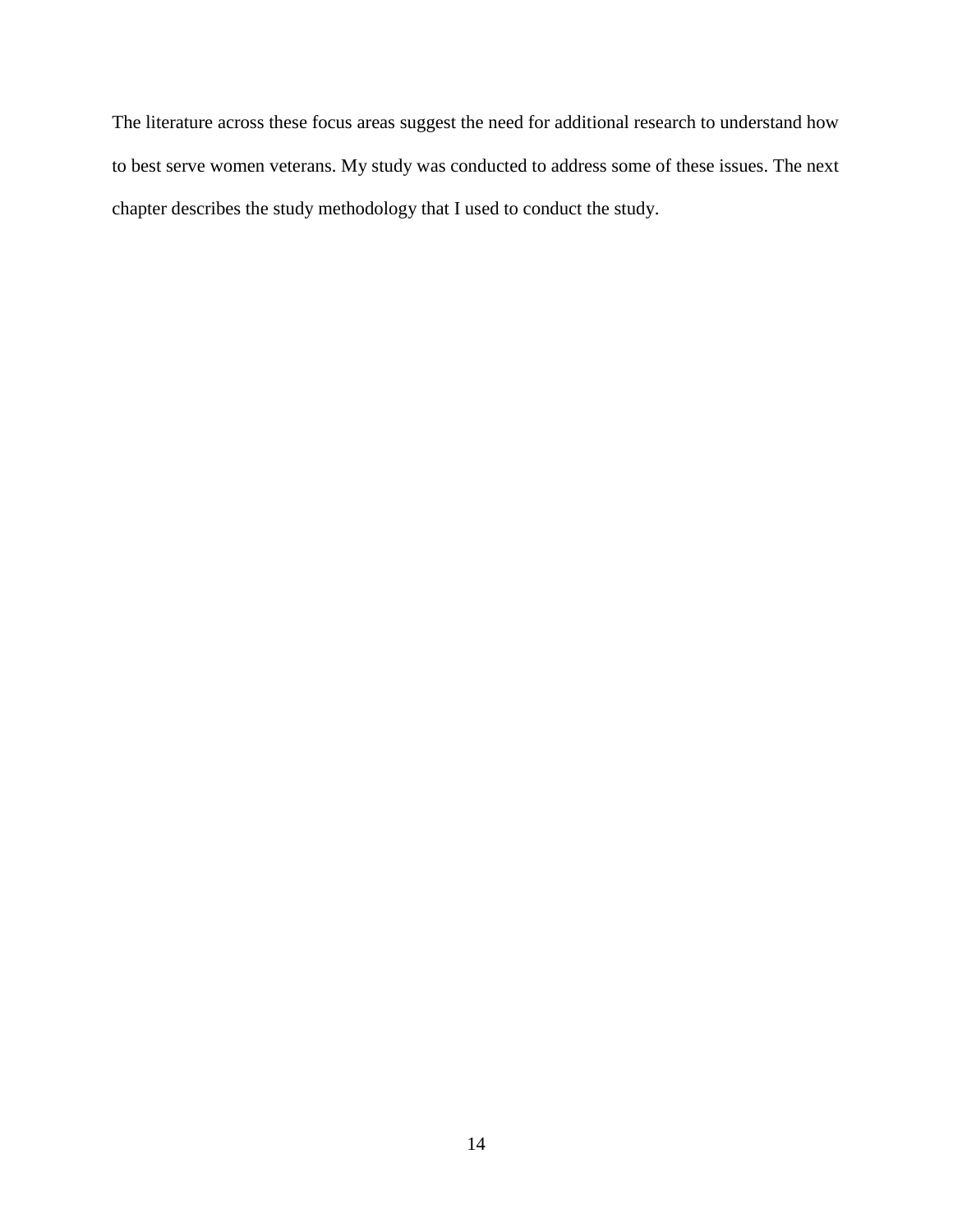The literature across these focus areas suggest the need for additional research to understand how to best serve women veterans. My study was conducted to address some of these issues. The next chapter describes the study methodology that I used to conduct the study.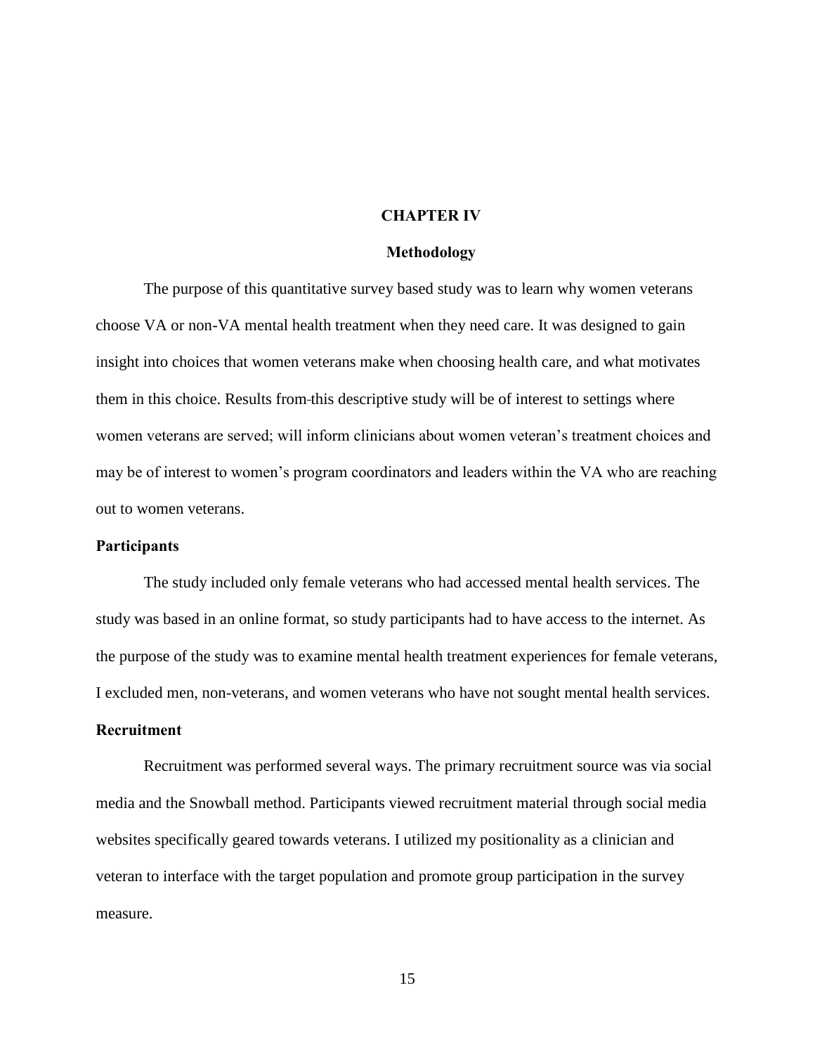# CHAPTER IV

## Methodology

The purpose of this quantitative survey based study was to learn why women veterans choose VA or non-VA mental health treatment when they need care. It was designed to gain insight into choices that women veterans make when choosing health care, and what motivates them in this choice. Results from this descriptive study will be of interest to settings where women veterans are served; will inform clinicians about women veteran's treatment choices and may be of interest to women's program coordinators and leaders within the VA who are reaching out to women veterans.

### Participants

The study included only female veterans who had accessed mental health services. The study was based in an online format, so study participants had to have access to the internet. As the purpose of the study was to examine mental health treatment experiences for female veterans, I excluded men, non-veterans, and women veterans who have not sought mental health services.

### Recruitment

Recruitment was performed several ways. The primary recruitment source was via social media and the Snowball method. Participants viewed recruitment material through social media websites specifically geared towards veterans. I utilized my positionality as a clinician and veteran to interface with the target population and promote group participation in the survey measure.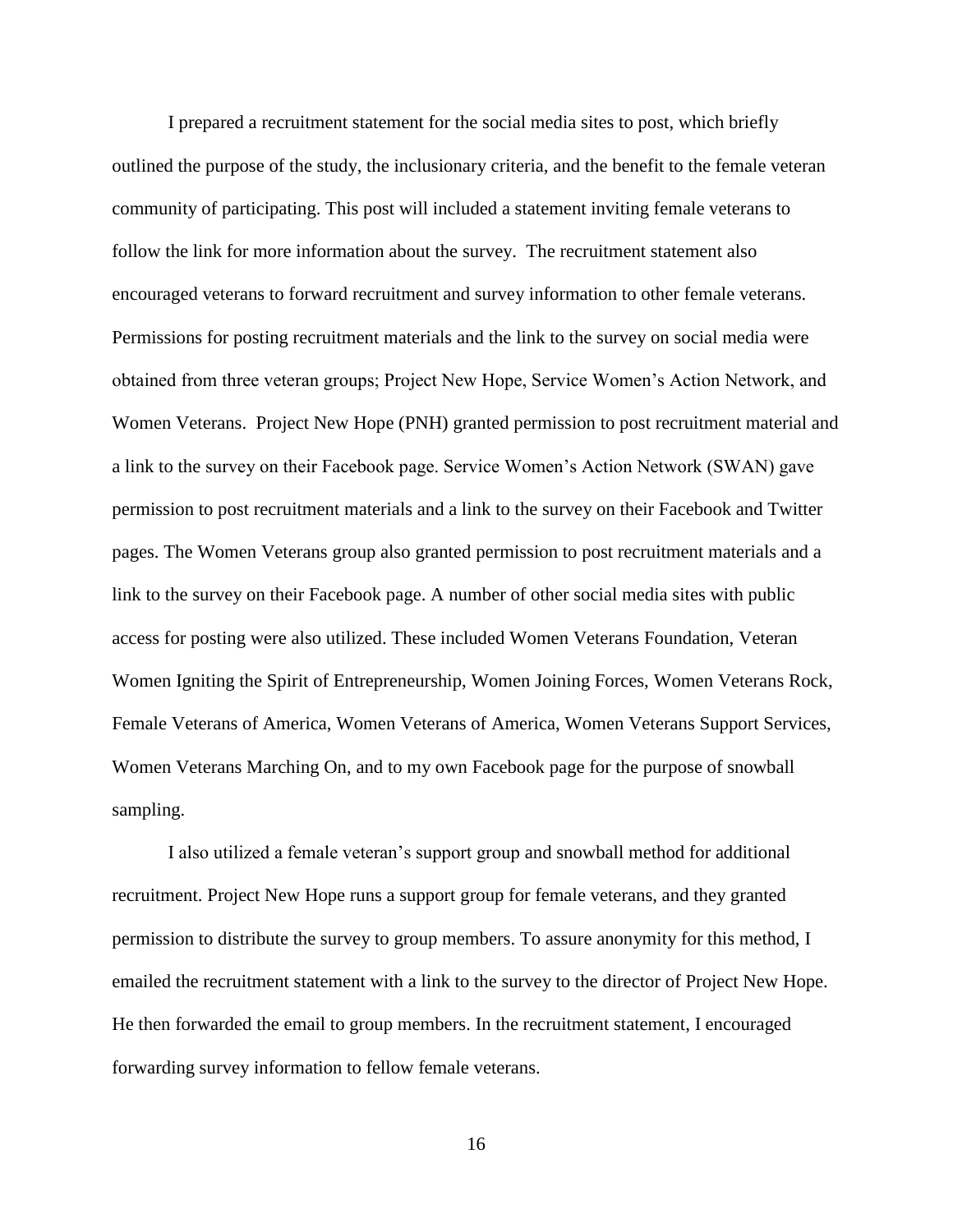I prepared a recruitment statement for the social media sites to post, which briefly outlined the purpose of the study, the inclusionary criteria, and the benefit to the female veteran community of participating. This post will included a statement inviting female veterans to follow the link for more information about the survey. The recruitment statement also encouraged veterans to forward recruitment and survey information to other female veterans. Permissions for posting recruitment materials and the link to the survey on social media were obtained from three veteran groups; Project New Hope, Service Women's Action Network, and Women Veterans. Project New Hope (PNH) granted permission to post recruitment material and a link to the survey on their Facebook page. Service Women's Action Network (SWAN) gave permission to post recruitment materials and a link to the survey on their Facebook and Twitter pages. The Women Veterans group also granted permission to post recruitment materials and a link to the survey on their Facebook page. A number of other social media sites with public access for posting were also utilized. These included Women Veterans Foundation, Veteran Women Igniting the Spirit of Entrepreneurship, Women Joining Forces, Women Veterans Rock, Female Veterans of America, Women Veterans of America, Women Veterans Support Services, Women Veterans Marching On, and to my own Facebook page for the purpose of snowball sampling.

I also utilized a female veteran's support group and snowball method for additional recruitment. Project New Hope runs a support group for female veterans, and they granted permission to distribute the survey to group members. To assure anonymity for this method, I emailed the recruitment statement with a link to the survey to the director of Project New Hope. He then forwarded the email to group members. In the recruitment statement, I encouraged forwarding survey information to fellow female veterans.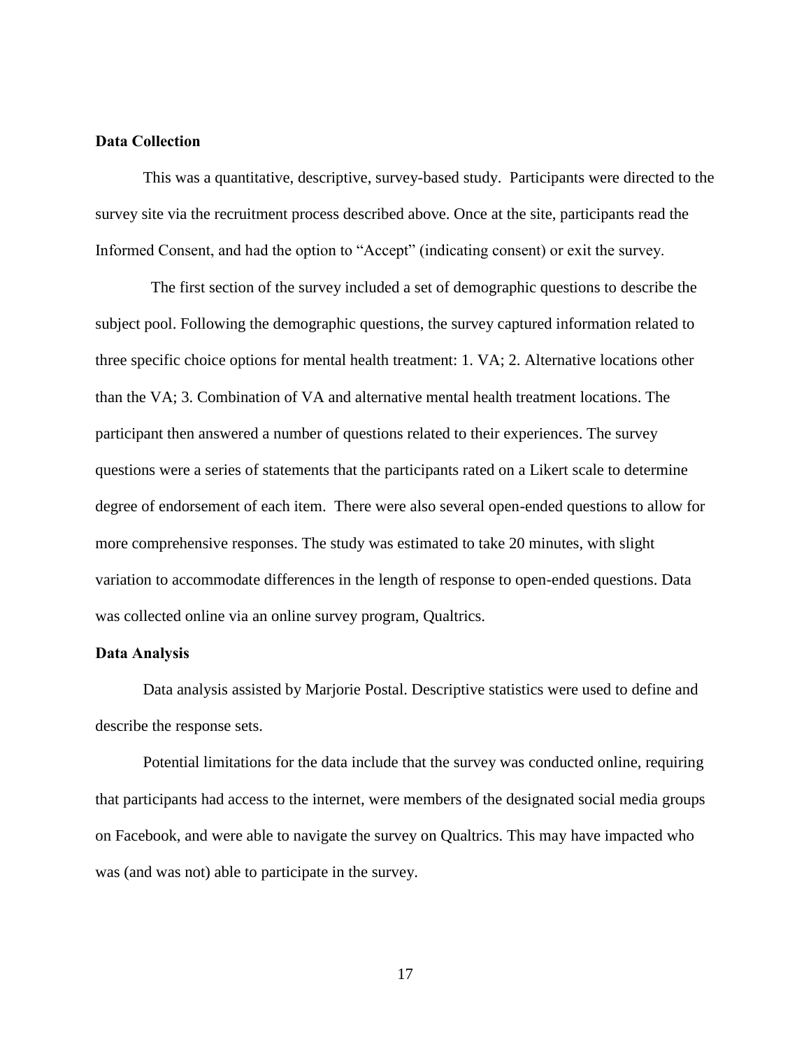**Data Collection**

This was a quantitative, descriptive, survey-based study. Participants were directed to the survey site via the recruitment process described above. Once at the site, participants read the Informed Consent, and had the option to "Accept" (indicating consent) or exit the survey.

The first section of the survey included a set of demographic questions to describe the subject pool. Following the demographic questions, the survey captured information related to three specific choice options for mental health treatment: 1. VA; 2. Alternative locations other than the VA; 3. Combination of VA and alternative mental health treatment locations. The participant then answered a number of questions related to their experiences. The survey questions were a series of statements that the participants rated on a Likert scale to determine degree of endorsement of each item. There were also several open-ended questions to allow for more comprehensive responses. The study was estimated to take 20 minutes, with slight variation to accommodate differences in the length of response to open-ended questions. Data was collected online via an online survey program, Qualtrics.

**Data Analysis**

Data analysis assisted by Marjorie Postal. Descriptive statistics were used to define and describe the response sets.

Potential limitations for the data include that the survey was conducted online, requiring that participants had access to the internet, were members of the designated social media groups on Facebook, and were able to navigate the survey on Qualtrics. This may have impacted who was (and was not) able to participate in the survey.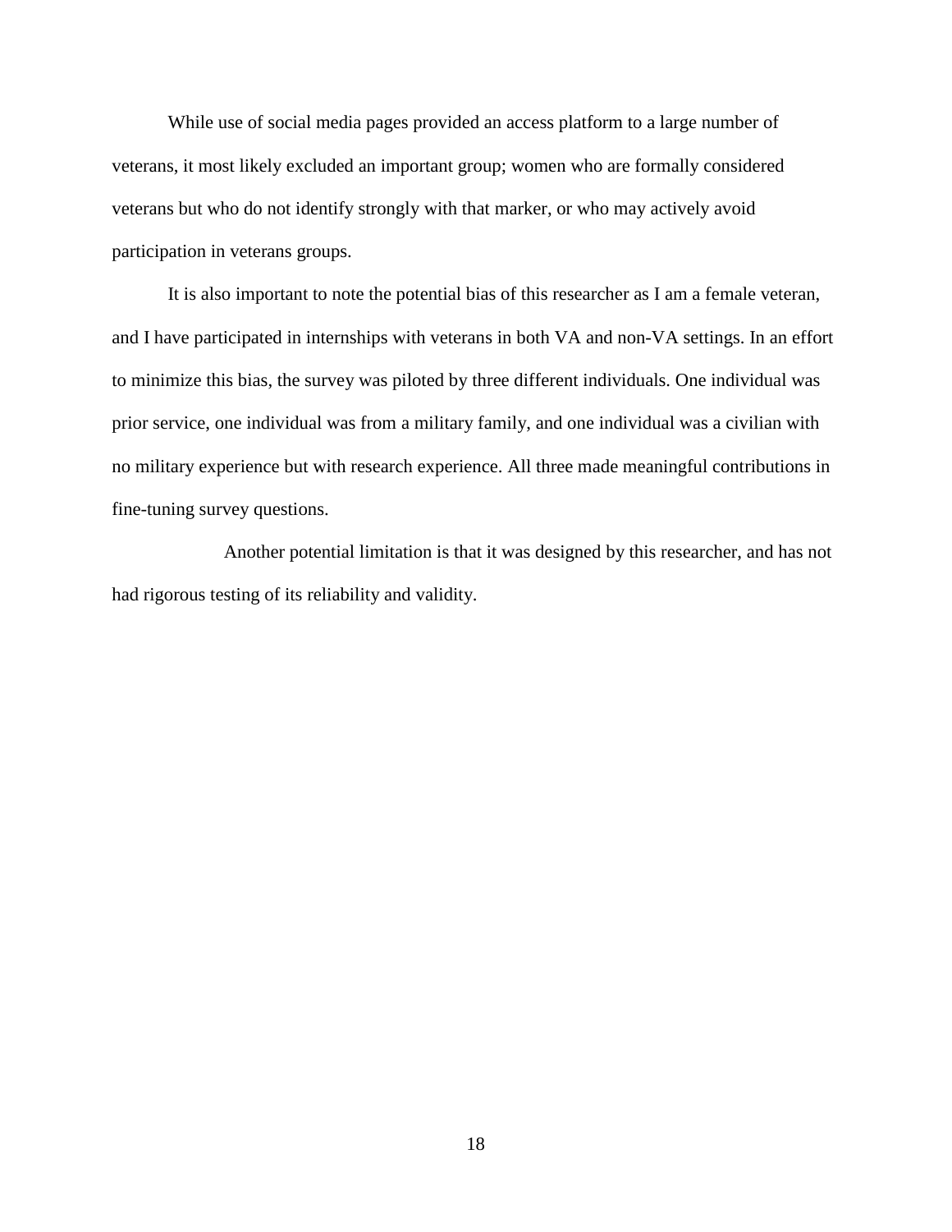While use of social media pages provided an access platform to a large number of veterans, it most likely excluded an important group; women who are formally considered veterans but who do not identify strongly with that marker, or who may actively avoid participation in veterans groups.

It is also important to note the potential bias of this researcher as I am a female veteran, and I have participated in internships with veterans in both VA and non-VA settings. In an effort to minimize this bias, the survey was piloted by three different individuals. One individual was prior service, one individual was from a military family, and one individual was a civilian with no military experience but with research experience. All three made meaningful contributions in fine-tuning survey questions.

Another potential limitation is that it was designed by this researcher, and has not had rigorous testing of its reliability and validity.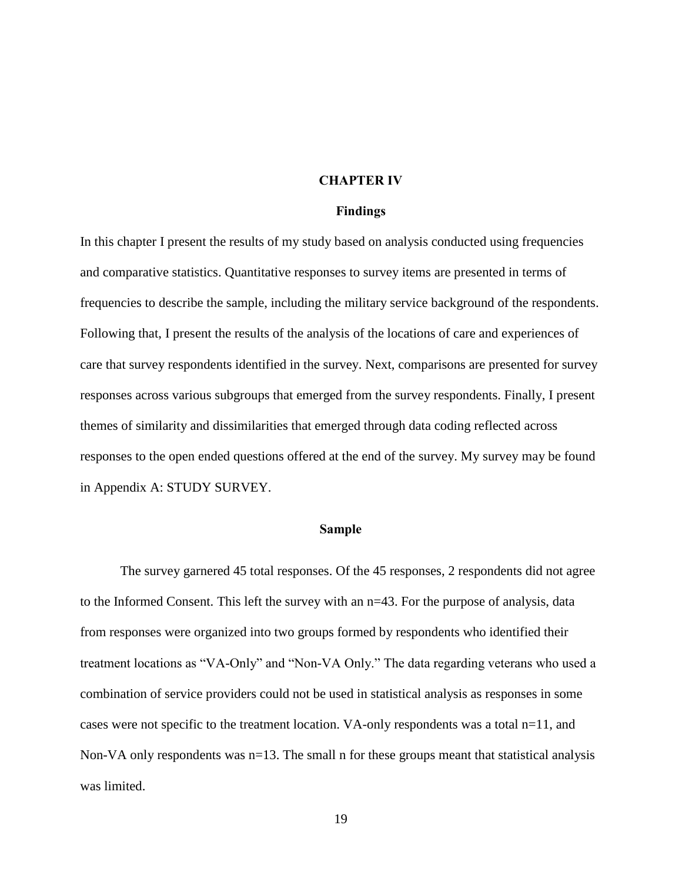# CHAPTER IV

## Findings

In this chapter I present the results of my study based on analysis conducted using frequencies and comparative statistics. Quantitative responses to survey items are presented in terms of frequencies to describe the sample, including the military service background of the respondents. Following that, I present the results of the analysis of the locations of care and experiences of care that survey respondents identified in the survey. Next, comparisons are presented for survey responses across various subgroups that emerged from the survey respondents. Finally, I present themes of similarity and dissimilarities that emerged through data coding reflected across responses to the open ended questions offered at the end of the survey. My survey may be found in Appendix A: STUDY SURVEY.

## Sample

The survey garnered 45 total responses. Of the 45 responses, 2 respondents did not agree to the Informed Consent. This left the survey with an n=43. For the purpose of analysis, data from responses were organized into two groups formed by respondents who identified their treatment locations as "VA-Only" and "Non-VA Only." The data regarding veterans who used a combination of service providers could not be used in statistical analysis as responses in some cases were not specific to the treatment location. VA-only respondents was a total n=11, and Non-VA only respondents was n=13. The small n for these groups meant that statistical analysis was limited.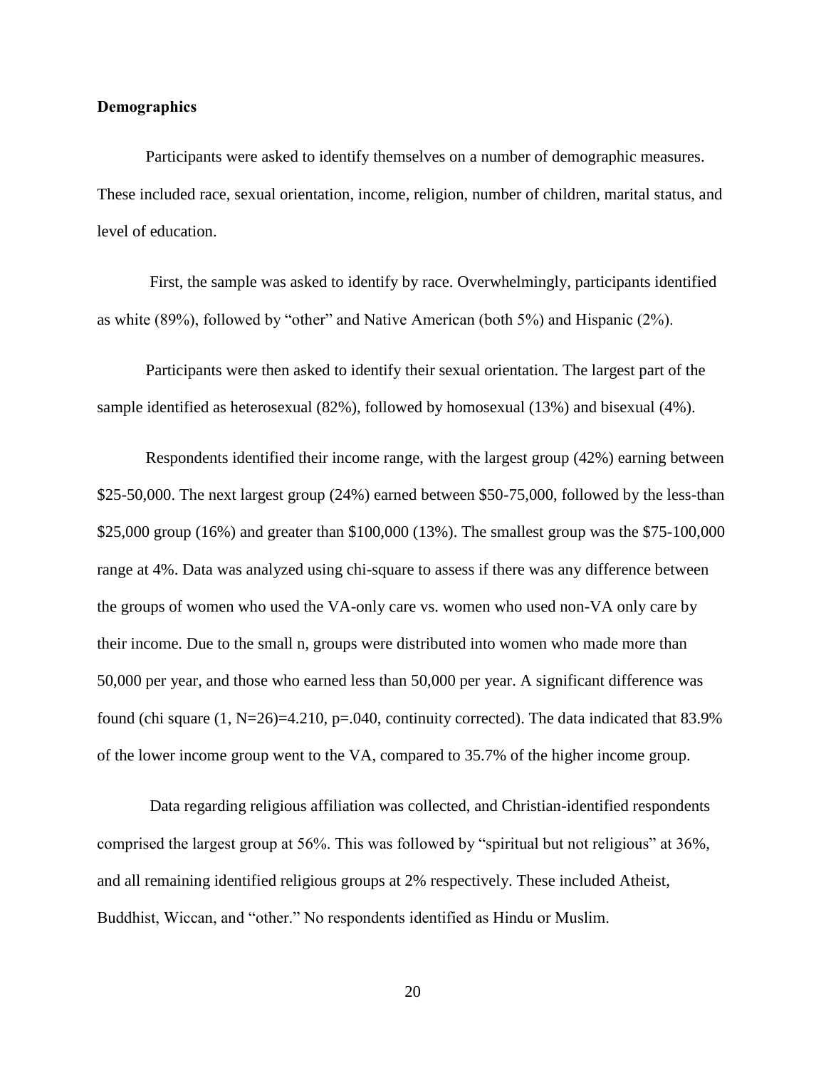**Demographics**

Participants were asked to identify themselves on a number of demographic measures. These included race, sexual orientation, income, religion, number of children, marital status, and level of education.

First, the sample was asked to identify by race. Overwhelmingly, participants identified as white (89%), followed by "other" and Native American (both 5%) and Hispanic (2%).

Participants were then asked to identify their sexual orientation. The largest part of the sample identified as heterosexual (82%), followed by homosexual (13%) and bisexual (4%).

Respondents identified their income range, with the largest group (42%) earning between \$25-50,000. The next largest group (24%) earned between \$50-75,000, followed by the less-than \$25,000 group (16%) and greater than \$100,000 (13%). The smallest group was the \$75-100,000 range at 4%. Data was analyzed using chi-square to assess if there was any difference between the groups of women who used the VA-only care vs. women who used non-VA only care by their income. Due to the small n, groups were distributed into women who made more than 50,000 per year, and those who earned less than 50,000 per year. A significant difference was found (chi square $(1, N=26)=4.210$, $p=.040$, continuity corrected). The data indicated that 83.9% of the lower income group went to the VA, compared to 35.7% of the higher income group.

Data regarding religious affiliation was collected, and Christian-identified respondents comprised the largest group at 56%. This was followed by "spiritual but not religious" at 36%, and all remaining identified religious groups at 2% respectively. These included Atheist, Buddhist, Wiccan, and "other." No respondents identified as Hindu or Muslim.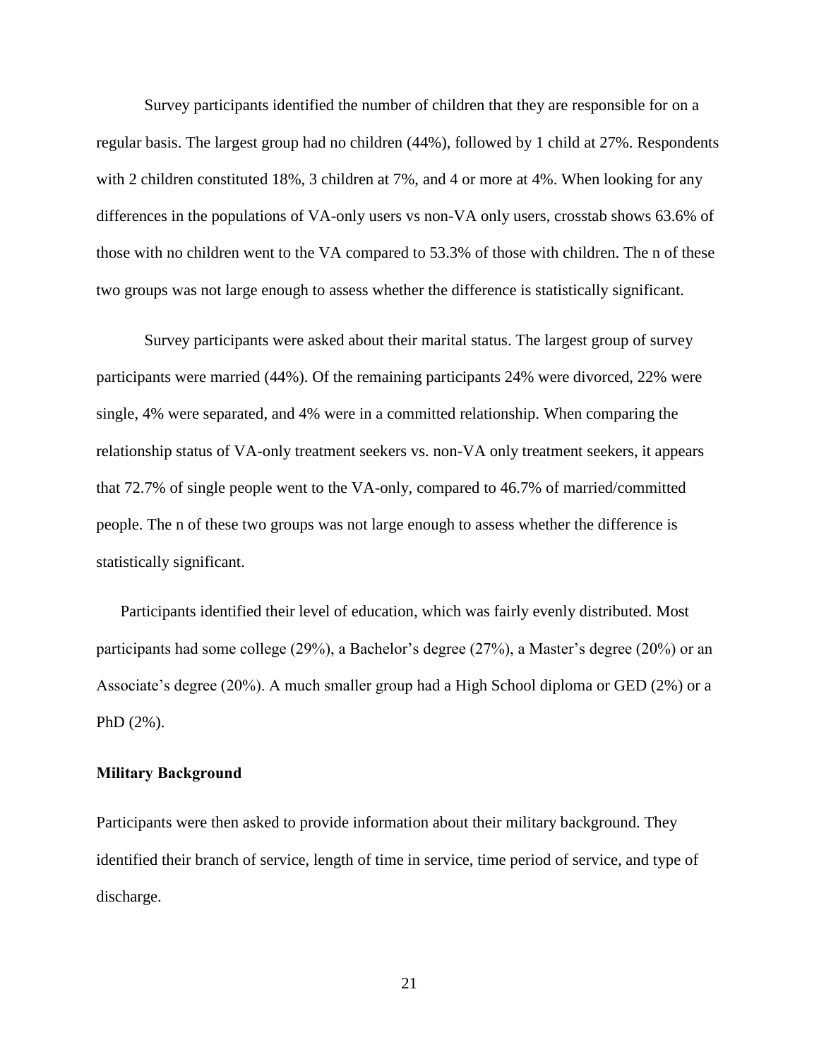Survey participants identified the number of children that they are responsible for on a regular basis. The largest group had no children (44%), followed by 1 child at 27%. Respondents with 2 children constituted 18%, 3 children at 7%, and 4 or more at 4%. When looking for any differences in the populations of VA-only users vs non-VA only users, crosstab shows 63.6% of those with no children went to the VA compared to 53.3% of those with children. The n of these two groups was not large enough to assess whether the difference is statistically significant.

Survey participants were asked about their marital status. The largest group of survey participants were married (44%). Of the remaining participants 24% were divorced, 22% were single, 4% were separated, and 4% were in a committed relationship. When comparing the relationship status of VA-only treatment seekers vs. non-VA only treatment seekers, it appears that 72.7% of single people went to the VA-only, compared to 46.7% of married/committed people. The n of these two groups was not large enough to assess whether the difference is statistically significant.

Participants identified their level of education, which was fairly evenly distributed. Most participants had some college (29%), a Bachelor's degree (27%), a Master's degree (20%) or an Associate's degree (20%). A much smaller group had a High School diploma or GED (2%) or a PhD (2%).

**Military Background**

Participants were then asked to provide information about their military background. They identified their branch of service, length of time in service, time period of service, and type of discharge.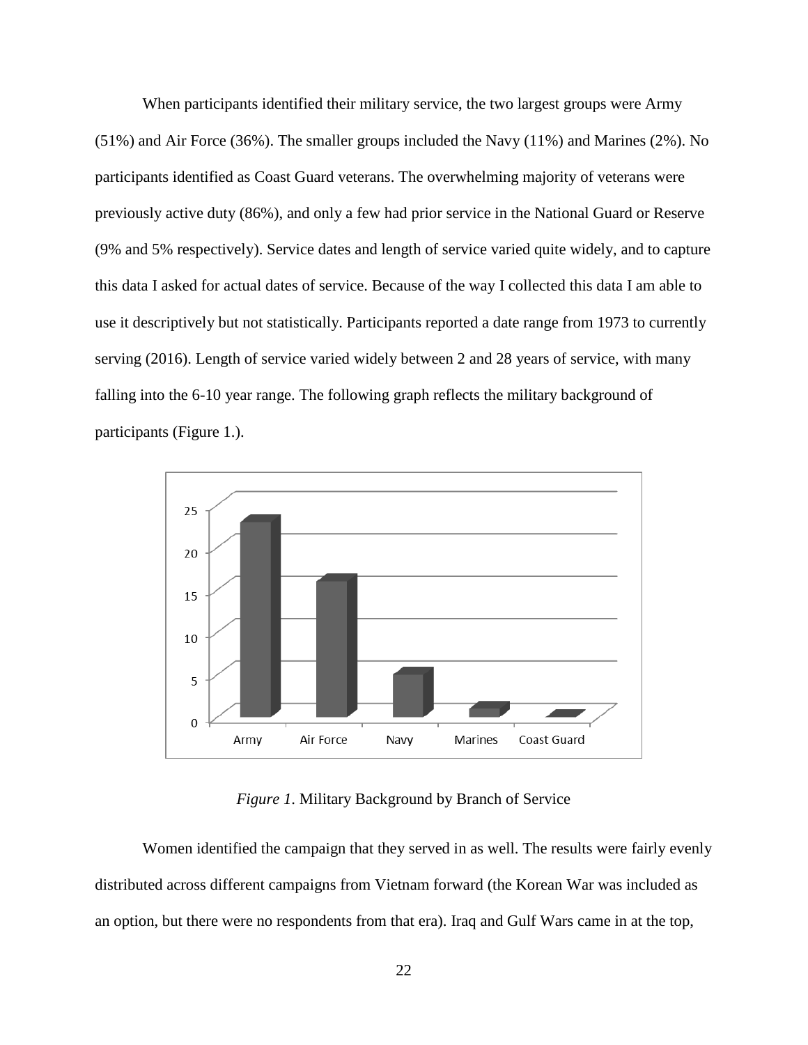When participants identified their military service, the two largest groups were Army (51%) and Air Force (36%). The smaller groups included the Navy (11%) and Marines (2%). No participants identified as Coast Guard veterans. The overwhelming majority of veterans were previously active duty (86%), and only a few had prior service in the National Guard or Reserve (9% and 5% respectively). Service dates and length of service varied quite widely, and to capture this data I asked for actual dates of service. Because of the way I collected this data I am able to use it descriptively but not statistically. Participants reported a date range from 1973 to currently serving (2016). Length of service varied widely between 2 and 28 years of service, with many falling into the 6-10 year range. The following graph reflects the military background of participants (Figure 1.).

*Figure 1*. Military Background by Branch of Service

Women identified the campaign that they served in as well. The results were fairly evenly distributed across different campaigns from Vietnam forward (the Korean War was included as an option, but there were no respondents from that era). Iraq and Gulf Wars came in at the top,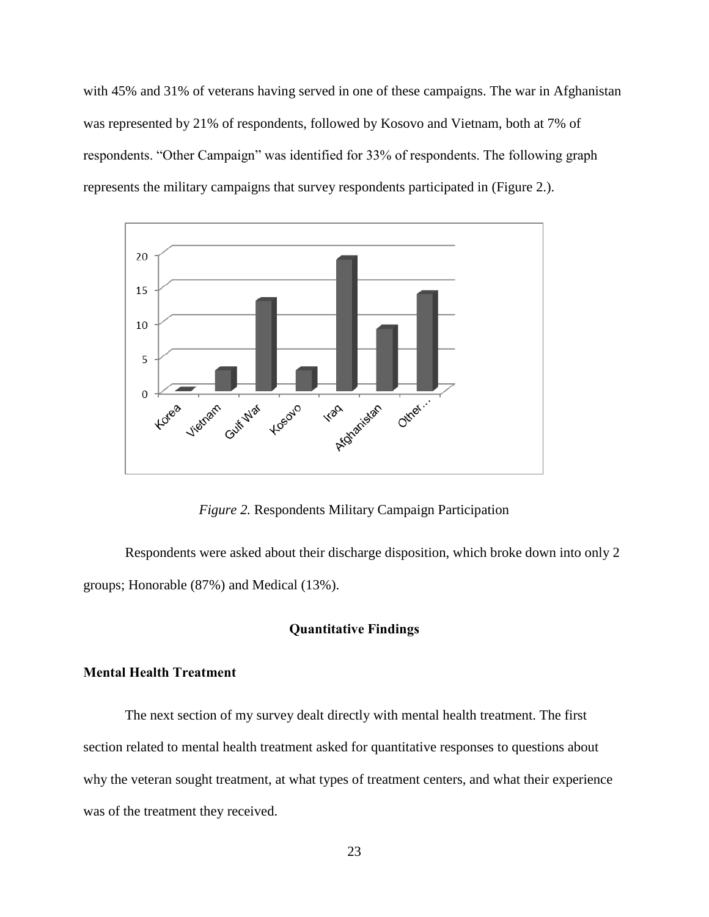with 45% and 31% of veterans having served in one of these campaigns. The war in Afghanistan was represented by 21% of respondents, followed by Kosovo and Vietnam, both at 7% of respondents. "Other Campaign" was identified for 33% of respondents. The following graph represents the military campaigns that survey respondents participated in (Figure 2.).

*Figure 2.* Respondents Military Campaign Participation

Respondents were asked about their discharge disposition, which broke down into only 2 groups; Honorable (87%) and Medical (13%).

## Quantitative Findings

### Mental Health Treatment

The next section of my survey dealt directly with mental health treatment. The first section related to mental health treatment asked for quantitative responses to questions about why the veteran sought treatment, at what types of treatment centers, and what their experience was of the treatment they received.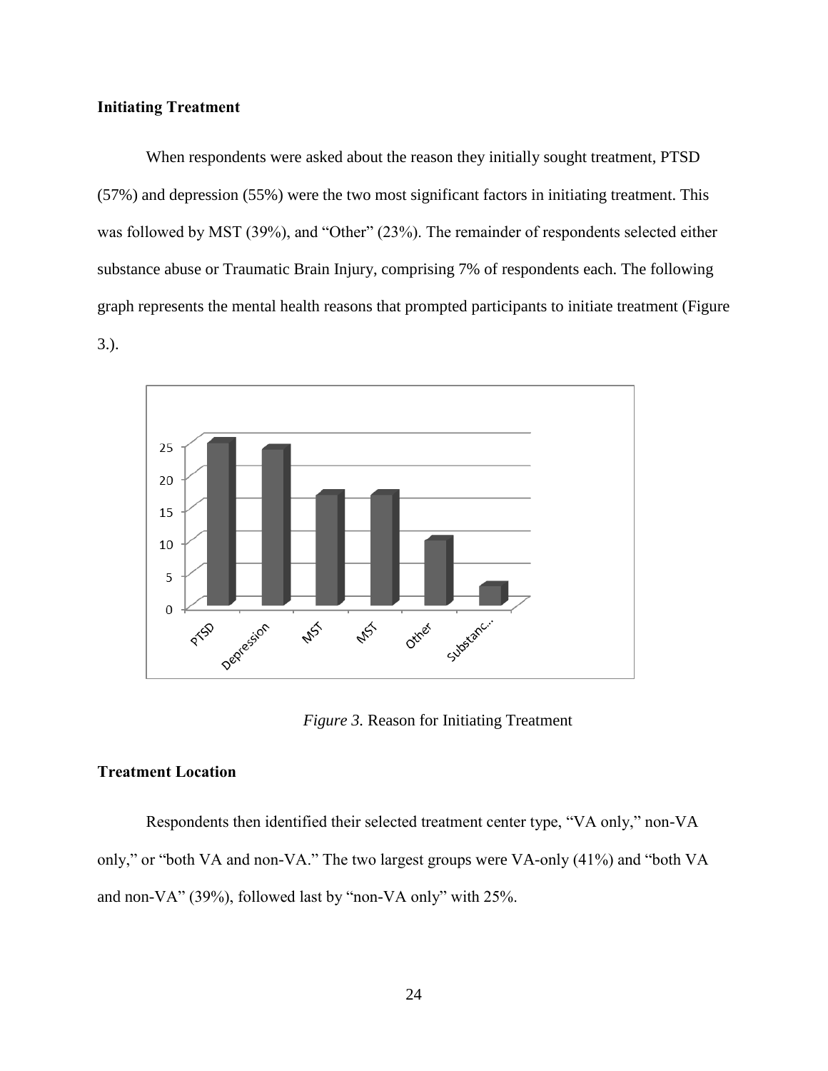### Initiating Treatment

When respondents were asked about the reason they initially sought treatment, PTSD (57%) and depression (55%) were the two most significant factors in initiating treatment. This was followed by MST (39%), and "Other" (23%). The remainder of respondents selected either substance abuse or Traumatic Brain Injury, comprising 7% of respondents each. The following graph represents the mental health reasons that prompted participants to initiate treatment (Figure 3.).

*Figure 3.* Reason for Initiating Treatment

### Treatment Location

Respondents then identified their selected treatment center type, "VA only," non-VA only," or "both VA and non-VA." The two largest groups were VA-only (41%) and "both VA and non-VA" (39%), followed last by "non-VA only" with 25%.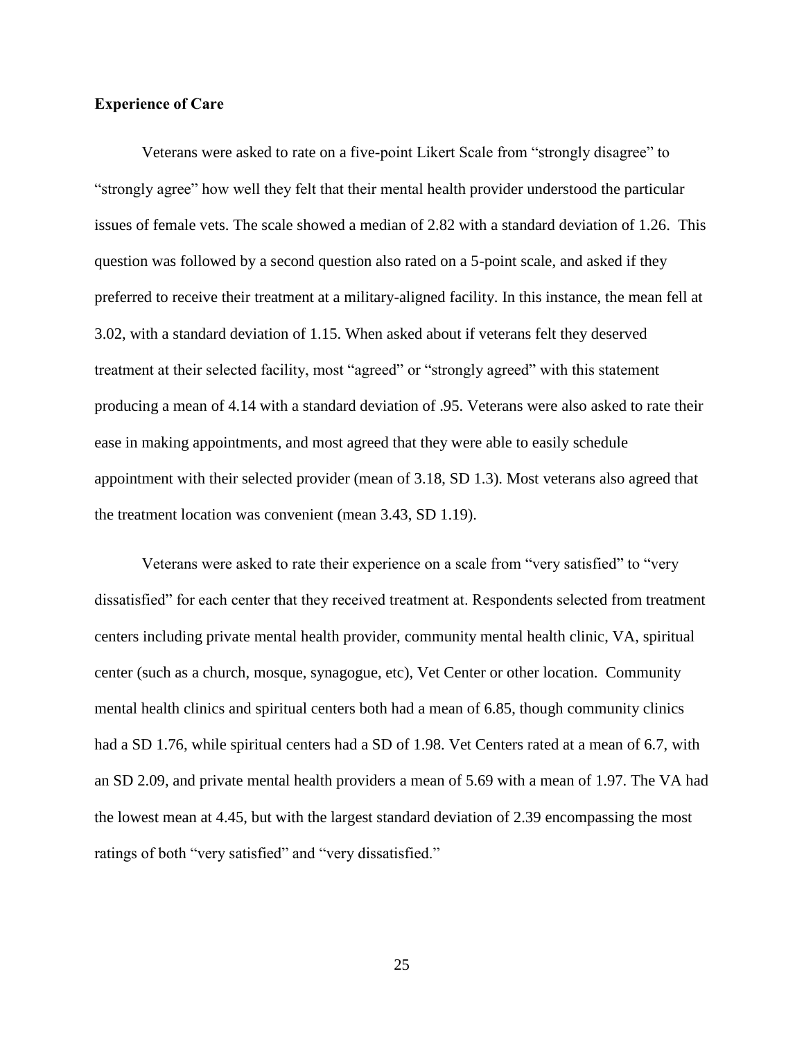**Experience of Care**

Veterans were asked to rate on a five-point Likert Scale from “strongly disagree” to “strongly agree” how well they felt that their mental health provider understood the particular issues of female vets. The scale showed a median of 2.82 with a standard deviation of 1.26. This question was followed by a second question also rated on a 5-point scale, and asked if they preferred to receive their treatment at a military-aligned facility. In this instance, the mean fell at 3.02, with a standard deviation of 1.15. When asked about if veterans felt they deserved treatment at their selected facility, most “agreed” or “strongly agreed” with this statement producing a mean of 4.14 with a standard deviation of .95. Veterans were also asked to rate their ease in making appointments, and most agreed that they were able to easily schedule appointment with their selected provider (mean of 3.18, SD 1.3). Most veterans also agreed that the treatment location was convenient (mean 3.43, SD 1.19).

Veterans were asked to rate their experience on a scale from “very satisfied” to “very dissatisfied” for each center that they received treatment at. Respondents selected from treatment centers including private mental health provider, community mental health clinic, VA, spiritual center (such as a church, mosque, synagogue, etc), Vet Center or other location. Community mental health clinics and spiritual centers both had a mean of 6.85, though community clinics had a SD 1.76, while spiritual centers had a SD of 1.98. Vet Centers rated at a mean of 6.7, with an SD 2.09, and private mental health providers a mean of 5.69 with a mean of 1.97. The VA had the lowest mean at 4.45, but with the largest standard deviation of 2.39 encompassing the most ratings of both “very satisfied” and “very dissatisfied.”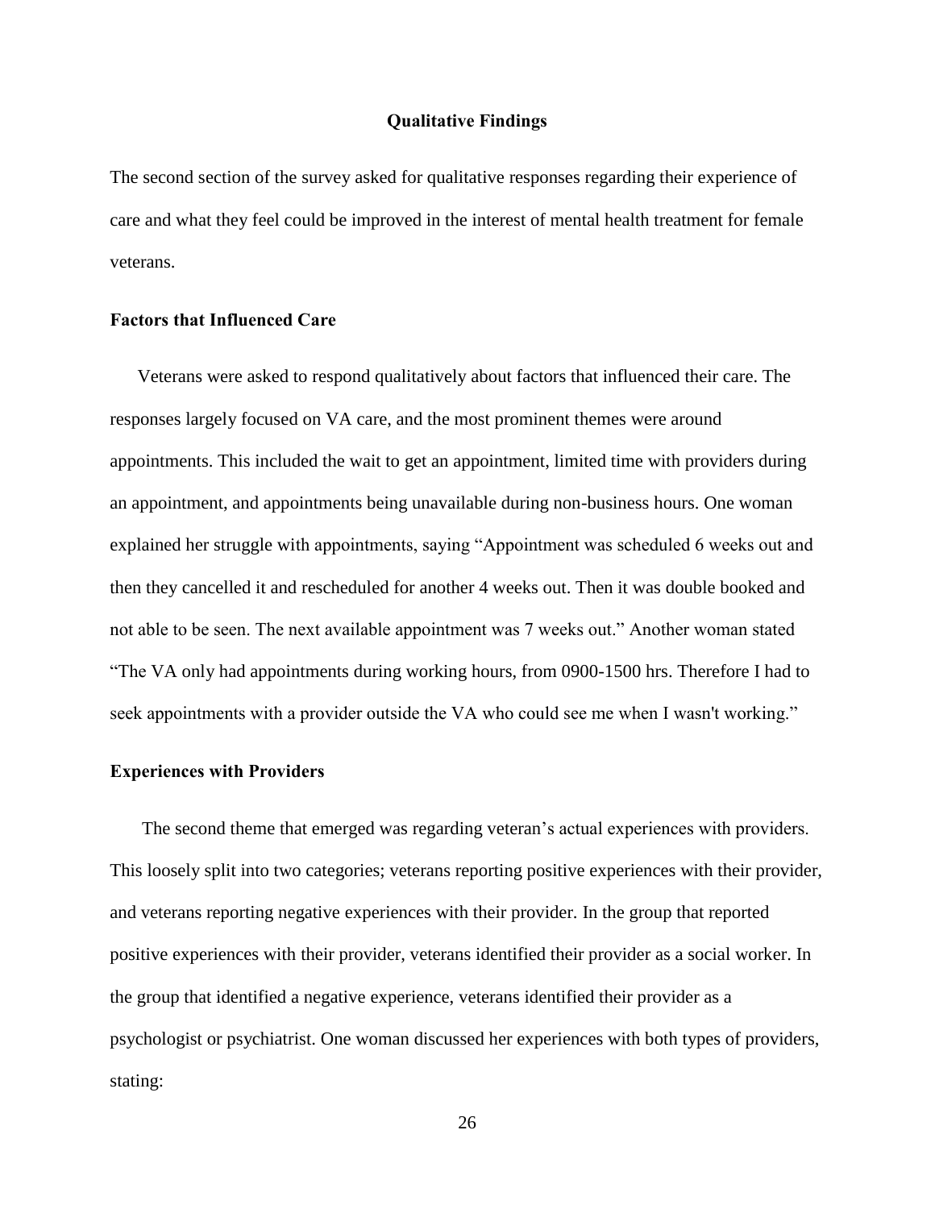## Qualitative Findings

The second section of the survey asked for qualitative responses regarding their experience of care and what they feel could be improved in the interest of mental health treatment for female veterans.

### Factors that Influenced Care

Veterans were asked to respond qualitatively about factors that influenced their care. The responses largely focused on VA care, and the most prominent themes were around appointments. This included the wait to get an appointment, limited time with providers during an appointment, and appointments being unavailable during non-business hours. One woman explained her struggle with appointments, saying “Appointment was scheduled 6 weeks out and then they cancelled it and rescheduled for another 4 weeks out. Then it was double booked and not able to be seen. The next available appointment was 7 weeks out.” Another woman stated “The VA only had appointments during working hours, from 0900-1500 hrs. Therefore I had to seek appointments with a provider outside the VA who could see me when I wasn't working.”

### Experiences with Providers

The second theme that emerged was regarding veteran’s actual experiences with providers. This loosely split into two categories; veterans reporting positive experiences with their provider, and veterans reporting negative experiences with their provider. In the group that reported positive experiences with their provider, veterans identified their provider as a social worker. In the group that identified a negative experience, veterans identified their provider as a psychologist or psychiatrist. One woman discussed her experiences with both types of providers, stating: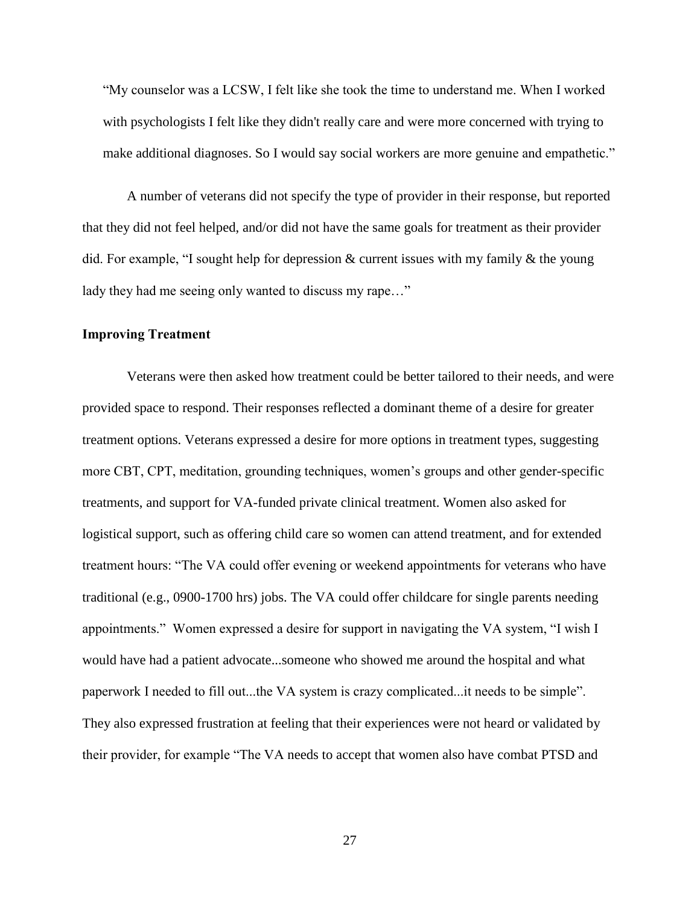"My counselor was a LCSW, I felt like she took the time to understand me. When I worked with psychologists I felt like they didn't really care and were more concerned with trying to make additional diagnoses. So I would say social workers are more genuine and empathetic."

A number of veterans did not specify the type of provider in their response, but reported that they did not feel helped, and/or did not have the same goals for treatment as their provider did. For example, "I sought help for depression & current issues with my family & the young lady they had me seeing only wanted to discuss my rape…"

**Improving Treatment**

Veterans were then asked how treatment could be better tailored to their needs, and were provided space to respond. Their responses reflected a dominant theme of a desire for greater treatment options. Veterans expressed a desire for more options in treatment types, suggesting more CBT, CPT, meditation, grounding techniques, women's groups and other gender-specific treatments, and support for VA-funded private clinical treatment. Women also asked for logistical support, such as offering child care so women can attend treatment, and for extended treatment hours: "The VA could offer evening or weekend appointments for veterans who have traditional (e.g., 0900-1700 hrs) jobs. The VA could offer childcare for single parents needing appointments." Women expressed a desire for support in navigating the VA system, "I wish I would have had a patient advocate...someone who showed me around the hospital and what paperwork I needed to fill out...the VA system is crazy complicated...it needs to be simple". They also expressed frustration at feeling that their experiences were not heard or validated by their provider, for example "The VA needs to accept that women also have combat PTSD and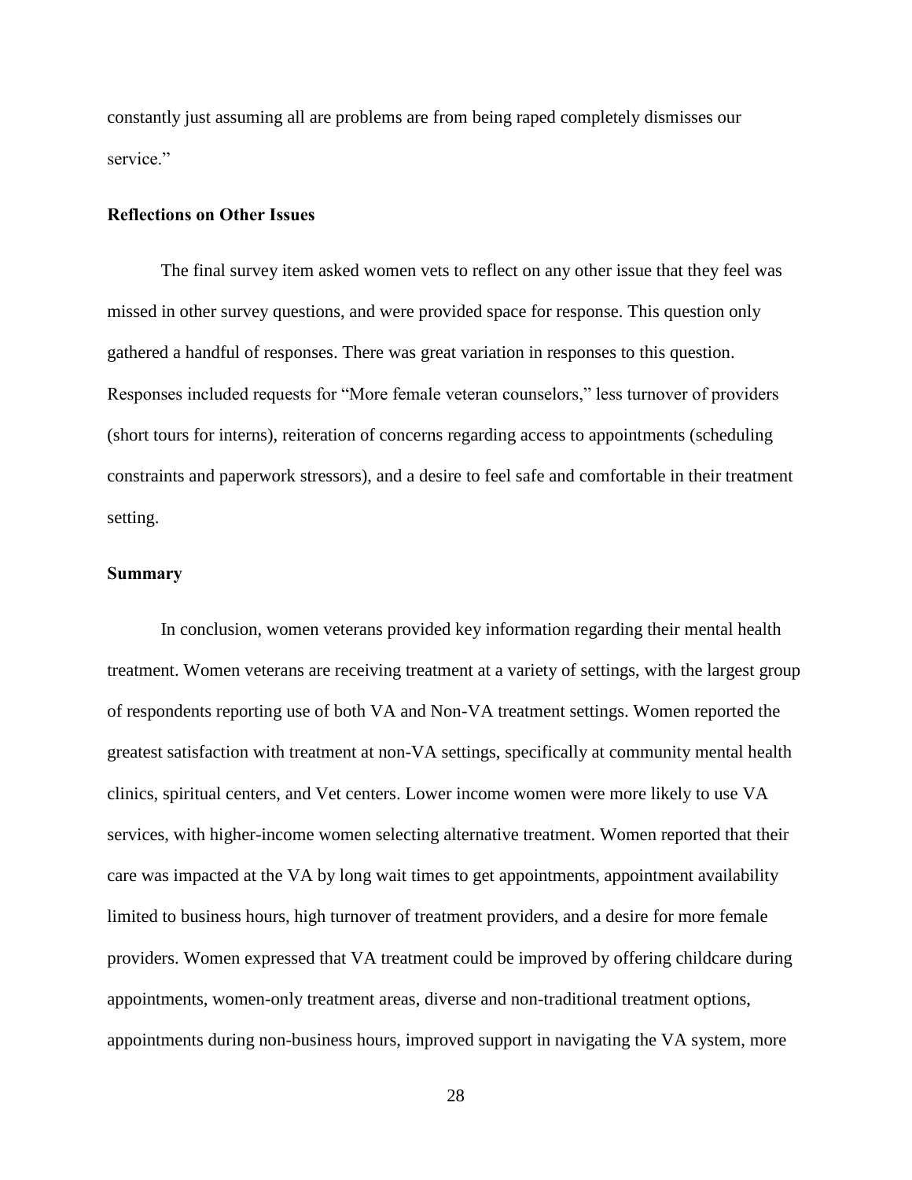constantly just assuming all are problems are from being raped completely dismisses our service."

### Reflections on Other Issues

The final survey item asked women vets to reflect on any other issue that they feel was missed in other survey questions, and were provided space for response. This question only gathered a handful of responses. There was great variation in responses to this question. Responses included requests for "More female veteran counselors," less turnover of providers (short tours for interns), reiteration of concerns regarding access to appointments (scheduling constraints and paperwork stressors), and a desire to feel safe and comfortable in their treatment setting.

### Summary

In conclusion, women veterans provided key information regarding their mental health treatment. Women veterans are receiving treatment at a variety of settings, with the largest group of respondents reporting use of both VA and Non-VA treatment settings. Women reported the greatest satisfaction with treatment at non-VA settings, specifically at community mental health clinics, spiritual centers, and Vet centers. Lower income women were more likely to use VA services, with higher-income women selecting alternative treatment. Women reported that their care was impacted at the VA by long wait times to get appointments, appointment availability limited to business hours, high turnover of treatment providers, and a desire for more female providers. Women expressed that VA treatment could be improved by offering childcare during appointments, women-only treatment areas, diverse and non-traditional treatment options, appointments during non-business hours, improved support in navigating the VA system, more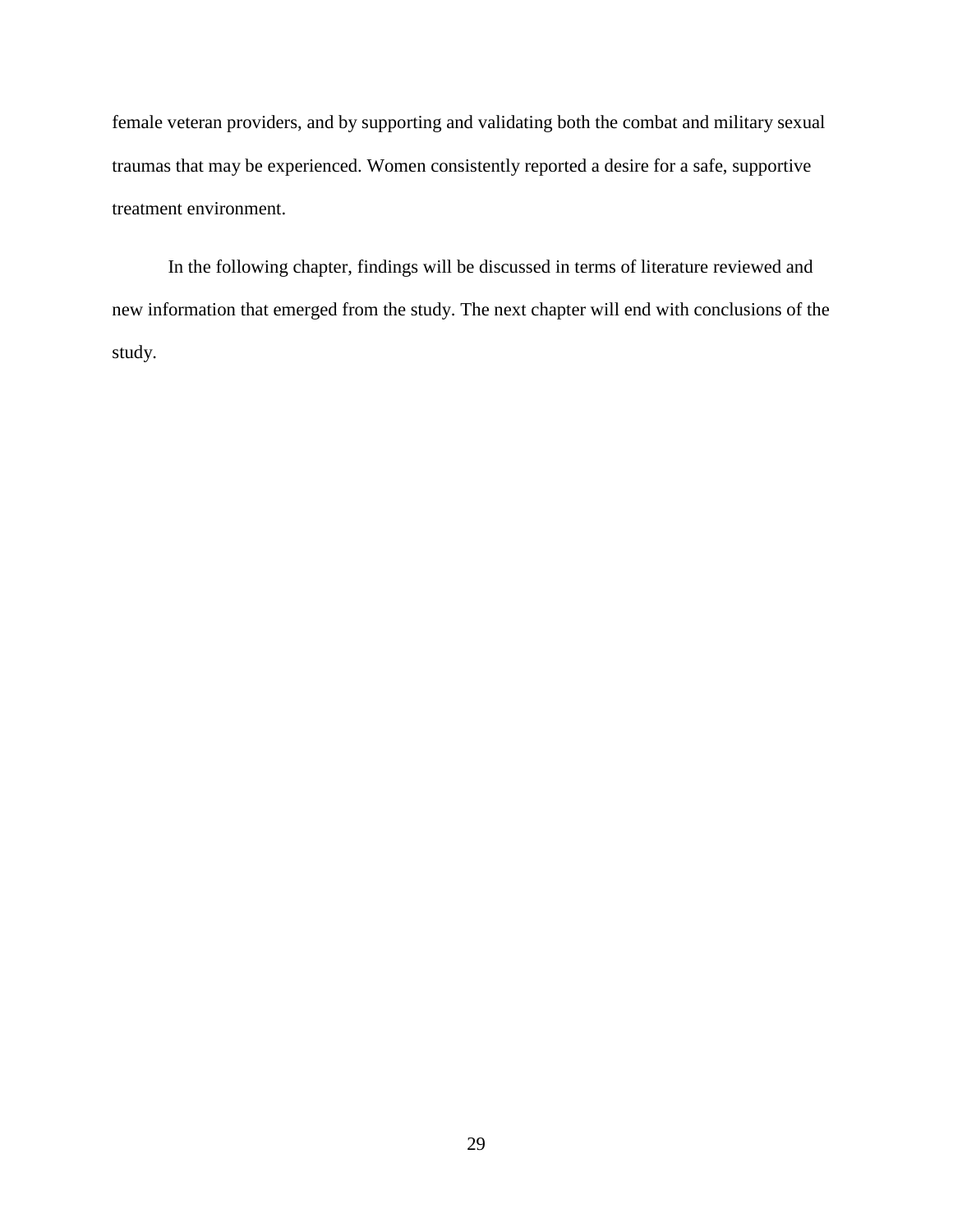female veteran providers, and by supporting and validating both the combat and military sexual traumas that may be experienced. Women consistently reported a desire for a safe, supportive treatment environment.

In the following chapter, findings will be discussed in terms of literature reviewed and new information that emerged from the study. The next chapter will end with conclusions of the study.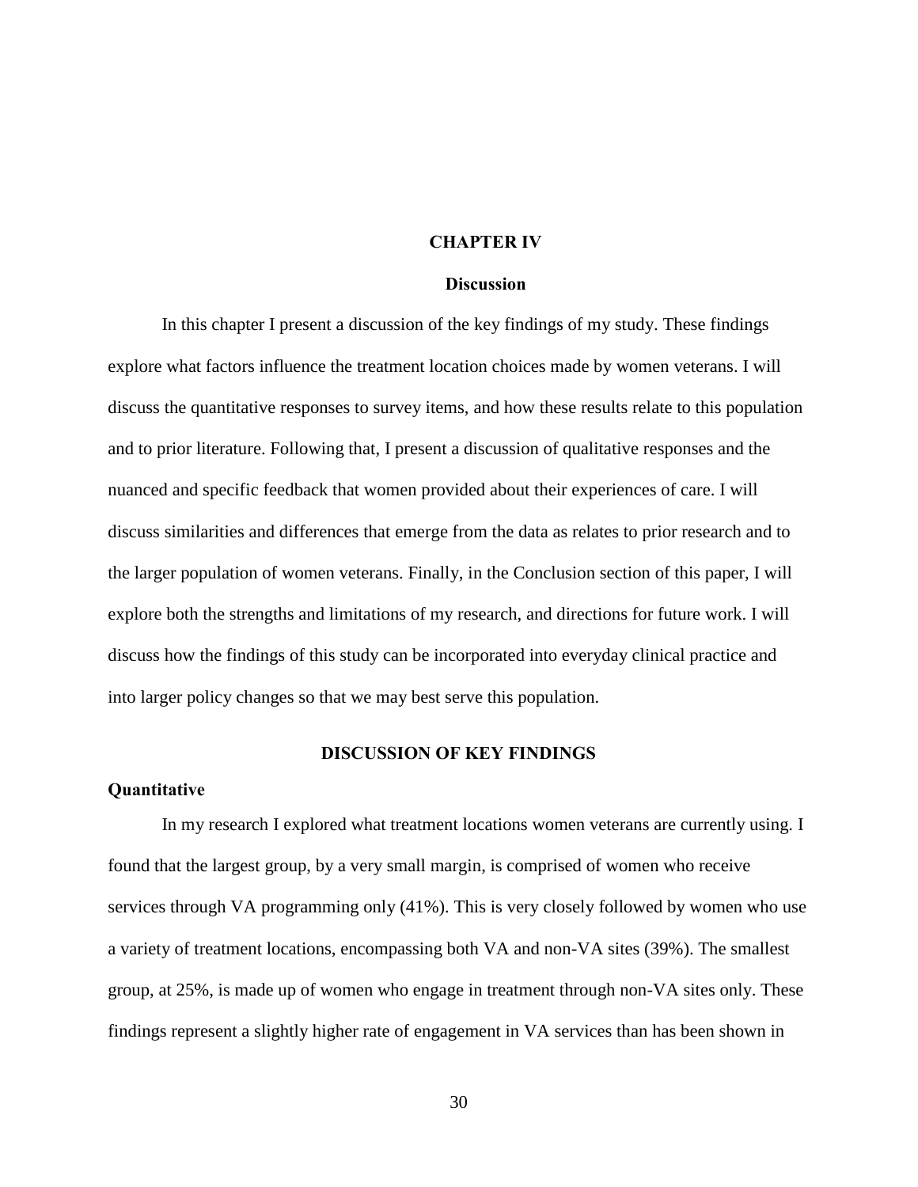# CHAPTER IV

## Discussion

In this chapter I present a discussion of the key findings of my study. These findings explore what factors influence the treatment location choices made by women veterans. I will discuss the quantitative responses to survey items, and how these results relate to this population and to prior literature. Following that, I present a discussion of qualitative responses and the nuanced and specific feedback that women provided about their experiences of care. I will discuss similarities and differences that emerge from the data as relates to prior research and to the larger population of women veterans. Finally, in the Conclusion section of this paper, I will explore both the strengths and limitations of my research, and directions for future work. I will discuss how the findings of this study can be incorporated into everyday clinical practice and into larger policy changes so that we may best serve this population.

## DISCUSSION OF KEY FINDINGS

### Quantitative

In my research I explored what treatment locations women veterans are currently using. I found that the largest group, by a very small margin, is comprised of women who receive services through VA programming only (41%). This is very closely followed by women who use a variety of treatment locations, encompassing both VA and non-VA sites (39%). The smallest group, at 25%, is made up of women who engage in treatment through non-VA sites only. These findings represent a slightly higher rate of engagement in VA services than has been shown in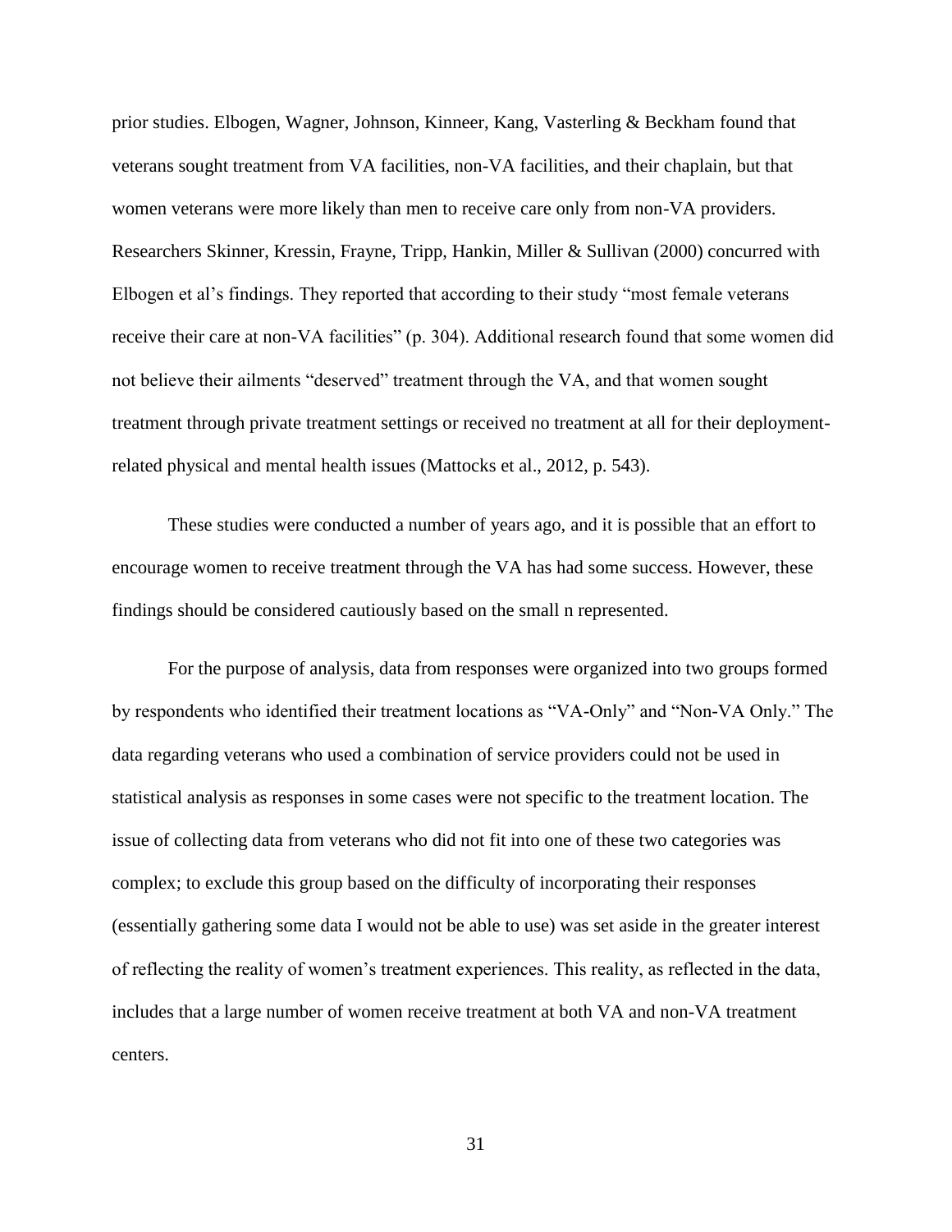prior studies. Elbogen, Wagner, Johnson, Kinneer, Kang, Vasterling & Beckham found that veterans sought treatment from VA facilities, non-VA facilities, and their chaplain, but that women veterans were more likely than men to receive care only from non-VA providers. Researchers Skinner, Kressin, Frayne, Tripp, Hankin, Miller & Sullivan (2000) concurred with Elbogen et al's findings. They reported that according to their study "most female veterans receive their care at non-VA facilities" (p. 304). Additional research found that some women did not believe their ailments "deserved" treatment through the VA, and that women sought treatment through private treatment settings or received no treatment at all for their deployment-related physical and mental health issues (Mattocks et al., 2012, p. 543).

These studies were conducted a number of years ago, and it is possible that an effort to encourage women to receive treatment through the VA has had some success. However, these findings should be considered cautiously based on the small n represented.

For the purpose of analysis, data from responses were organized into two groups formed by respondents who identified their treatment locations as "VA-Only" and "Non-VA Only." The data regarding veterans who used a combination of service providers could not be used in statistical analysis as responses in some cases were not specific to the treatment location. The issue of collecting data from veterans who did not fit into one of these two categories was complex; to exclude this group based on the difficulty of incorporating their responses (essentially gathering some data I would not be able to use) was set aside in the greater interest of reflecting the reality of women's treatment experiences. This reality, as reflected in the data, includes that a large number of women receive treatment at both VA and non-VA treatment centers.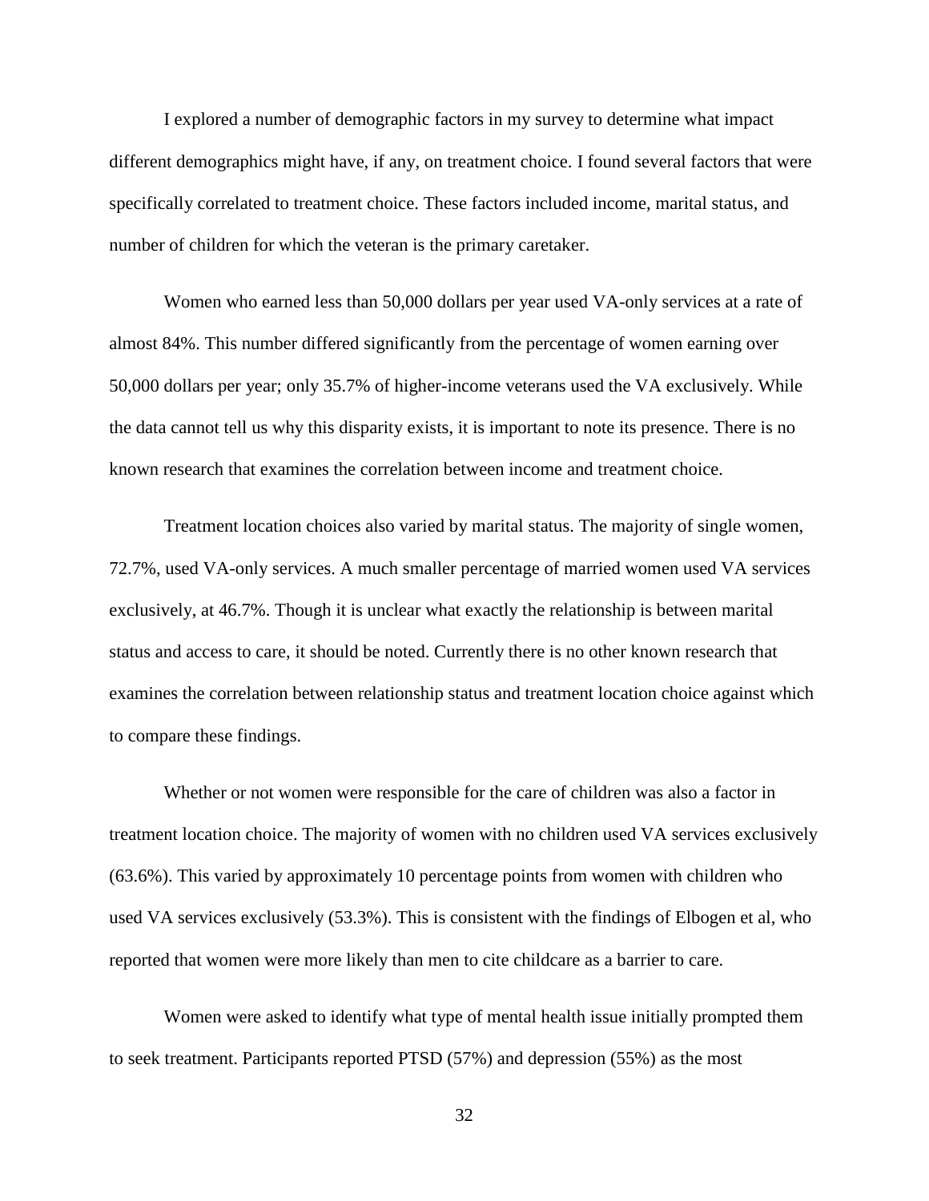I explored a number of demographic factors in my survey to determine what impact different demographics might have, if any, on treatment choice. I found several factors that were specifically correlated to treatment choice. These factors included income, marital status, and number of children for which the veteran is the primary caretaker.

Women who earned less than 50,000 dollars per year used VA-only services at a rate of almost 84%. This number differed significantly from the percentage of women earning over 50,000 dollars per year; only 35.7% of higher-income veterans used the VA exclusively. While the data cannot tell us why this disparity exists, it is important to note its presence. There is no known research that examines the correlation between income and treatment choice.

Treatment location choices also varied by marital status. The majority of single women, 72.7%, used VA-only services. A much smaller percentage of married women used VA services exclusively, at 46.7%. Though it is unclear what exactly the relationship is between marital status and access to care, it should be noted. Currently there is no other known research that examines the correlation between relationship status and treatment location choice against which to compare these findings.

Whether or not women were responsible for the care of children was also a factor in treatment location choice. The majority of women with no children used VA services exclusively (63.6%). This varied by approximately 10 percentage points from women with children who used VA services exclusively (53.3%). This is consistent with the findings of Elbogen et al, who reported that women were more likely than men to cite childcare as a barrier to care.

Women were asked to identify what type of mental health issue initially prompted them to seek treatment. Participants reported PTSD (57%) and depression (55%) as the most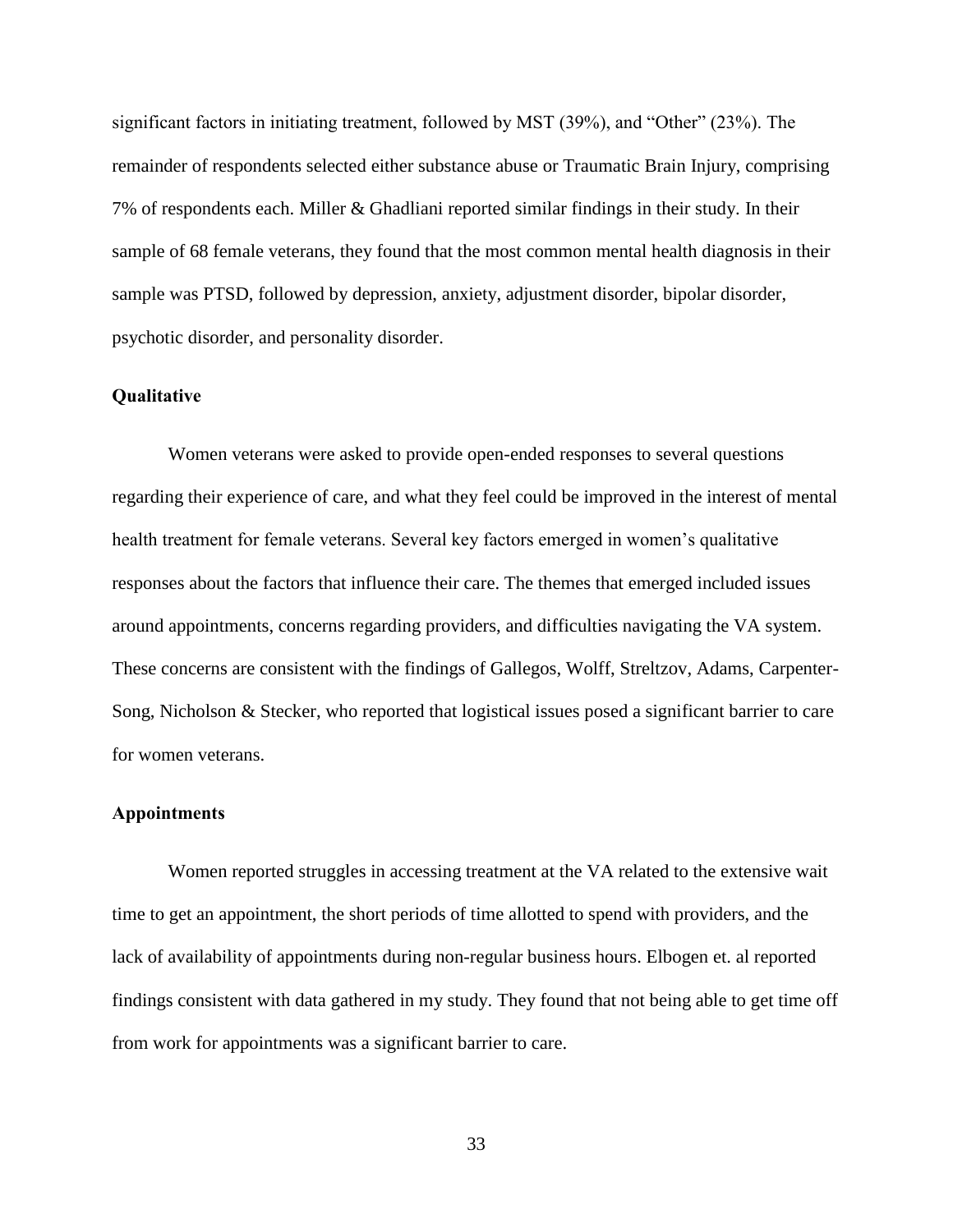significant factors in initiating treatment, followed by MST (39%), and "Other" (23%). The remainder of respondents selected either substance abuse or Traumatic Brain Injury, comprising 7% of respondents each. Miller & Ghadliani reported similar findings in their study. In their sample of 68 female veterans, they found that the most common mental health diagnosis in their sample was PTSD, followed by depression, anxiety, adjustment disorder, bipolar disorder, psychotic disorder, and personality disorder.

### Qualitative

Women veterans were asked to provide open-ended responses to several questions regarding their experience of care, and what they feel could be improved in the interest of mental health treatment for female veterans. Several key factors emerged in women's qualitative responses about the factors that influence their care. The themes that emerged included issues around appointments, concerns regarding providers, and difficulties navigating the VA system. These concerns are consistent with the findings of Gallegos, Wolff, Streltzov, Adams, Carpenter-Song, Nicholson & Stecker, who reported that logistical issues posed a significant barrier to care for women veterans.

### Appointments

Women reported struggles in accessing treatment at the VA related to the extensive wait time to get an appointment, the short periods of time allotted to spend with providers, and the lack of availability of appointments during non-regular business hours. Elbogen et. al reported findings consistent with data gathered in my study. They found that not being able to get time off from work for appointments was a significant barrier to care.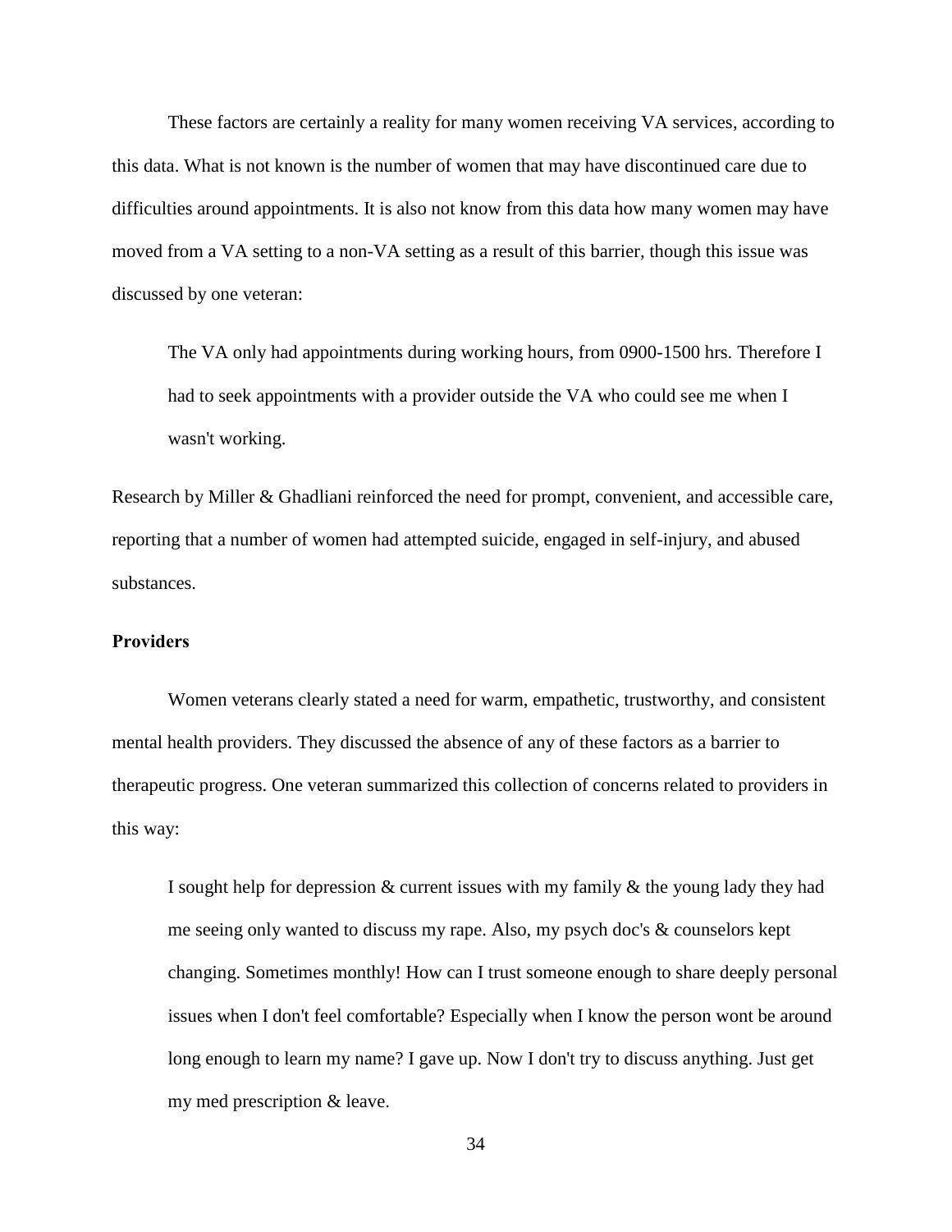These factors are certainly a reality for many women receiving VA services, according to this data. What is not known is the number of women that may have discontinued care due to difficulties around appointments. It is also not know from this data how many women may have moved from a VA setting to a non-VA setting as a result of this barrier, though this issue was discussed by one veteran:

> The VA only had appointments during working hours, from 0900-1500 hrs. Therefore I had to seek appointments with a provider outside the VA who could see me when I wasn't working.

Research by Miller & Ghadliani reinforced the need for prompt, convenient, and accessible care, reporting that a number of women had attempted suicide, engaged in self-injury, and abused substances.

**Providers**

Women veterans clearly stated a need for warm, empathetic, trustworthy, and consistent mental health providers. They discussed the absence of any of these factors as a barrier to therapeutic progress. One veteran summarized this collection of concerns related to providers in this way:

> I sought help for depression & current issues with my family & the young lady they had me seeing only wanted to discuss my rape. Also, my psych doc's & counselors kept changing. Sometimes monthly! How can I trust someone enough to share deeply personal issues when I don't feel comfortable? Especially when I know the person wont be around long enough to learn my name? I gave up. Now I don't try to discuss anything. Just get my med prescription & leave.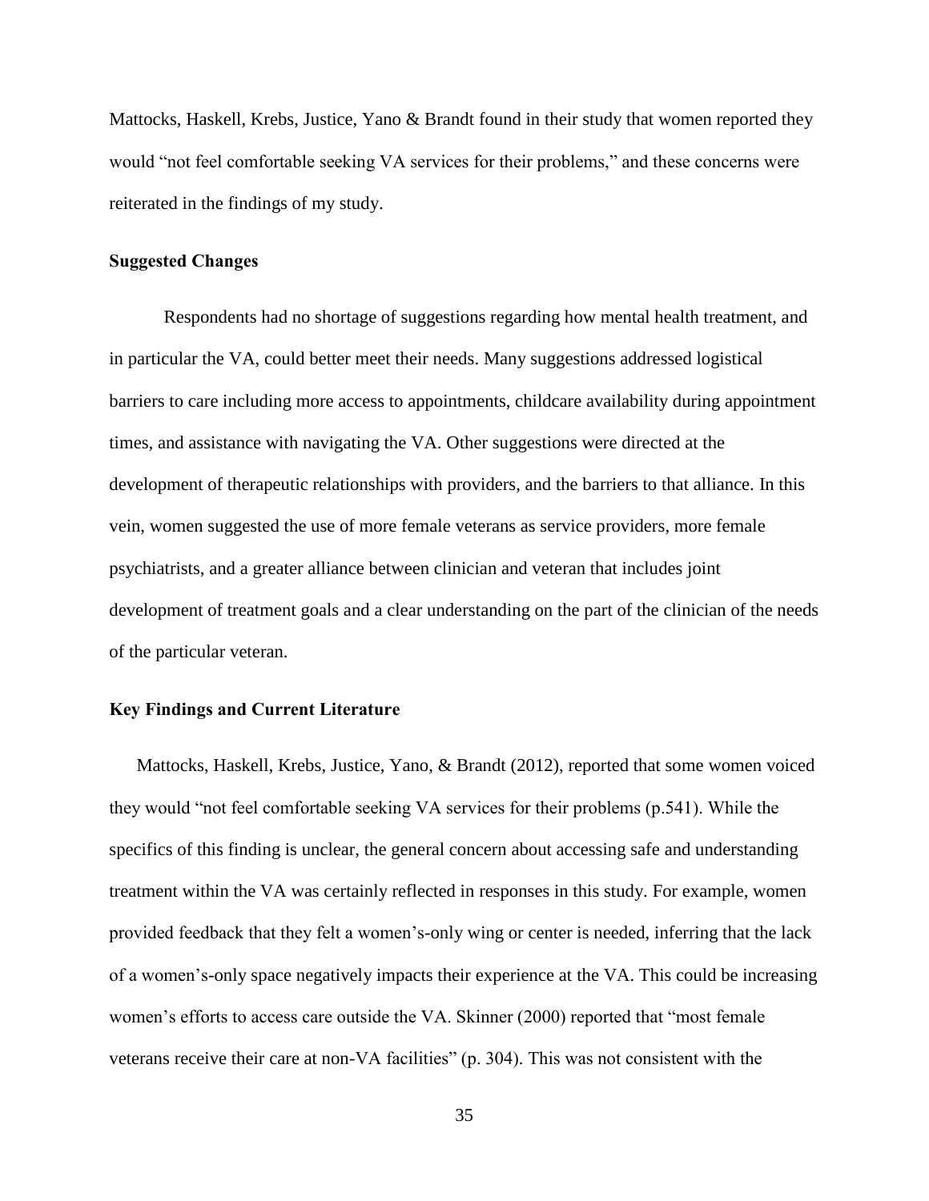Mattocks, Haskell, Krebs, Justice, Yano & Brandt found in their study that women reported they would "not feel comfortable seeking VA services for their problems," and these concerns were reiterated in the findings of my study.

### Suggested Changes

Respondents had no shortage of suggestions regarding how mental health treatment, and in particular the VA, could better meet their needs. Many suggestions addressed logistical barriers to care including more access to appointments, childcare availability during appointment times, and assistance with navigating the VA. Other suggestions were directed at the development of therapeutic relationships with providers, and the barriers to that alliance. In this vein, women suggested the use of more female veterans as service providers, more female psychiatrists, and a greater alliance between clinician and veteran that includes joint development of treatment goals and a clear understanding on the part of the clinician of the needs of the particular veteran.

### Key Findings and Current Literature

Mattocks, Haskell, Krebs, Justice, Yano, & Brandt (2012), reported that some women voiced they would "not feel comfortable seeking VA services for their problems (p.541). While the specifics of this finding is unclear, the general concern about accessing safe and understanding treatment within the VA was certainly reflected in responses in this study. For example, women provided feedback that they felt a women's-only wing or center is needed, inferring that the lack of a women's-only space negatively impacts their experience at the VA. This could be increasing women's efforts to access care outside the VA. Skinner (2000) reported that "most female veterans receive their care at non-VA facilities" (p. 304). This was not consistent with the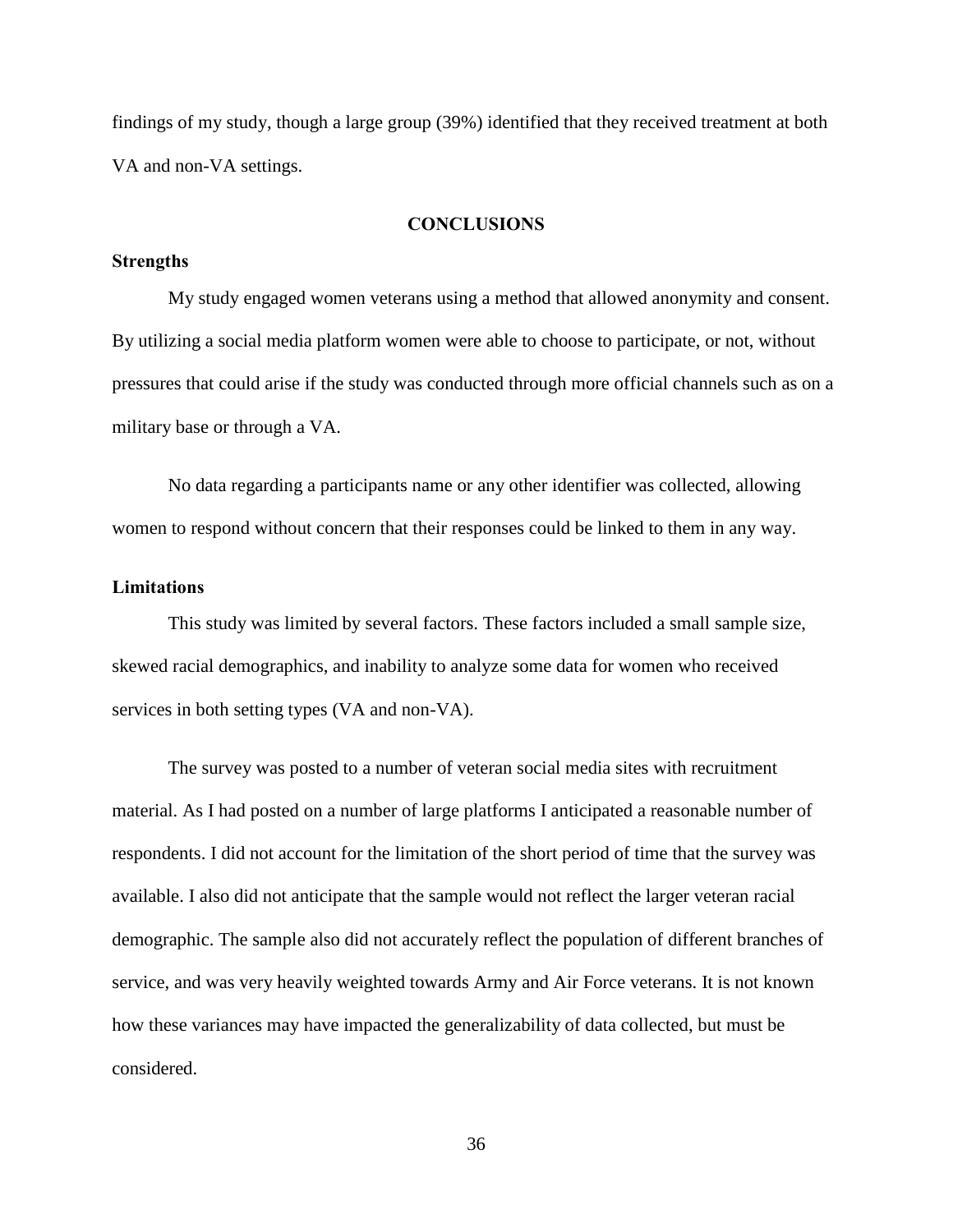findings of my study, though a large group (39%) identified that they received treatment at both VA and non-VA settings.

## CONCLUSIONS

### Strengths

My study engaged women veterans using a method that allowed anonymity and consent. By utilizing a social media platform women were able to choose to participate, or not, without pressures that could arise if the study was conducted through more official channels such as on a military base or through a VA.

No data regarding a participants name or any other identifier was collected, allowing women to respond without concern that their responses could be linked to them in any way.

### Limitations

This study was limited by several factors. These factors included a small sample size, skewed racial demographics, and inability to analyze some data for women who received services in both setting types (VA and non-VA).

The survey was posted to a number of veteran social media sites with recruitment material. As I had posted on a number of large platforms I anticipated a reasonable number of respondents. I did not account for the limitation of the short period of time that the survey was available. I also did not anticipate that the sample would not reflect the larger veteran racial demographic. The sample also did not accurately reflect the population of different branches of service, and was very heavily weighted towards Army and Air Force veterans. It is not known how these variances may have impacted the generalizability of data collected, but must be considered.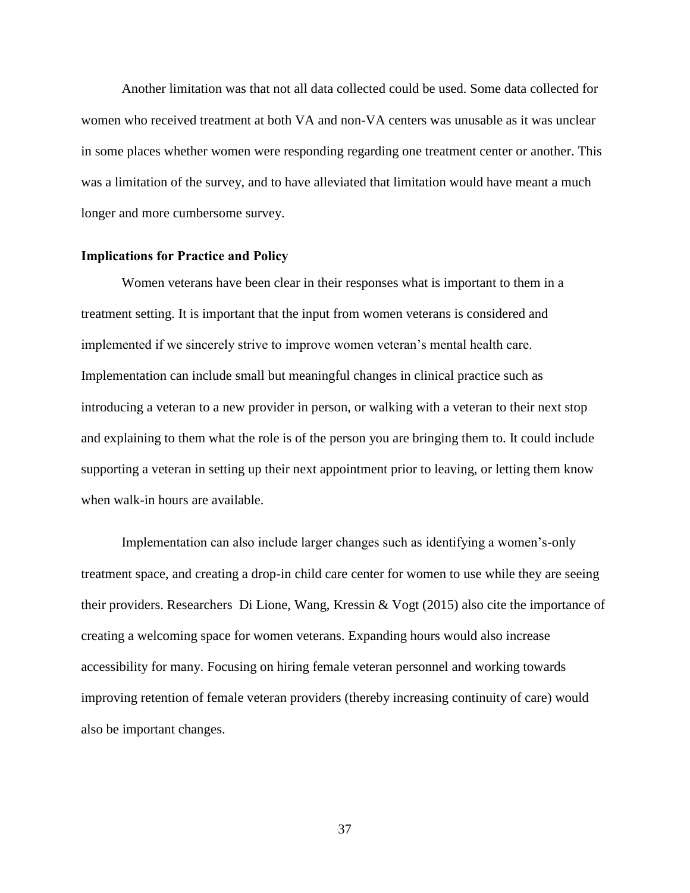Another limitation was that not all data collected could be used. Some data collected for women who received treatment at both VA and non-VA centers was unusable as it was unclear in some places whether women were responding regarding one treatment center or another. This was a limitation of the survey, and to have alleviated that limitation would have meant a much longer and more cumbersome survey.

**Implications for Practice and Policy**

Women veterans have been clear in their responses what is important to them in a treatment setting. It is important that the input from women veterans is considered and implemented if we sincerely strive to improve women veteran's mental health care. Implementation can include small but meaningful changes in clinical practice such as introducing a veteran to a new provider in person, or walking with a veteran to their next stop and explaining to them what the role is of the person you are bringing them to. It could include supporting a veteran in setting up their next appointment prior to leaving, or letting them know when walk-in hours are available.

Implementation can also include larger changes such as identifying a women's-only treatment space, and creating a drop-in child care center for women to use while they are seeing their providers. Researchers Di Lione, Wang, Kressin & Vogt (2015) also cite the importance of creating a welcoming space for women veterans. Expanding hours would also increase accessibility for many. Focusing on hiring female veteran personnel and working towards improving retention of female veteran providers (thereby increasing continuity of care) would also be important changes.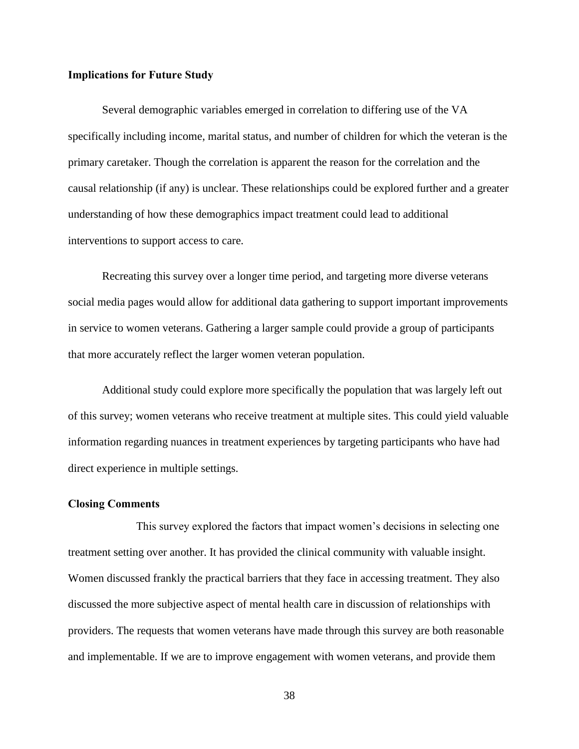**Implications for Future Study**

Several demographic variables emerged in correlation to differing use of the VA specifically including income, marital status, and number of children for which the veteran is the primary caretaker. Though the correlation is apparent the reason for the correlation and the causal relationship (if any) is unclear. These relationships could be explored further and a greater understanding of how these demographics impact treatment could lead to additional interventions to support access to care.

Recreating this survey over a longer time period, and targeting more diverse veterans social media pages would allow for additional data gathering to support important improvements in service to women veterans. Gathering a larger sample could provide a group of participants that more accurately reflect the larger women veteran population.

Additional study could explore more specifically the population that was largely left out of this survey; women veterans who receive treatment at multiple sites. This could yield valuable information regarding nuances in treatment experiences by targeting participants who have had direct experience in multiple settings.

**Closing Comments**

This survey explored the factors that impact women's decisions in selecting one treatment setting over another. It has provided the clinical community with valuable insight. Women discussed frankly the practical barriers that they face in accessing treatment. They also discussed the more subjective aspect of mental health care in discussion of relationships with providers. The requests that women veterans have made through this survey are both reasonable and implementable. If we are to improve engagement with women veterans, and provide them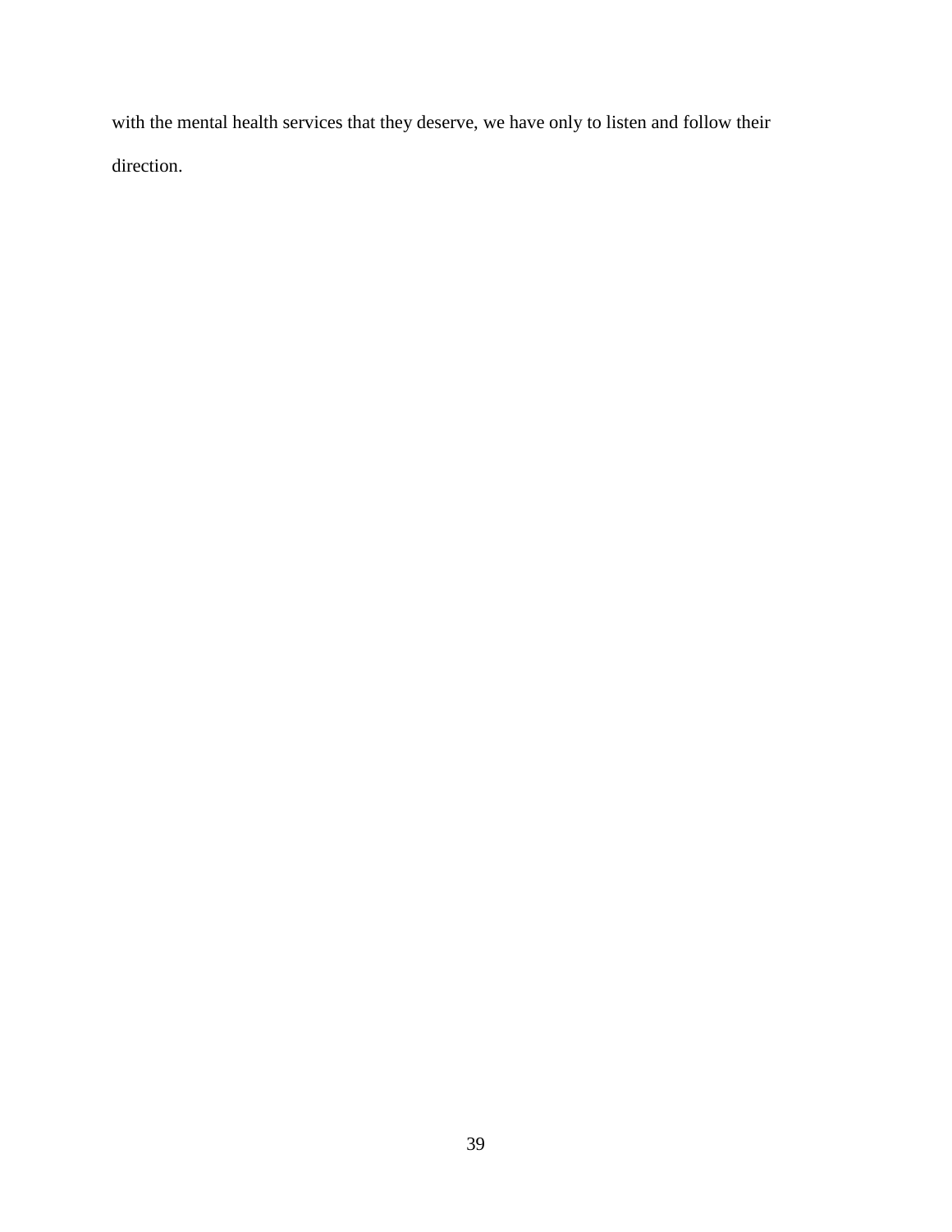with the mental health services that they deserve, we have only to listen and follow their direction.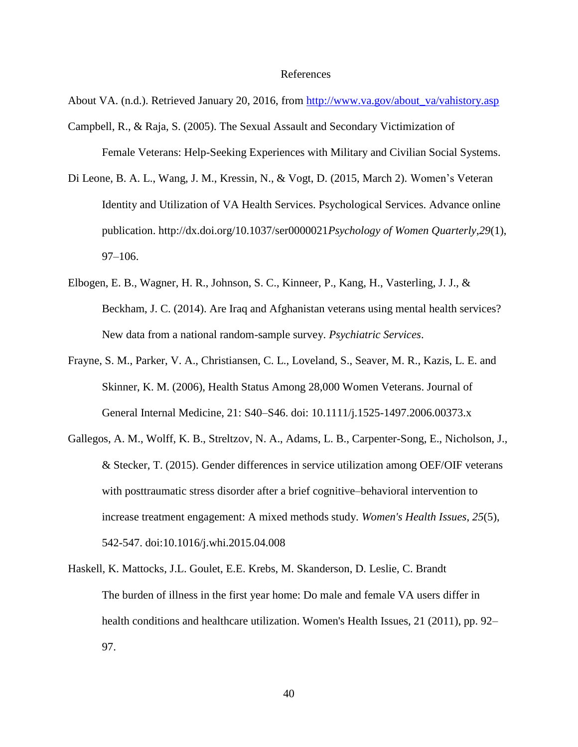# References

About VA. (n.d.). Retrieved January 20, 2016, from [http://www.va.gov/about_va/vahistory.asp](http://www.va.gov/about_va/vahistory.asp)

Campbell, R., & Raja, S. (2005). The Sexual Assault and Secondary Victimization of Female Veterans: Help-Seeking Experiences with Military and Civilian Social Systems.

Di Leone, B. A. L., Wang, J. M., Kressin, N., & Vogt, D. (2015, March 2). Women's Veteran Identity and Utilization of VA Health Services. Psychological Services. Advance online publication. http://dx.doi.org/10.1037/ser0000021*Psychology of Women Quarterly*,*29*(1), 97–106.

Elbogen, E. B., Wagner, H. R., Johnson, S. C., Kinneer, P., Kang, H., Vasterling, J. J., & Beckham, J. C. (2014). Are Iraq and Afghanistan veterans using mental health services? New data from a national random-sample survey. *Psychiatric Services*.

Frayne, S. M., Parker, V. A., Christiansen, C. L., Loveland, S., Seaver, M. R., Kazis, L. E. and Skinner, K. M. (2006), Health Status Among 28,000 Women Veterans. Journal of General Internal Medicine, 21: S40–S46. doi: 10.1111/j.1525-1497.2006.00373.x

Gallegos, A. M., Wolff, K. B., Streltzov, N. A., Adams, L. B., Carpenter-Song, E., Nicholson, J., & Stecker, T. (2015). Gender differences in service utilization among OEF/OIF veterans with posttraumatic stress disorder after a brief cognitive–behavioral intervention to increase treatment engagement: A mixed methods study. *Women's Health Issues*, *25*(5), 542-547. doi:10.1016/j.whi.2015.04.008

Haskell, K. Mattocks, J.L. Goulet, E.E. Krebs, M. Skanderson, D. Leslie, C. Brandt The burden of illness in the first year home: Do male and female VA users differ in health conditions and healthcare utilization. Women's Health Issues, 21 (2011), pp. 92–97.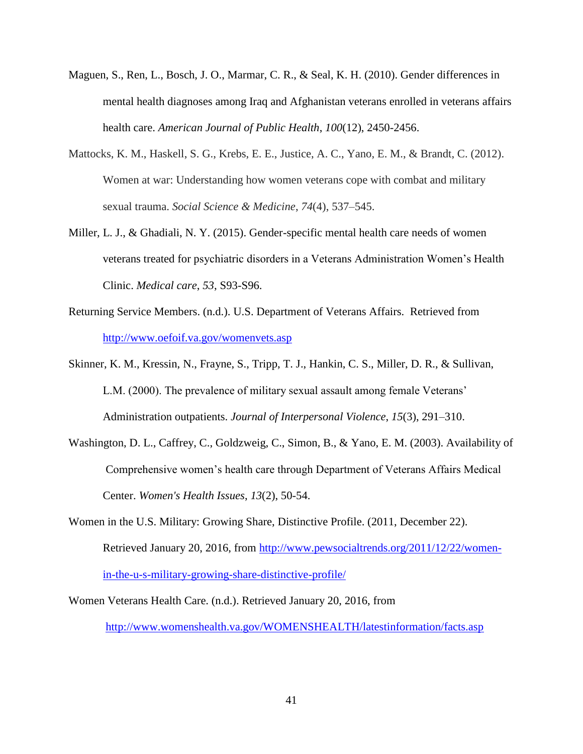Maguen, S., Ren, L., Bosch, J. O., Marmar, C. R., & Seal, K. H. (2010). Gender differences in mental health diagnoses among Iraq and Afghanistan veterans enrolled in veterans affairs health care. *American Journal of Public Health*, *100*(12), 2450-2456.

Mattocks, K. M., Haskell, S. G., Krebs, E. E., Justice, A. C., Yano, E. M., & Brandt, C. (2012). Women at war: Understanding how women veterans cope with combat and military sexual trauma. *Social Science & Medicine*, *74*(4), 537–545.

Miller, L. J., & Ghadiali, N. Y. (2015). Gender-specific mental health care needs of women veterans treated for psychiatric disorders in a Veterans Administration Women's Health Clinic. *Medical care*, *53*, S93-S96.

Returning Service Members. (n.d.). U.S. Department of Veterans Affairs. Retrieved from http://www.oefoif.va.gov/womenvets.asp

Skinner, K. M., Kressin, N., Frayne, S., Tripp, T. J., Hankin, C. S., Miller, D. R., & Sullivan, L.M. (2000). The prevalence of military sexual assault among female Veterans' Administration outpatients. *Journal of Interpersonal Violence*, *15*(3), 291–310.

Washington, D. L., Caffrey, C., Goldzweig, C., Simon, B., & Yano, E. M. (2003). Availability of Comprehensive women's health care through Department of Veterans Affairs Medical Center. *Women's Health Issues*, *13*(2), 50-54.

Women in the U.S. Military: Growing Share, Distinctive Profile. (2011, December 22). Retrieved January 20, 2016, from http://www.pewsocialtrends.org/2011/12/22/women-in-the-u-s-military-growing-share-distinctive-profile/

Women Veterans Health Care. (n.d.). Retrieved January 20, 2016, from http://www.womenshealth.va.gov/WOMENSHEALTH/latestinformation/facts.asp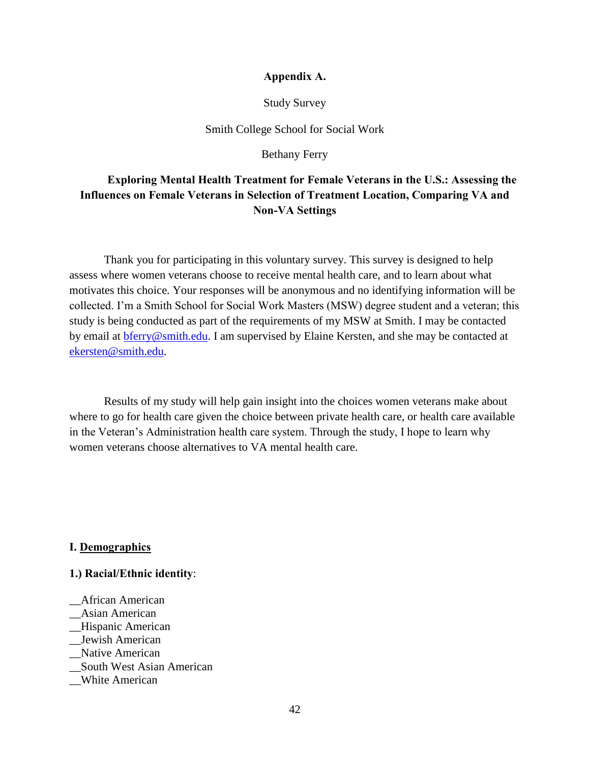# Appendix A.

Study Survey

Smith College School for Social Work

Bethany Ferry

## Exploring Mental Health Treatment for Female Veterans in the U.S.: Assessing the Influences on Female Veterans in Selection of Treatment Location, Comparing VA and Non-VA Settings

Thank you for participating in this voluntary survey. This survey is designed to help assess where women veterans choose to receive mental health care, and to learn about what motivates this choice. Your responses will be anonymous and no identifying information will be collected. I'm a Smith School for Social Work Masters (MSW) degree student and a veteran; this study is being conducted as part of the requirements of my MSW at Smith. I may be contacted by email at bferry@smith.edu. I am supervised by Elaine Kersten, and she may be contacted at ekersten@smith.edu.

Results of my study will help gain insight into the choices women veterans make about where to go for health care given the choice between private health care, or health care available in the Veteran's Administration health care system. Through the study, I hope to learn why women veterans choose alternatives to VA mental health care.

### I. Demographics

**1.) Racial/Ethnic identity**:

__African American
__Asian American
__Hispanic American
__Jewish American
__Native American
__South West Asian American
__White American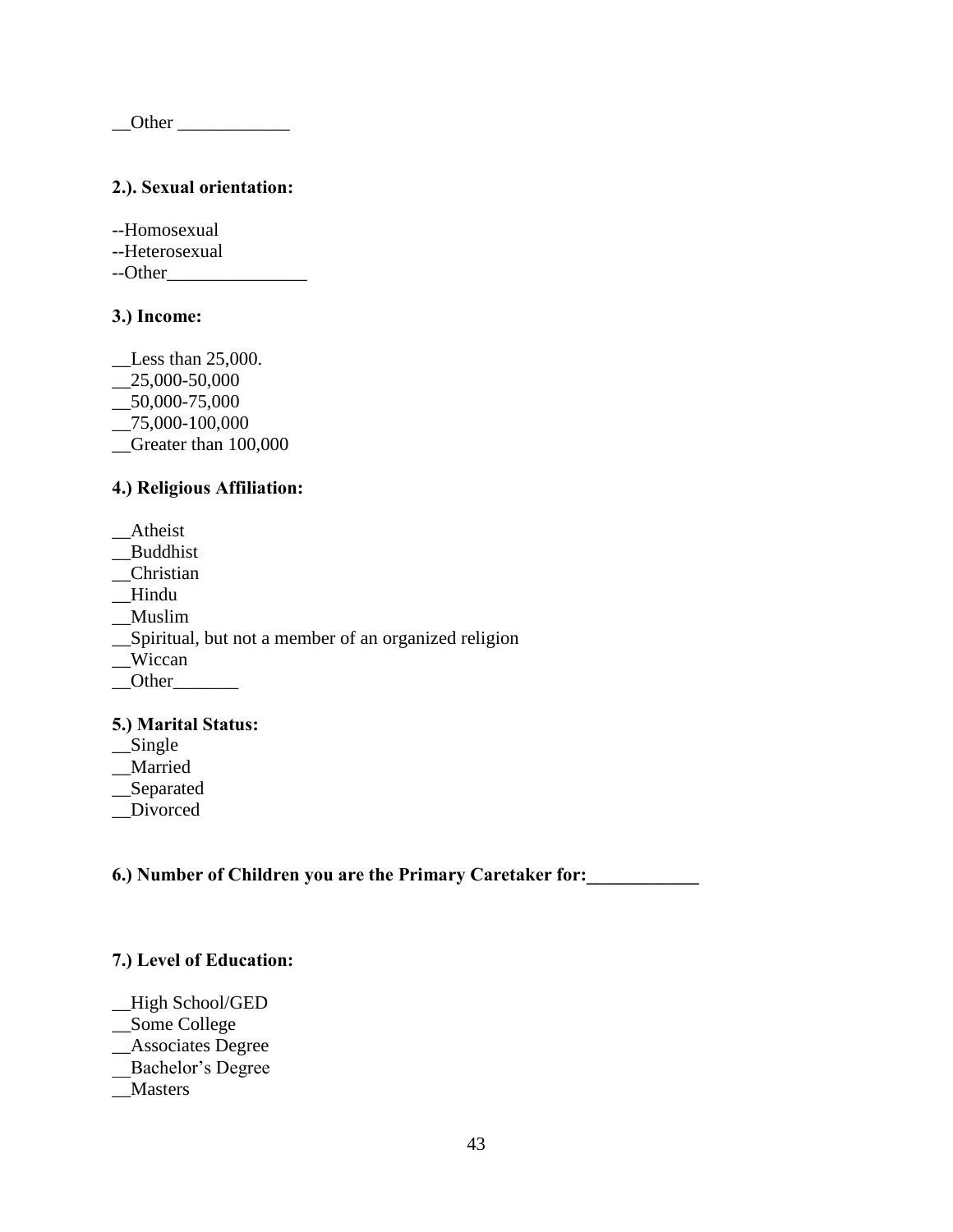__Other ____________

**2.). Sexual orientation:**

--Homosexual
--Heterosexual
--Other_______________

**3.) Income:**

__Less than 25,000.
__25,000-50,000
__50,000-75,000
__75,000-100,000
__Greater than 100,000

**4.) Religious Affiliation:**

__Atheist
__Buddhist
__Christian
__Hindu
__Muslim
__Spiritual, but not a member of an organized religion
__Wiccan
__Other_______

**5.) Marital Status:**
__Single
__Married
__Separated
__Divorced

**6.) Number of Children you are the Primary Caretaker for:____________**

**7.) Level of Education:**

__High School/GED
__Some College
__Associates Degree
__Bachelor's Degree
__Masters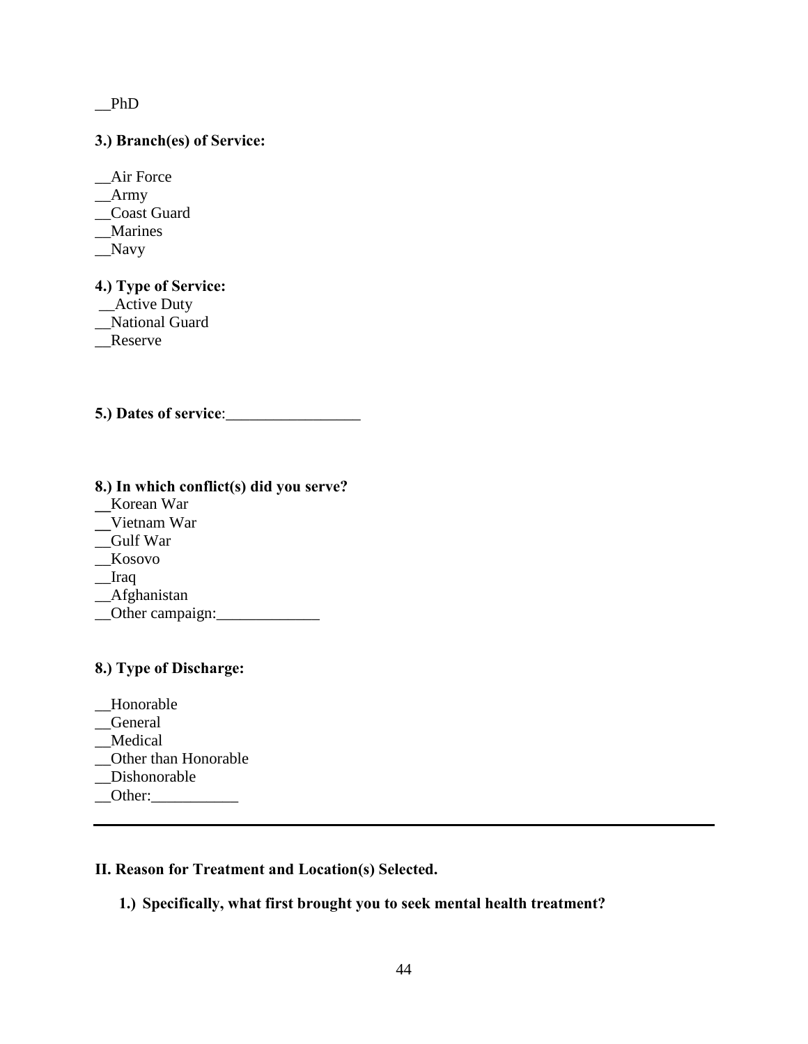__PhD

**3.) Branch(es) of Service:**

__Air Force
__Army
__Coast Guard
__Marines
__Navy

**4.) Type of Service:**
__Active Duty
__National Guard
__Reserve

**5.) Dates of service**:_________________

**8.) In which conflict(s) did you serve?**
__Korean War
__Vietnam War
__Gulf War
__Kosovo
__Iraq
__Afghanistan
__Other campaign:_____________

**8.) Type of Discharge:**

__Honorable
__General
__Medical
__Other than Honorable
__Dishonorable
__Other:___________

---

**II. Reason for Treatment and Location(s) Selected.**

1.) **Specifically, what first brought you to seek mental health treatment?**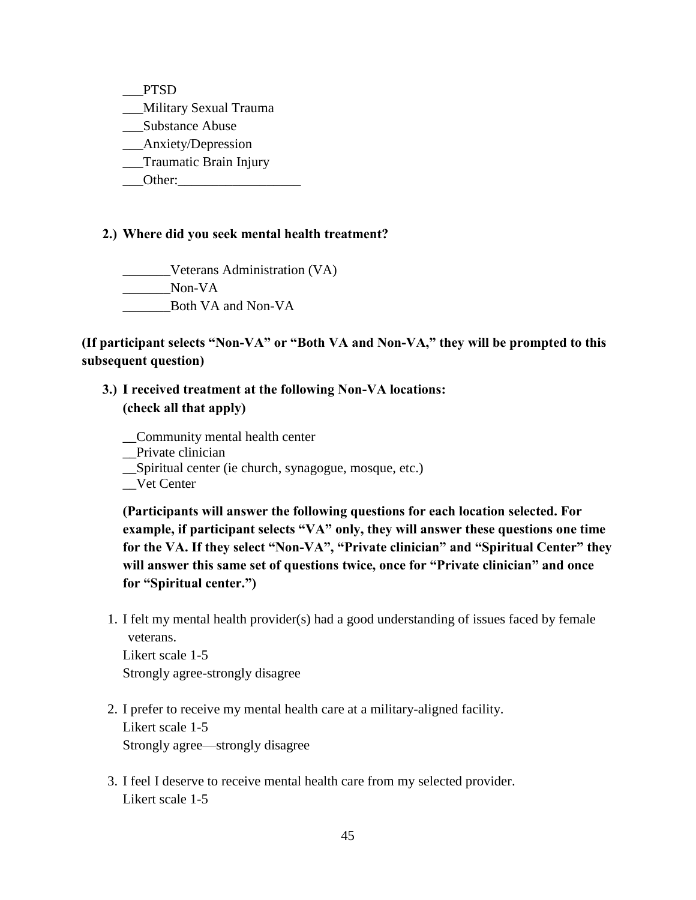___PTSD
___Military Sexual Trauma
___Substance Abuse
___Anxiety/Depression
___Traumatic Brain Injury
___Other:__________________

**2.) Where did you seek mental health treatment?**

_______Veterans Administration (VA)
_______Non-VA
_______Both VA and Non-VA

**(If participant selects "Non-VA" or "Both VA and Non-VA," they will be prompted to this subsequent question)**

**3.) I received treatment at the following Non-VA locations: (check all that apply)**

__Community mental health center
__Private clinician
__Spiritual center (ie church, synagogue, mosque, etc.)
__Vet Center

**(Participants will answer the following questions for each location selected. For example, if participant selects "VA" only, they will answer these questions one time for the VA. If they select "Non-VA", "Private clinician" and "Spiritual Center" they will answer this same set of questions twice, once for "Private clinician" and once for "Spiritual center.")**

1. I felt my mental health provider(s) had a good understanding of issues faced by female veterans.
   Likert scale 1-5
   Strongly agree-strongly disagree

2. I prefer to receive my mental health care at a military-aligned facility.
   Likert scale 1-5
   Strongly agree—strongly disagree

3. I feel I deserve to receive mental health care from my selected provider.
   Likert scale 1-5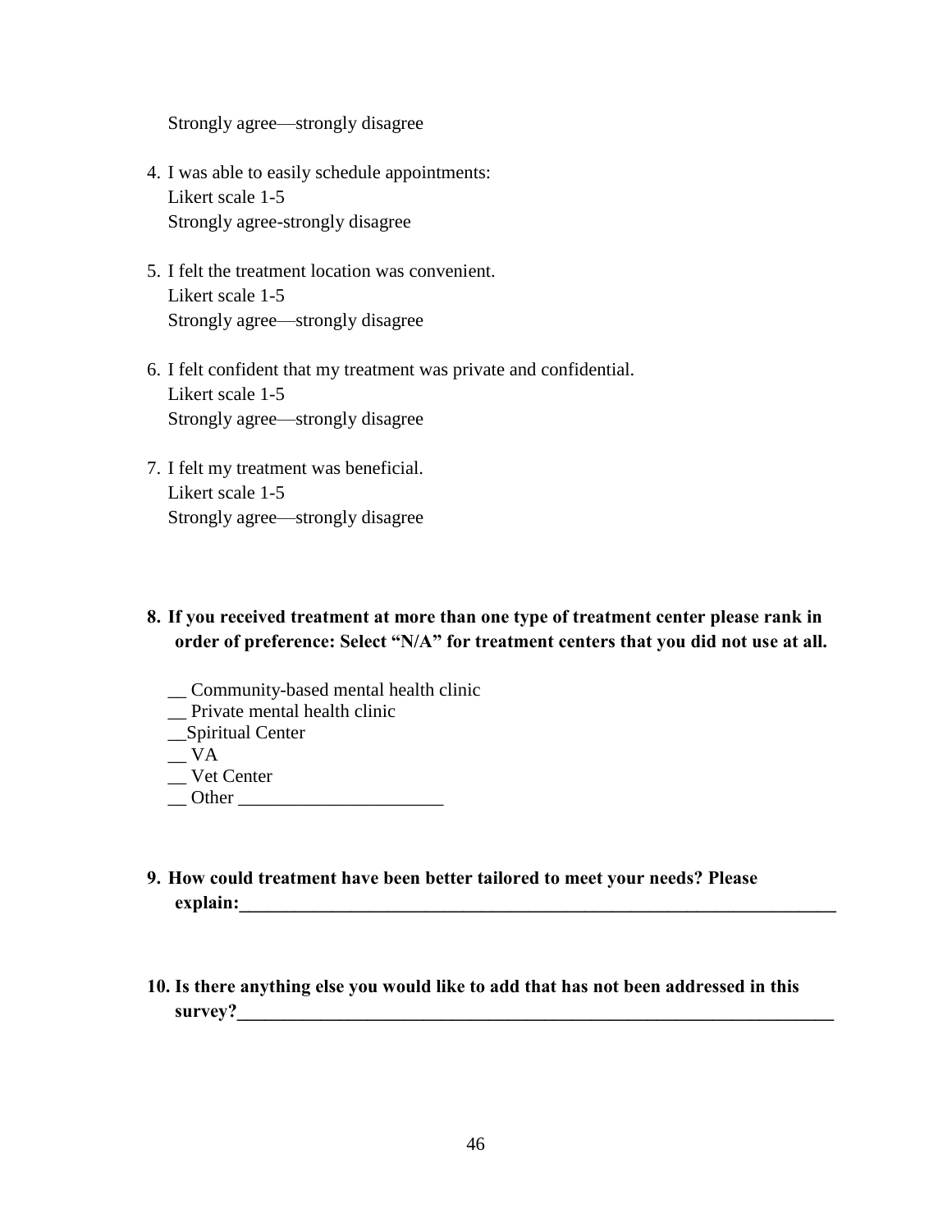Strongly agree—strongly disagree

4. I was able to easily schedule appointments:
   Likert scale 1-5
   Strongly agree-strongly disagree

5. I felt the treatment location was convenient.
   Likert scale 1-5
   Strongly agree—strongly disagree

6. I felt confident that my treatment was private and confidential.
   Likert scale 1-5
   Strongly agree—strongly disagree

7. I felt my treatment was beneficial.
   Likert scale 1-5
   Strongly agree—strongly disagree

**8. If you received treatment at more than one type of treatment center please rank in order of preference: Select "N/A" for treatment centers that you did not use at all.**

__ Community-based mental health clinic
__ Private mental health clinic
__Spiritual Center
__ VA
__ Vet Center
__ Other ______________________

**9. How could treatment have been better tailored to meet your needs? Please explain:____________________________________________________________________**

**10. Is there anything else you would like to add that has not been addressed in this survey?___________________________________________________________________**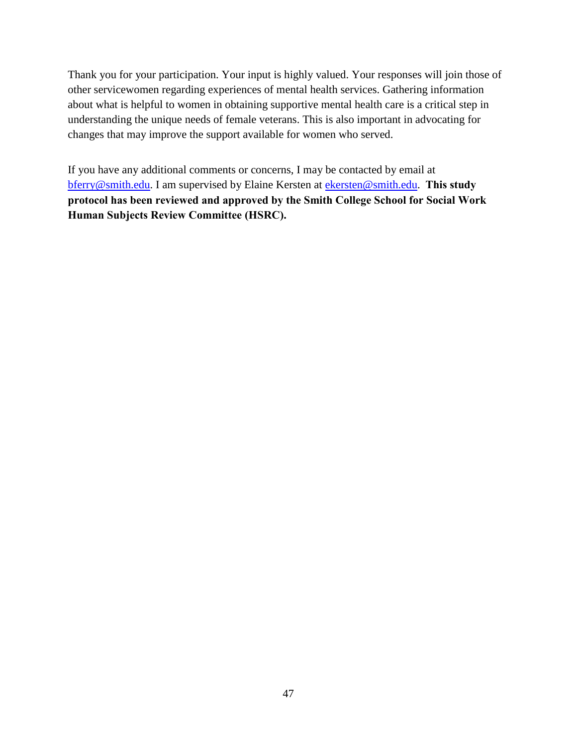Thank you for your participation. Your input is highly valued. Your responses will join those of other servicewomen regarding experiences of mental health services. Gathering information about what is helpful to women in obtaining supportive mental health care is a critical step in understanding the unique needs of female veterans. This is also important in advocating for changes that may improve the support available for women who served.

If you have any additional comments or concerns, I may be contacted by email at bferry@smith.edu. I am supervised by Elaine Kersten at ekersten@smith.edu. **This study protocol has been reviewed and approved by the Smith College School for Social Work Human Subjects Review Committee (HSRC).**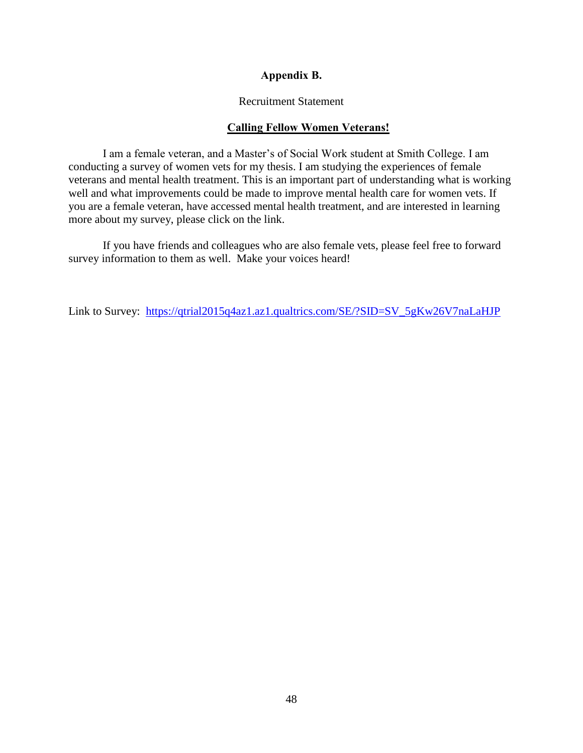# Appendix B.

Recruitment Statement

## **Calling Fellow Women Veterans!**

I am a female veteran, and a Master's of Social Work student at Smith College. I am conducting a survey of women vets for my thesis. I am studying the experiences of female veterans and mental health treatment. This is an important part of understanding what is working well and what improvements could be made to improve mental health care for women vets. If you are a female veteran, have accessed mental health treatment, and are interested in learning more about my survey, please click on the link.

If you have friends and colleagues who are also female vets, please feel free to forward survey information to them as well. Make your voices heard!

Link to Survey: https://qtrial2015q4az1.az1.qualtrics.com/SE/?SID=SV_5gKw26V7naLaHJP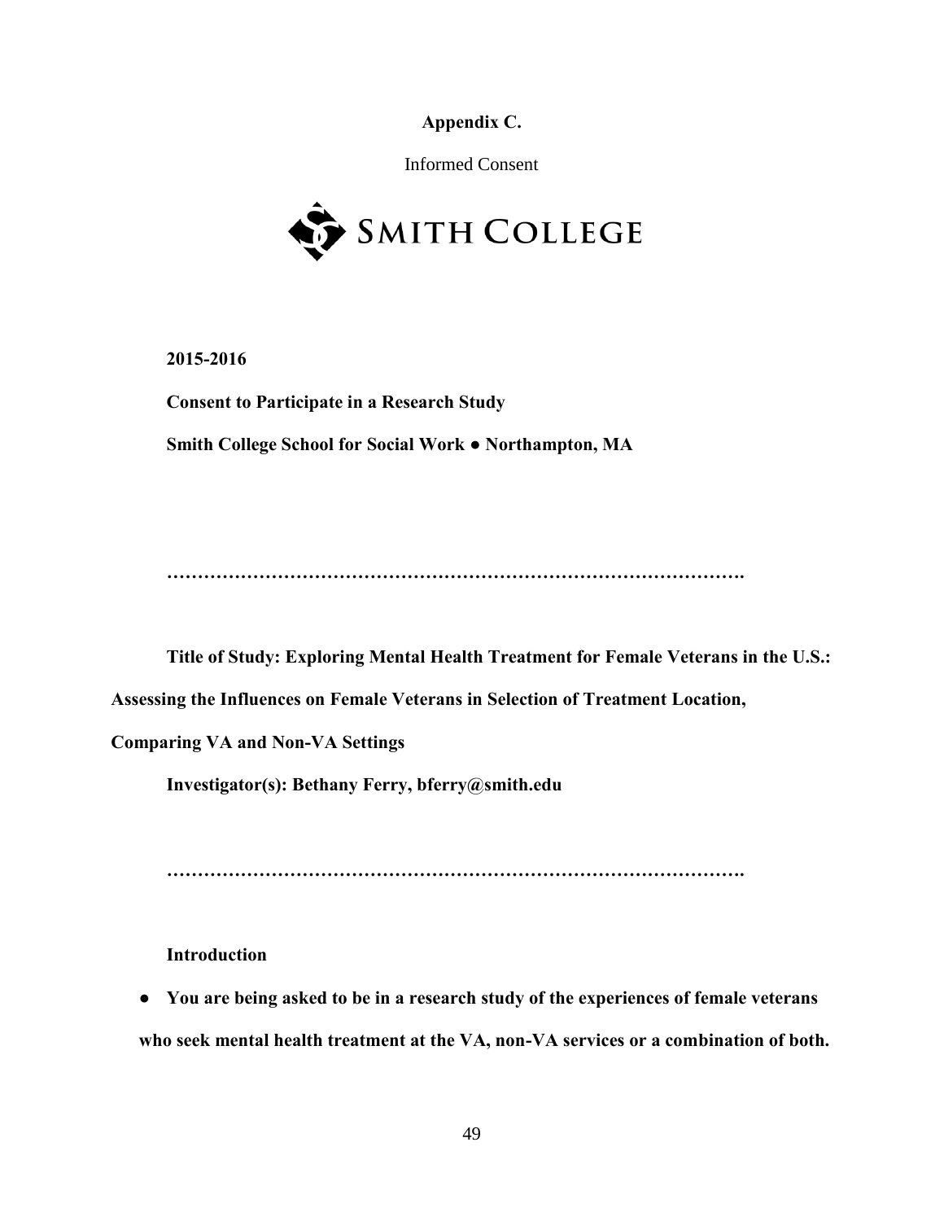**Appendix C.**

Informed Consent

SMITH COLLEGE

**2015-2016**

**Consent to Participate in a Research Study**

**Smith College School for Social Work ● Northampton, MA**

**……………………………………………………………………………………….**

**Title of Study: Exploring Mental Health Treatment for Female Veterans in the U.S.: Assessing the Influences on Female Veterans in Selection of Treatment Location, Comparing VA and Non-VA Settings**

**Investigator(s): Bethany Ferry, bferry@smith.edu**

**……………………………………………………………………………………….**

**Introduction**

- **You are being asked to be in a research study of the experiences of female veterans who seek mental health treatment at the VA, non-VA services or a combination of both.**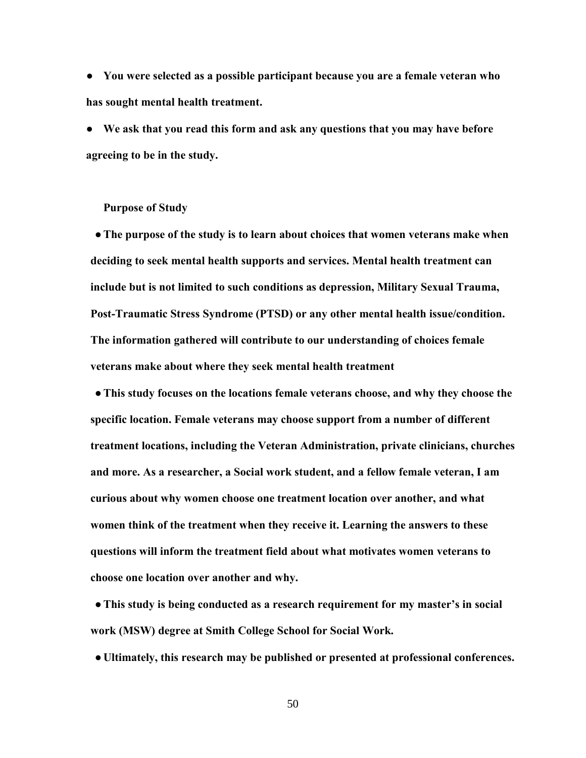- **You were selected as a possible participant because you are a female veteran who has sought mental health treatment.**
- **We ask that you read this form and ask any questions that you may have before agreeing to be in the study.**

**Purpose of Study**

- **The purpose of the study is to learn about choices that women veterans make when deciding to seek mental health supports and services. Mental health treatment can include but is not limited to such conditions as depression, Military Sexual Trauma, Post-Traumatic Stress Syndrome (PTSD) or any other mental health issue/condition. The information gathered will contribute to our understanding of choices female veterans make about where they seek mental health treatment**
- **This study focuses on the locations female veterans choose, and why they choose the specific location. Female veterans may choose support from a number of different treatment locations, including the Veteran Administration, private clinicians, churches and more. As a researcher, a Social work student, and a fellow female veteran, I am curious about why women choose one treatment location over another, and what women think of the treatment when they receive it. Learning the answers to these questions will inform the treatment field about what motivates women veterans to choose one location over another and why.**
- **This study is being conducted as a research requirement for my master's in social work (MSW) degree at Smith College School for Social Work.**
- **Ultimately, this research may be published or presented at professional conferences.**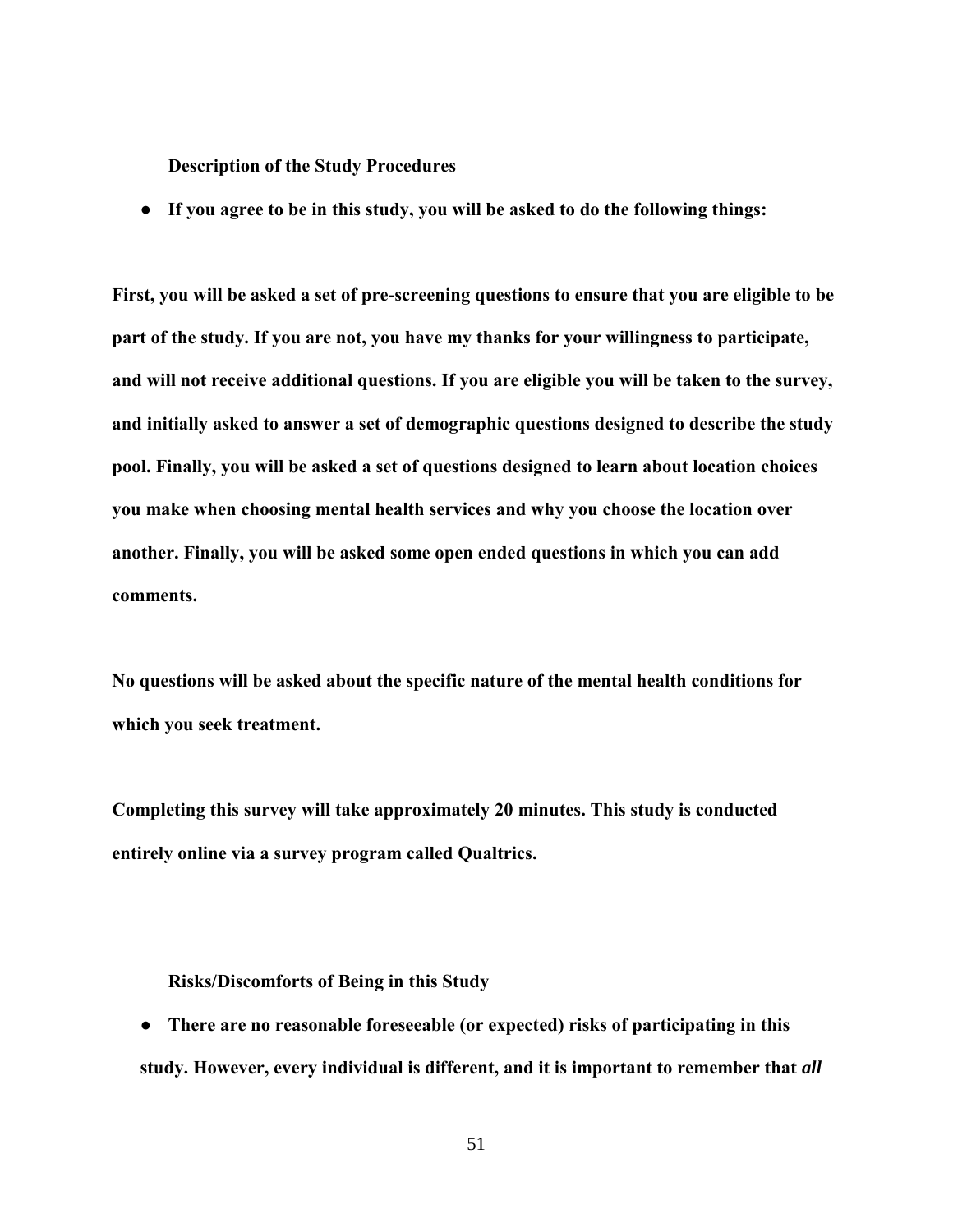**Description of the Study Procedures**

- **If you agree to be in this study, you will be asked to do the following things:**

**First, you will be asked a set of pre-screening questions to ensure that you are eligible to be part of the study. If you are not, you have my thanks for your willingness to participate, and will not receive additional questions. If you are eligible you will be taken to the survey, and initially asked to answer a set of demographic questions designed to describe the study pool. Finally, you will be asked a set of questions designed to learn about location choices you make when choosing mental health services and why you choose the location over another. Finally, you will be asked some open ended questions in which you can add comments.**

**No questions will be asked about the specific nature of the mental health conditions for which you seek treatment.**

**Completing this survey will take approximately 20 minutes. This study is conducted entirely online via a survey program called Qualtrics.**

**Risks/Discomforts of Being in this Study**

- **There are no reasonable foreseeable (or expected) risks of participating in this study. However, every individual is different, and it is important to remember that *all***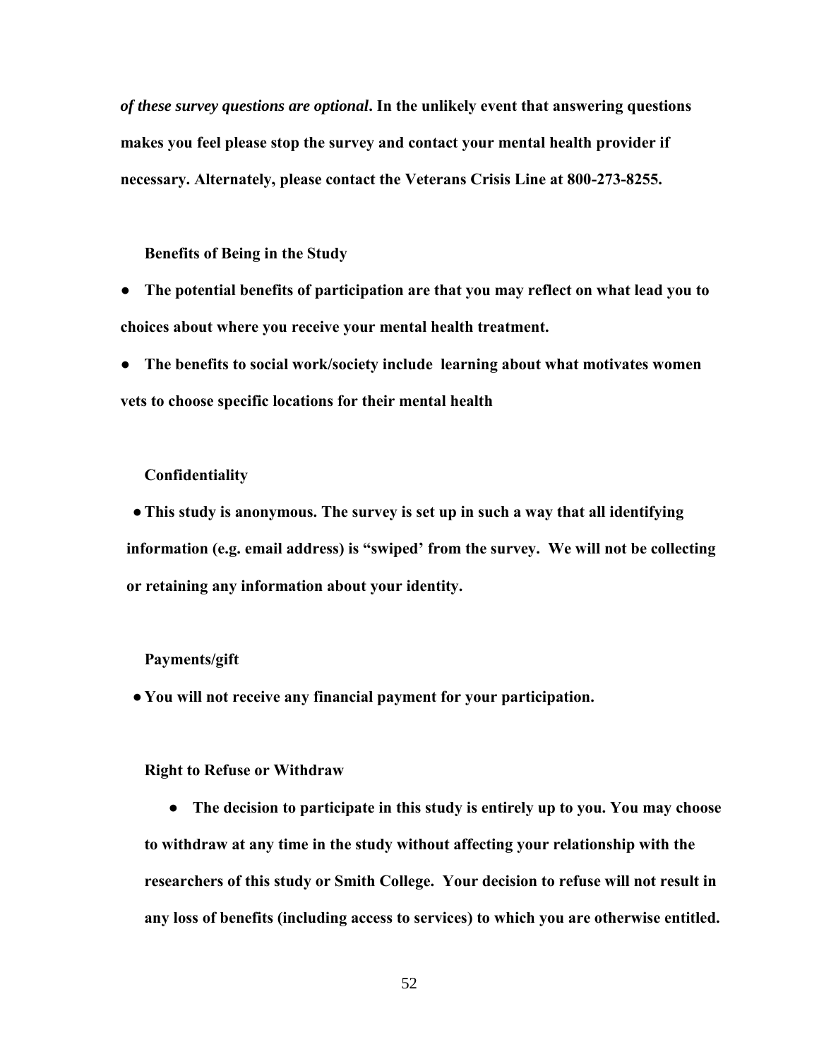***of these survey questions are optional*. In the unlikely event that answering questions makes you feel please stop the survey and contact your mental health provider if necessary. Alternately, please contact the Veterans Crisis Line at 800-273-8255.**

**Benefits of Being in the Study**

- **The potential benefits of participation are that you may reflect on what lead you to choices about where you receive your mental health treatment.**
- **The benefits to social work/society include learning about what motivates women vets to choose specific locations for their mental health**

**Confidentiality**

- **This study is anonymous. The survey is set up in such a way that all identifying information (e.g. email address) is "swiped' from the survey. We will not be collecting or retaining any information about your identity.**

**Payments/gift**

- **You will not receive any financial payment for your participation.**

**Right to Refuse or Withdraw**

- **The decision to participate in this study is entirely up to you. You may choose to withdraw at any time in the study without affecting your relationship with the researchers of this study or Smith College. Your decision to refuse will not result in any loss of benefits (including access to services) to which you are otherwise entitled.**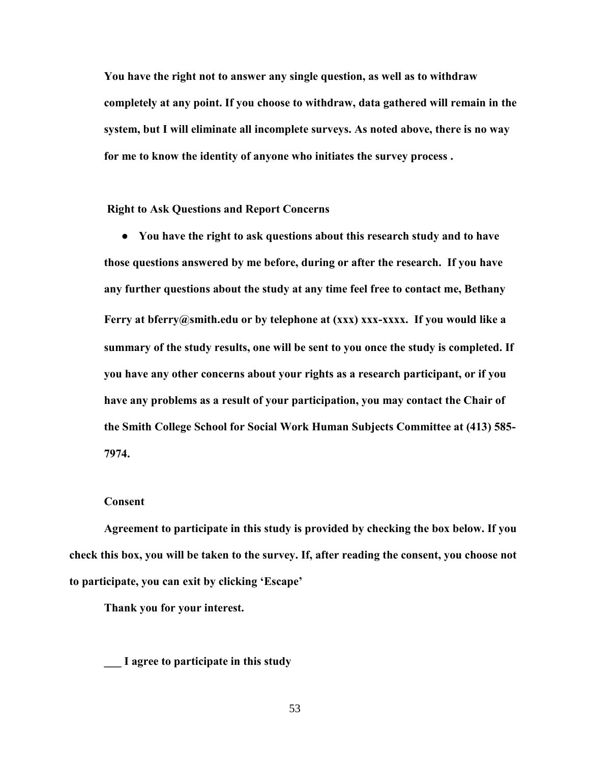**You have the right not to answer any single question, as well as to withdraw completely at any point. If you choose to withdraw, data gathered will remain in the system, but I will eliminate all incomplete surveys. As noted above, there is no way for me to know the identity of anyone who initiates the survey process .**

**Right to Ask Questions and Report Concerns**

- **You have the right to ask questions about this research study and to have those questions answered by me before, during or after the research. If you have any further questions about the study at any time feel free to contact me, Bethany Ferry at bferry@smith.edu or by telephone at (xxx) xxx-xxxx. If you would like a summary of the study results, one will be sent to you once the study is completed. If you have any other concerns about your rights as a research participant, or if you have any problems as a result of your participation, you may contact the Chair of the Smith College School for Social Work Human Subjects Committee at (413) 585-7974.**

**Consent**

**Agreement to participate in this study is provided by checking the box below. If you check this box, you will be taken to the survey. If, after reading the consent, you choose not to participate, you can exit by clicking 'Escape'**

**Thank you for your interest.**

**___ I agree to participate in this study**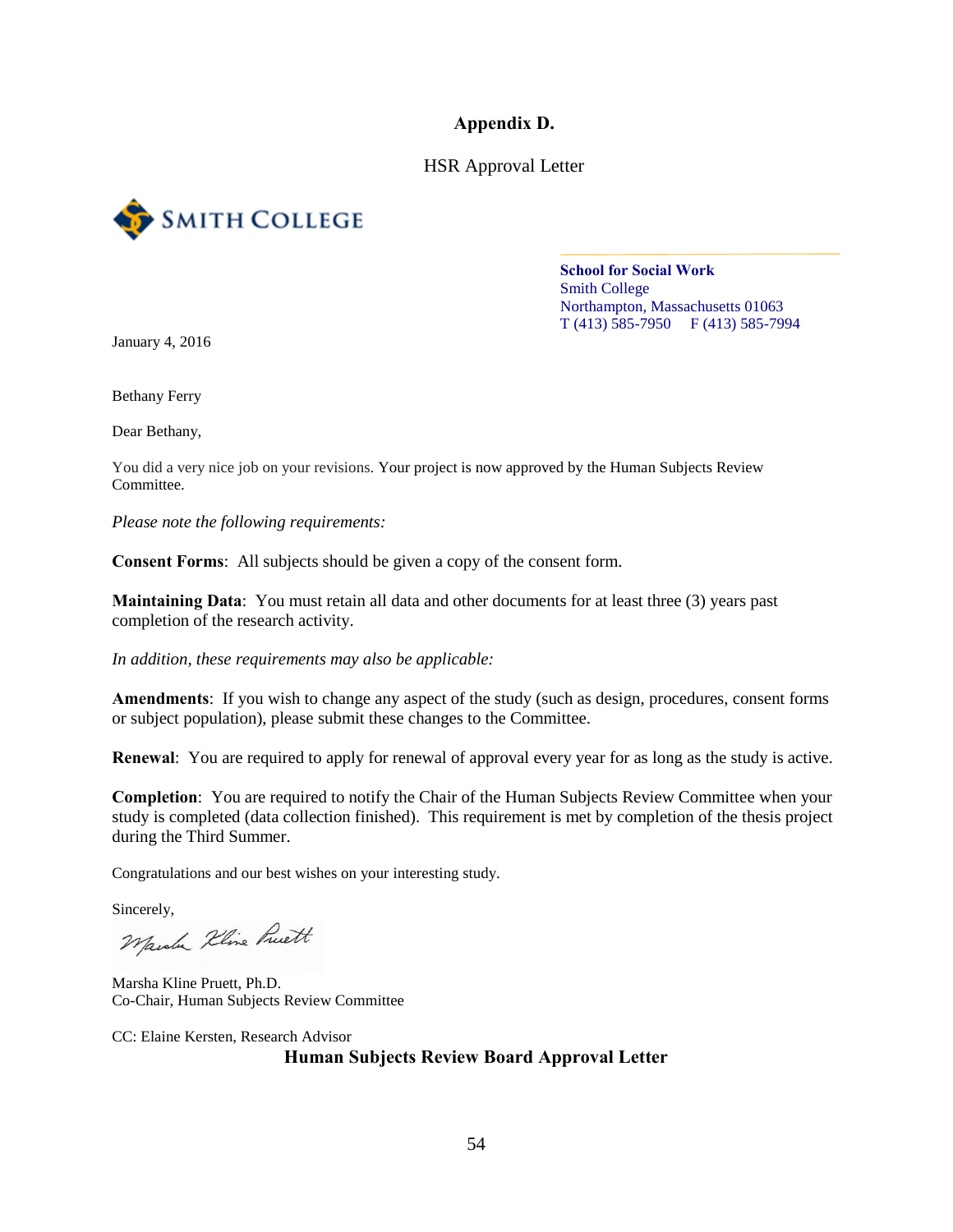# Appendix D.

HSR Approval Letter

SMITH COLLEGE

**School for Social Work**
Smith College
Northampton, Massachusetts 01063
T (413) 585-7950 F (413) 585-7994

January 4, 2016

Bethany Ferry

Dear Bethany,

You did a very nice job on your revisions. Your project is now approved by the Human Subjects Review Committee.

*Please note the following requirements:*

**Consent Forms**: All subjects should be given a copy of the consent form.

**Maintaining Data**: You must retain all data and other documents for at least three (3) years past completion of the research activity.

*In addition, these requirements may also be applicable:*

**Amendments**: If you wish to change any aspect of the study (such as design, procedures, consent forms or subject population), please submit these changes to the Committee.

**Renewal**: You are required to apply for renewal of approval every year for as long as the study is active.

**Completion**: You are required to notify the Chair of the Human Subjects Review Committee when your study is completed (data collection finished). This requirement is met by completion of the thesis project during the Third Summer.

Congratulations and our best wishes on your interesting study.

Sincerely,

Marsha Kline Pruett, Ph.D.
Co-Chair, Human Subjects Review Committee

CC: Elaine Kersten, Research Advisor

**Human Subjects Review Board Approval Letter**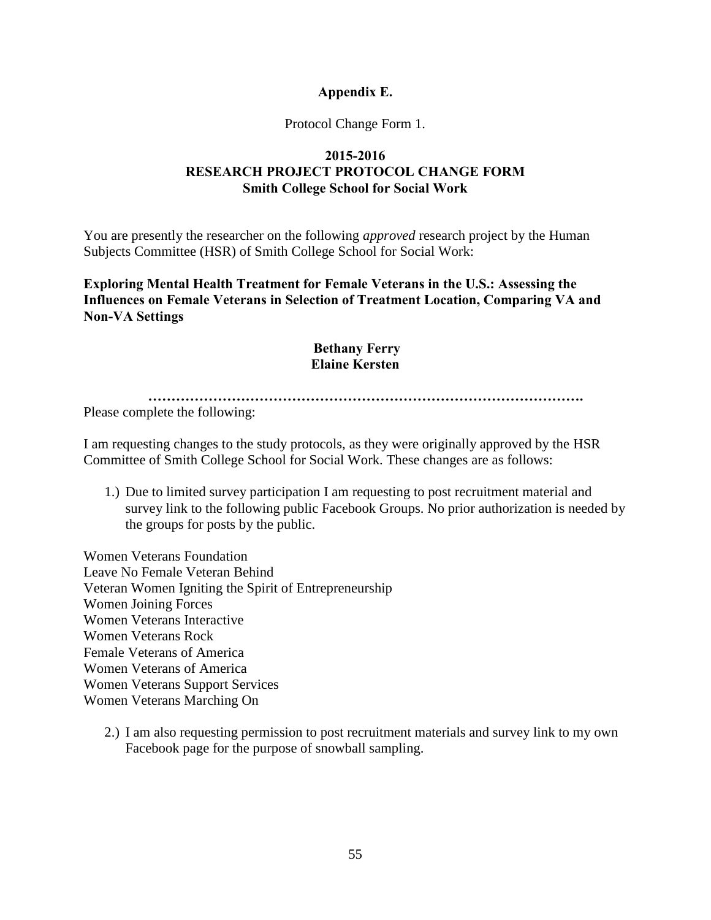**Appendix E.**

Protocol Change Form 1.

**2015-2016**
**RESEARCH PROJECT PROTOCOL CHANGE FORM**
**Smith College School for Social Work**

You are presently the researcher on the following *approved* research project by the Human Subjects Committee (HSR) of Smith College School for Social Work:

**Exploring Mental Health Treatment for Female Veterans in the U.S.: Assessing the Influences on Female Veterans in Selection of Treatment Location, Comparing VA and Non-VA Settings**

**Bethany Ferry**
**Elaine Kersten**

**……………………………………………………………………………….**

Please complete the following:

I am requesting changes to the study protocols, as they were originally approved by the HSR Committee of Smith College School for Social Work. These changes are as follows:

1.) Due to limited survey participation I am requesting to post recruitment material and survey link to the following public Facebook Groups. No prior authorization is needed by the groups for posts by the public.

Women Veterans Foundation
Leave No Female Veteran Behind
Veteran Women Igniting the Spirit of Entrepreneurship
Women Joining Forces
Women Veterans Interactive
Women Veterans Rock
Female Veterans of America
Women Veterans of America
Women Veterans Support Services
Women Veterans Marching On

2.) I am also requesting permission to post recruitment materials and survey link to my own Facebook page for the purpose of snowball sampling.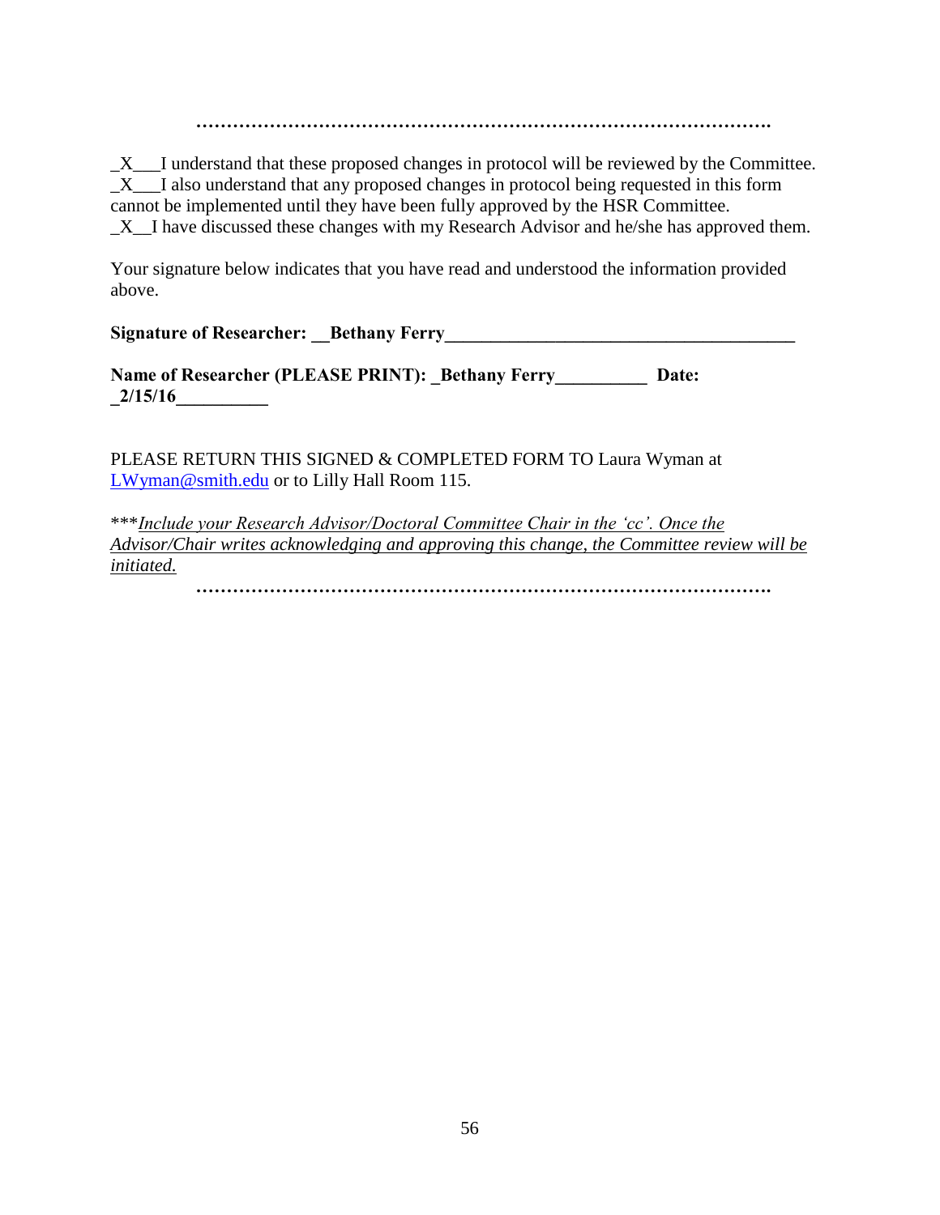…………………………………………………………………………………….

_X___I understand that these proposed changes in protocol will be reviewed by the Committee.
_X___I also understand that any proposed changes in protocol being requested in this form cannot be implemented until they have been fully approved by the HSR Committee.
_X__I have discussed these changes with my Research Advisor and he/she has approved them.

Your signature below indicates that you have read and understood the information provided above.

**Signature of Researcher: __Bethany Ferry________________________________________**

**Name of Researcher (PLEASE PRINT): _Bethany Ferry__________ Date: _2/15/16__________**

PLEASE RETURN THIS SIGNED & COMPLETED FORM TO Laura Wyman at LWyman@smith.edu or to Lilly Hall Room 115.

***_Include your Research Advisor/Doctoral Committee Chair in the 'cc'. Once the Advisor/Chair writes acknowledging and approving this change, the Committee review will be initiated._

…………………………………………………………………………………….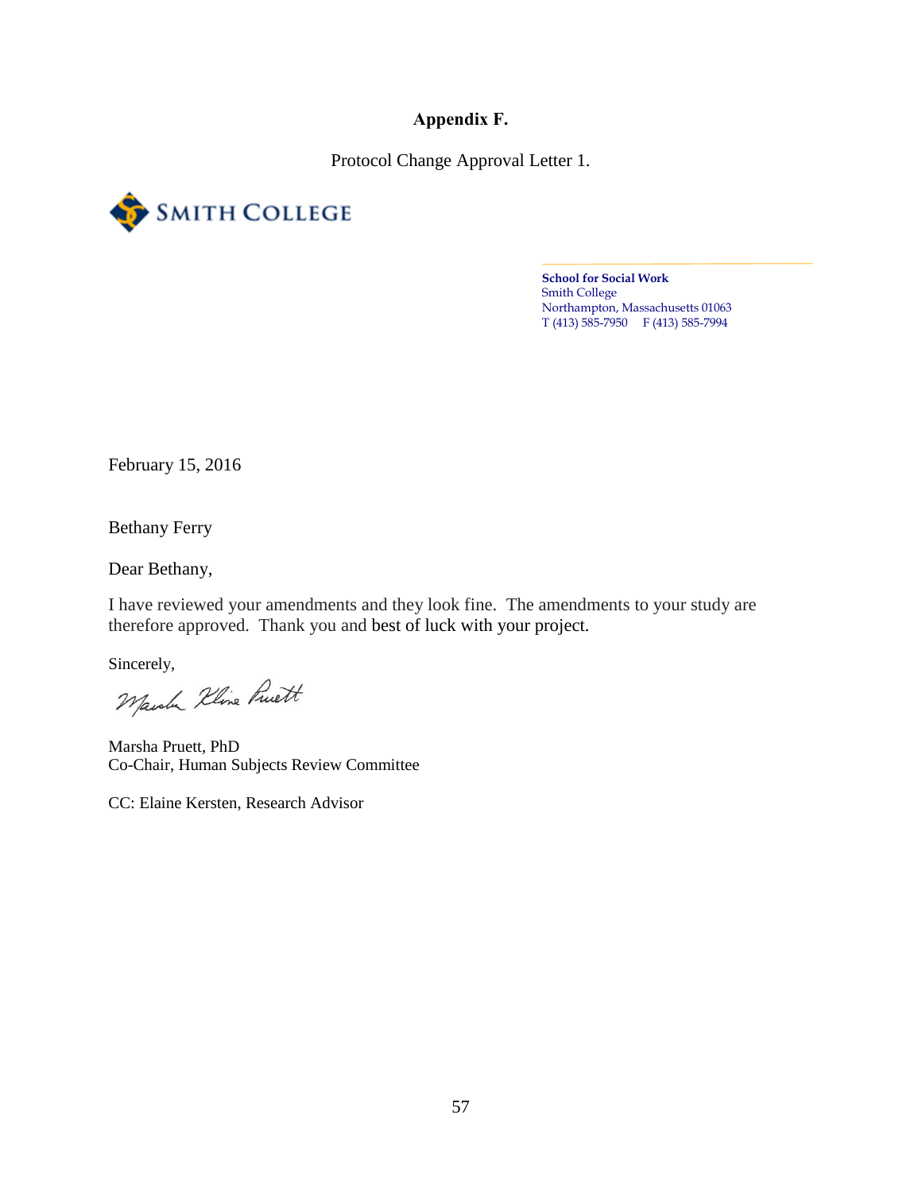**Appendix F.**

Protocol Change Approval Letter 1.

SMITH COLLEGE

**School for Social Work**
Smith College
Northampton, Massachusetts 01063
T (413) 585-7950 F (413) 585-7994

February 15, 2016

Bethany Ferry

Dear Bethany,

I have reviewed your amendments and they look fine. The amendments to your study are therefore approved. Thank you and best of luck with your project.

Sincerely,

Marsha Kline Pruett

Marsha Pruett, PhD
Co-Chair, Human Subjects Review Committee

CC: Elaine Kersten, Research Advisor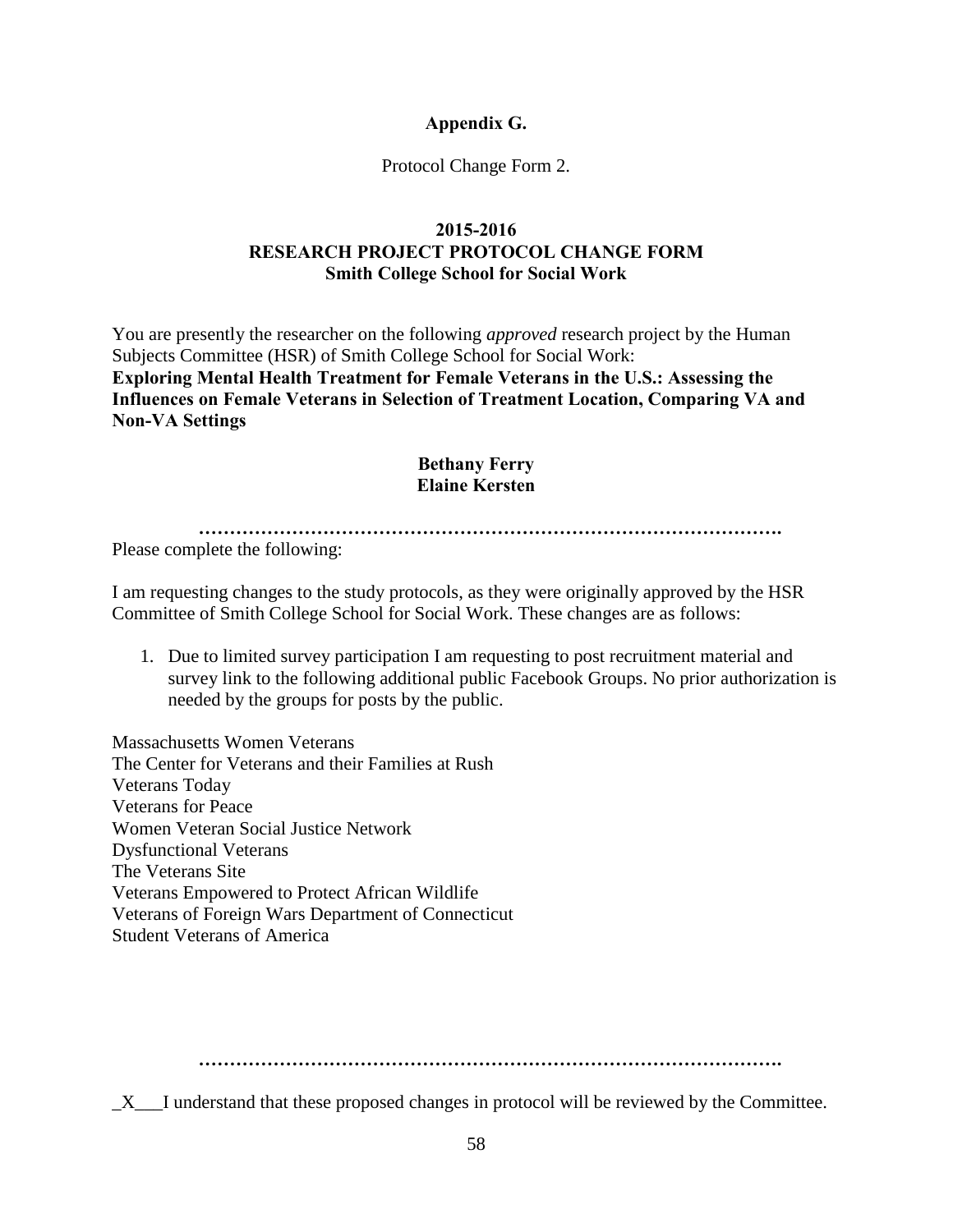**Appendix G.**

Protocol Change Form 2.

**2015-2016**
**RESEARCH PROJECT PROTOCOL CHANGE FORM**
**Smith College School for Social Work**

You are presently the researcher on the following *approved* research project by the Human Subjects Committee (HSR) of Smith College School for Social Work:
**Exploring Mental Health Treatment for Female Veterans in the U.S.: Assessing the Influences on Female Veterans in Selection of Treatment Location, Comparing VA and Non-VA Settings**

**Bethany Ferry**
**Elaine Kersten**

**…………………………………………………………………………………….**

Please complete the following:

I am requesting changes to the study protocols, as they were originally approved by the HSR Committee of Smith College School for Social Work. These changes are as follows:

1. Due to limited survey participation I am requesting to post recruitment material and survey link to the following additional public Facebook Groups. No prior authorization is needed by the groups for posts by the public.

Massachusetts Women Veterans
The Center for Veterans and their Families at Rush
Veterans Today
Veterans for Peace
Women Veteran Social Justice Network
Dysfunctional Veterans
The Veterans Site
Veterans Empowered to Protect African Wildlife
Veterans of Foreign Wars Department of Connecticut
Student Veterans of America

**…………………………………………………………………………………….**

_X___I understand that these proposed changes in protocol will be reviewed by the Committee.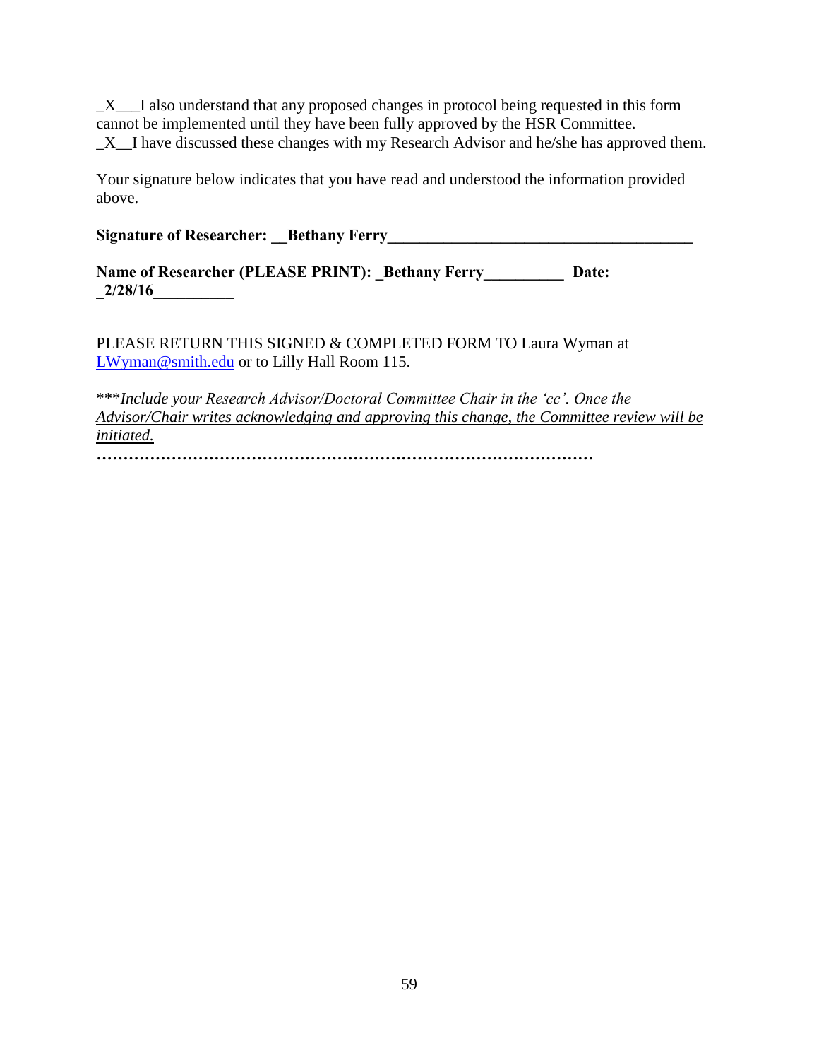_X___I also understand that any proposed changes in protocol being requested in this form cannot be implemented until they have been fully approved by the HSR Committee.
_X__I have discussed these changes with my Research Advisor and he/she has approved them.

Your signature below indicates that you have read and understood the information provided above.

**Signature of Researcher: __Bethany Ferry_______________________________________**

**Name of Researcher (PLEASE PRINT): _Bethany Ferry__________ Date: _2/28/16__________**

PLEASE RETURN THIS SIGNED & COMPLETED FORM TO Laura Wyman at LWyman@smith.edu or to Lilly Hall Room 115.

***<u>*Include your Research Advisor/Doctoral Committee Chair in the 'cc'. Once the Advisor/Chair writes acknowledging and approving this change, the Committee review will be initiated.*</u>

**………………………………………………………………………………………**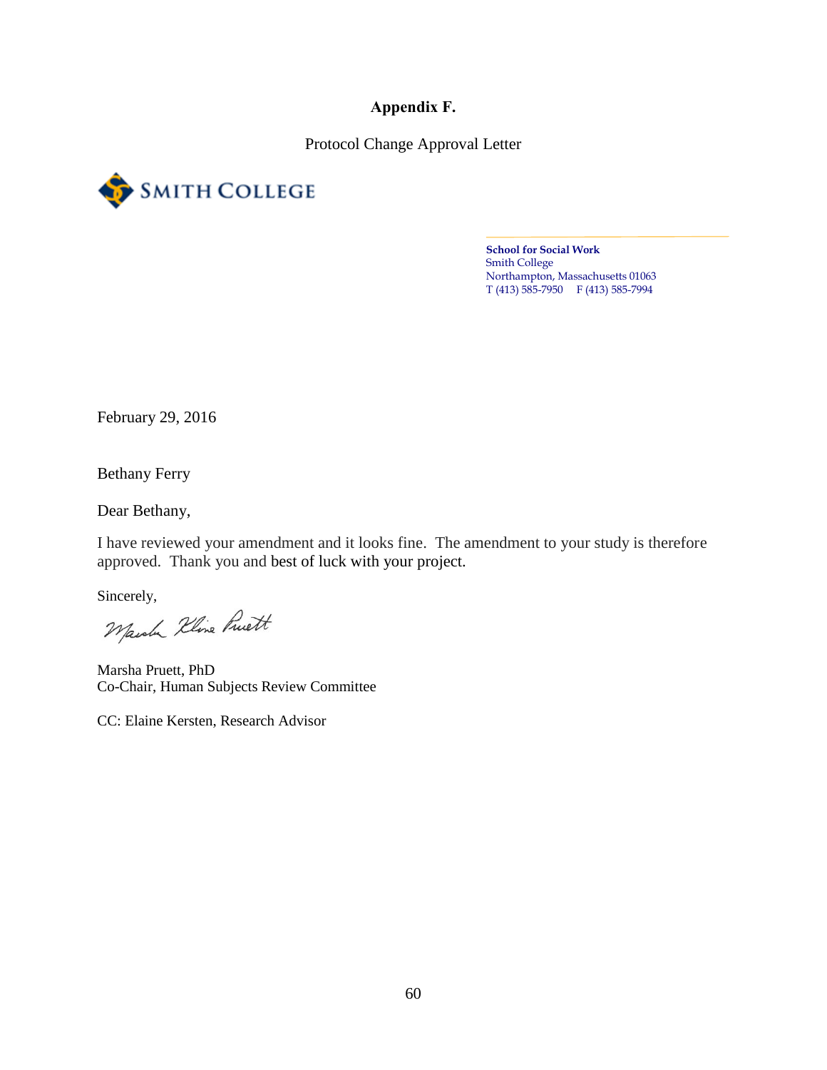**Appendix F.**

Protocol Change Approval Letter

SMITH COLLEGE

**School for Social Work**
Smith College
Northampton, Massachusetts 01063
T (413) 585-7950 F (413) 585-7994

February 29, 2016

Bethany Ferry

Dear Bethany,

I have reviewed your amendment and it looks fine. The amendment to your study is therefore approved. Thank you and best of luck with your project.

Sincerely,

Marsha Kline Pruett

Marsha Pruett, PhD
Co-Chair, Human Subjects Review Committee

CC: Elaine Kersten, Research Advisor